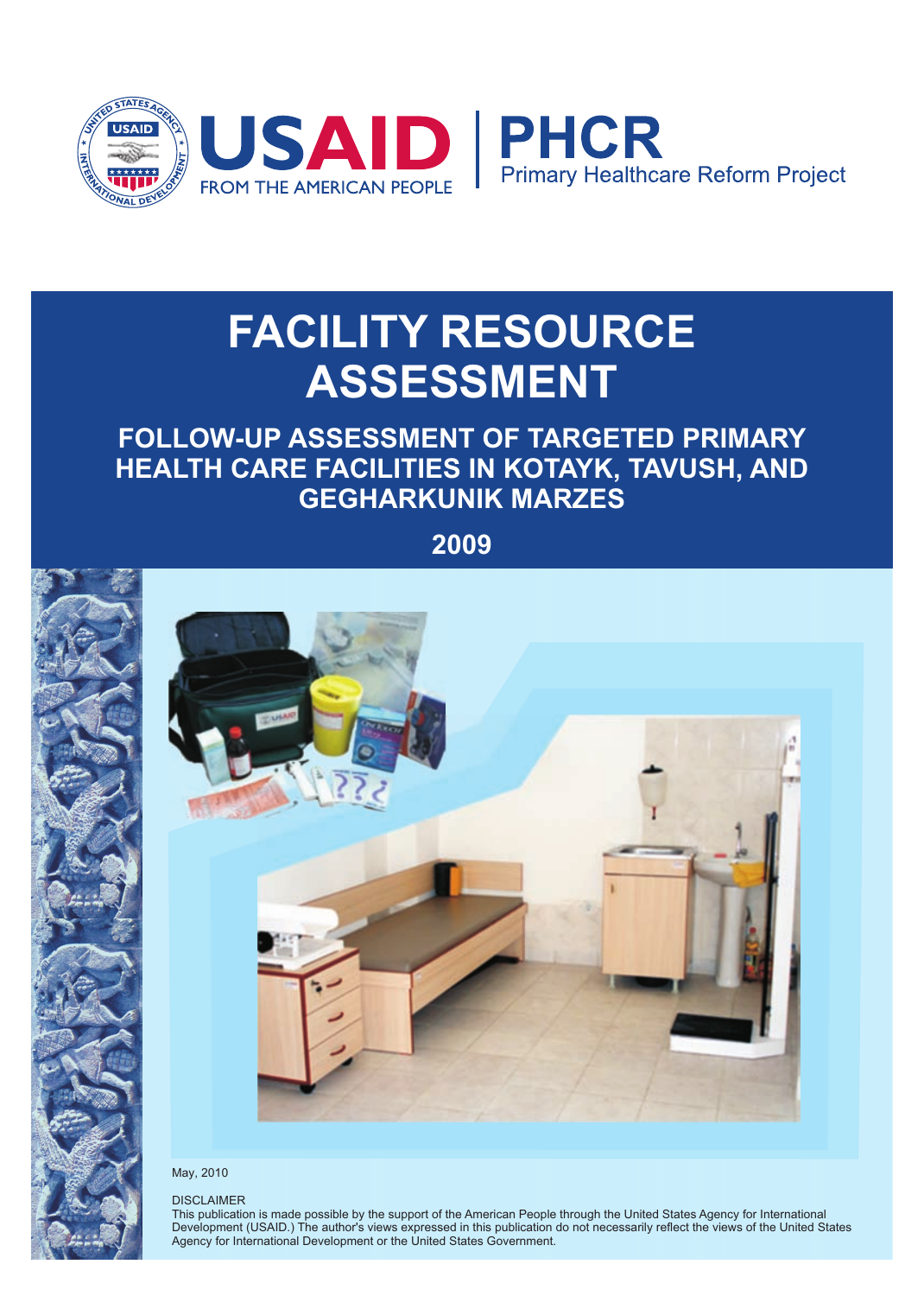USAID FROM THE AMERICAN PEOPLE | PHCR Primary Healthcare Reform Project

# FACILITY RESOURCE ASSESSMENT

## FOLLOW-UP ASSESSMENT OF TARGETED PRIMARY HEALTH CARE FACILITIES IN KOTAYK, TAVUSH, AND GEGHARKUNIK MARZES

## 2009

May, 2010

DISCLAIMER
This publication is made possible by the support of the American People through the United States Agency for International Development (USAID.) The author's views expressed in this publication do not necessarily reflect the views of the United States Agency for International Development or the United States Government.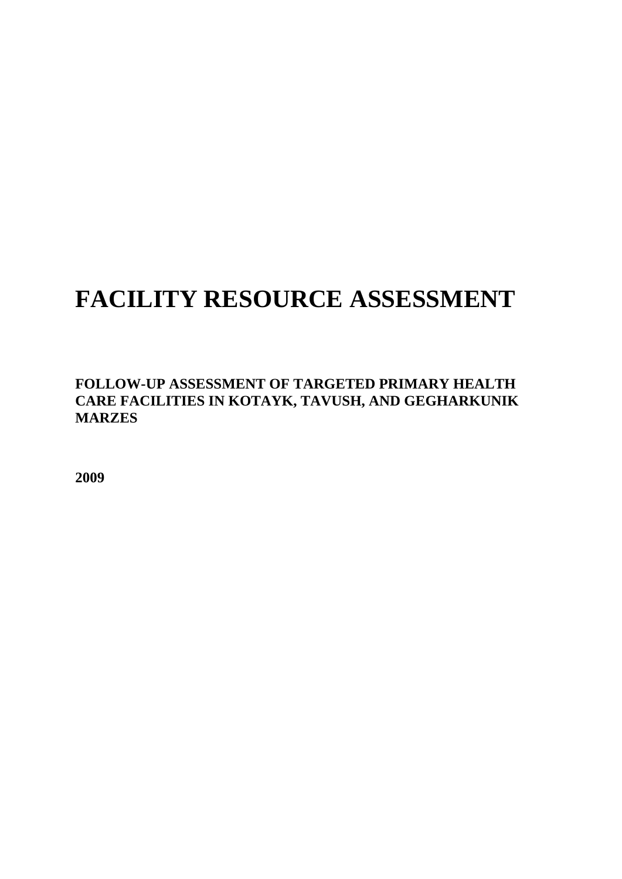# FACILITY RESOURCE ASSESSMENT

**FOLLOW-UP ASSESSMENT OF TARGETED PRIMARY HEALTH CARE FACILITIES IN KOTAYK, TAVUSH, AND GEGHARKUNIK MARZES**

**2009**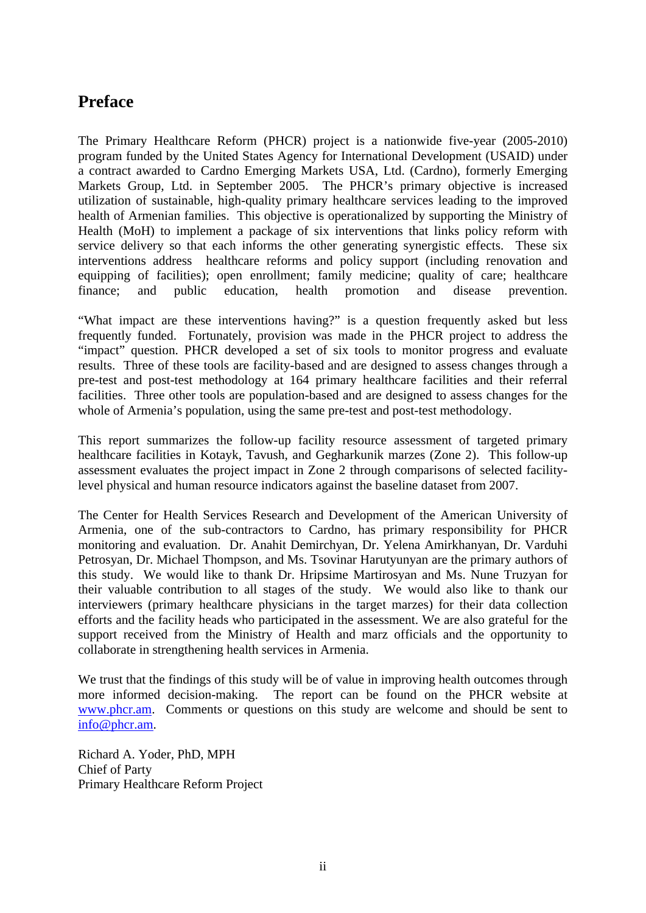# Preface

The Primary Healthcare Reform (PHCR) project is a nationwide five-year (2005-2010) program funded by the United States Agency for International Development (USAID) under a contract awarded to Cardno Emerging Markets USA, Ltd. (Cardno), formerly Emerging Markets Group, Ltd. in September 2005. The PHCR's primary objective is increased utilization of sustainable, high-quality primary healthcare services leading to the improved health of Armenian families. This objective is operationalized by supporting the Ministry of Health (MoH) to implement a package of six interventions that links policy reform with service delivery so that each informs the other generating synergistic effects. These six interventions address healthcare reforms and policy support (including renovation and equipping of facilities); open enrollment; family medicine; quality of care; healthcare finance; and public education, health promotion and disease prevention.

"What impact are these interventions having?" is a question frequently asked but less frequently funded. Fortunately, provision was made in the PHCR project to address the "impact" question. PHCR developed a set of six tools to monitor progress and evaluate results. Three of these tools are facility-based and are designed to assess changes through a pre-test and post-test methodology at 164 primary healthcare facilities and their referral facilities. Three other tools are population-based and are designed to assess changes for the whole of Armenia's population, using the same pre-test and post-test methodology.

This report summarizes the follow-up facility resource assessment of targeted primary healthcare facilities in Kotayk, Tavush, and Gegharkunik marzes (Zone 2). This follow-up assessment evaluates the project impact in Zone 2 through comparisons of selected facility-level physical and human resource indicators against the baseline dataset from 2007.

The Center for Health Services Research and Development of the American University of Armenia, one of the sub-contractors to Cardno, has primary responsibility for PHCR monitoring and evaluation. Dr. Anahit Demirchyan, Dr. Yelena Amirkhanyan, Dr. Varduhi Petrosyan, Dr. Michael Thompson, and Ms. Tsovinar Harutyunyan are the primary authors of this study. We would like to thank Dr. Hripsime Martirosyan and Ms. Nune Truzyan for their valuable contribution to all stages of the study. We would also like to thank our interviewers (primary healthcare physicians in the target marzes) for their data collection efforts and the facility heads who participated in the assessment. We are also grateful for the support received from the Ministry of Health and marz officials and the opportunity to collaborate in strengthening health services in Armenia.

We trust that the findings of this study will be of value in improving health outcomes through more informed decision-making. The report can be found on the PHCR website at www.phcr.am. Comments or questions on this study are welcome and should be sent to info@phcr.am.

Richard A. Yoder, PhD, MPH
Chief of Party
Primary Healthcare Reform Project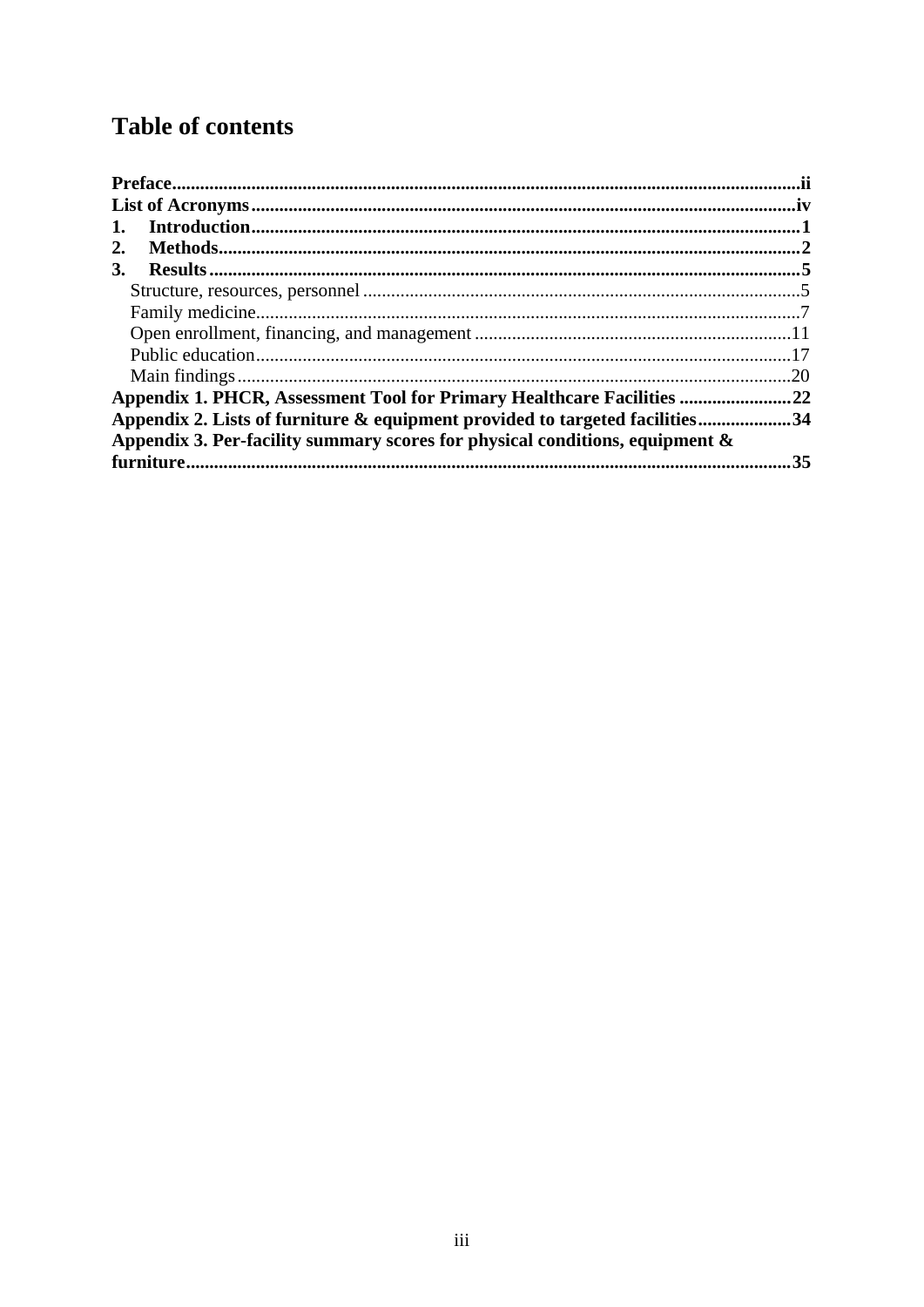# Table of contents

**Preface** ..... **ii**

**List of Acronyms** ..... **iv**

**1. Introduction** ..... **1**

**2. Methods** ..... **2**

**3. Results** ..... **5**

- Structure, resources, personnel ..... 5
- Family medicine ..... 7
- Open enrollment, financing, and management ..... 11
- Public education ..... 17
- Main findings ..... 20

**Appendix 1. PHCR, Assessment Tool for Primary Healthcare Facilities** ..... **22**

**Appendix 2. Lists of furniture & equipment provided to targeted facilities** ..... **34**

**Appendix 3. Per-facility summary scores for physical conditions, equipment & furniture** ..... **35**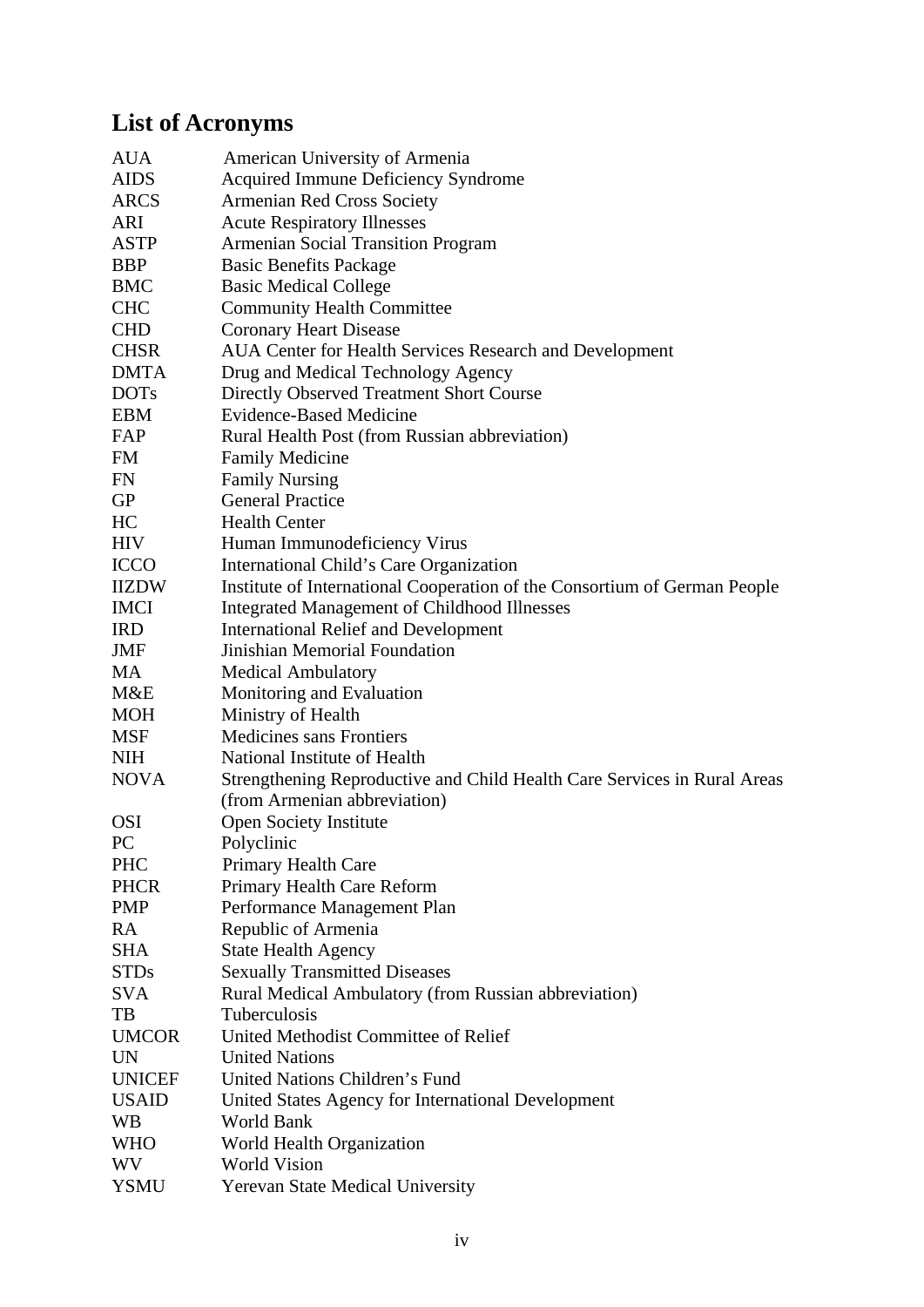# List of Acronyms

| | |
|---|---|
| AUA | American University of Armenia |
| AIDS | Acquired Immune Deficiency Syndrome |
| ARCS | Armenian Red Cross Society |
| ARI | Acute Respiratory Illnesses |
| ASTP | Armenian Social Transition Program |
| BBP | Basic Benefits Package |
| BMC | Basic Medical College |
| CHC | Community Health Committee |
| CHD | Coronary Heart Disease |
| CHSR | AUA Center for Health Services Research and Development |
| DMTA | Drug and Medical Technology Agency |
| DOTs | Directly Observed Treatment Short Course |
| EBM | Evidence-Based Medicine |
| FAP | Rural Health Post (from Russian abbreviation) |
| FM | Family Medicine |
| FN | Family Nursing |
| GP | General Practice |
| HC | Health Center |
| HIV | Human Immunodeficiency Virus |
| ICCO | International Child's Care Organization |
| IIZDW | Institute of International Cooperation of the Consortium of German People |
| IMCI | Integrated Management of Childhood Illnesses |
| IRD | International Relief and Development |
| JMF | Jinishian Memorial Foundation |
| MA | Medical Ambulatory |
| M&E | Monitoring and Evaluation |
| MOH | Ministry of Health |
| MSF | Medicines sans Frontiers |
| NIH | National Institute of Health |
| NOVA | Strengthening Reproductive and Child Health Care Services in Rural Areas (from Armenian abbreviation) |
| OSI | Open Society Institute |
| PC | Polyclinic |
| PHC | Primary Health Care |
| PHCR | Primary Health Care Reform |
| PMP | Performance Management Plan |
| RA | Republic of Armenia |
| SHA | State Health Agency |
| STDs | Sexually Transmitted Diseases |
| SVA | Rural Medical Ambulatory (from Russian abbreviation) |
| TB | Tuberculosis |
| UMCOR | United Methodist Committee of Relief |
| UN | United Nations |
| UNICEF | United Nations Children's Fund |
| USAID | United States Agency for International Development |
| WB | World Bank |
| WHO | World Health Organization |
| WV | World Vision |
| YSMU | Yerevan State Medical University |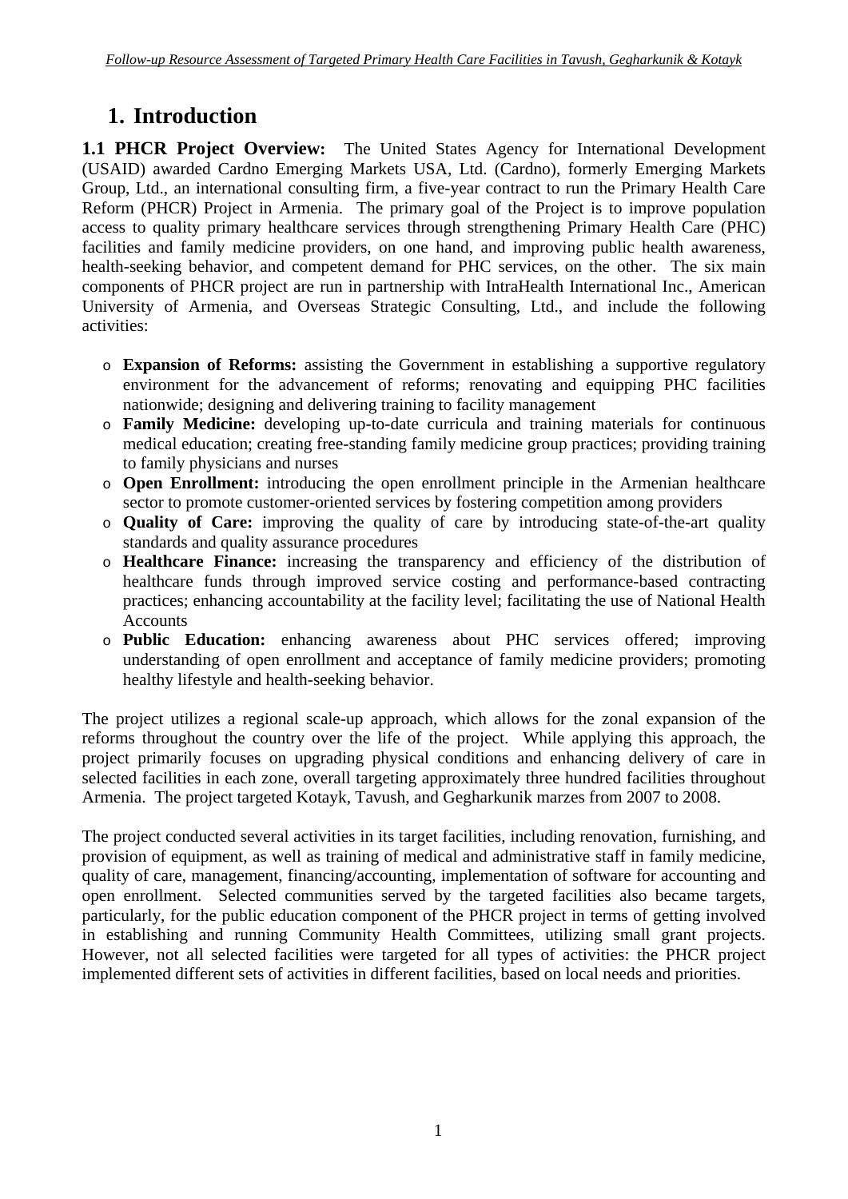# 1. Introduction

**1.1 PHCR Project Overview:** The United States Agency for International Development (USAID) awarded Cardno Emerging Markets USA, Ltd. (Cardno), formerly Emerging Markets Group, Ltd., an international consulting firm, a five-year contract to run the Primary Health Care Reform (PHCR) Project in Armenia. The primary goal of the Project is to improve population access to quality primary healthcare services through strengthening Primary Health Care (PHC) facilities and family medicine providers, on one hand, and improving public health awareness, health-seeking behavior, and competent demand for PHC services, on the other. The six main components of PHCR project are run in partnership with IntraHealth International Inc., American University of Armenia, and Overseas Strategic Consulting, Ltd., and include the following activities:

- **Expansion of Reforms:** assisting the Government in establishing a supportive regulatory environment for the advancement of reforms; renovating and equipping PHC facilities nationwide; designing and delivering training to facility management
- **Family Medicine:** developing up-to-date curricula and training materials for continuous medical education; creating free-standing family medicine group practices; providing training to family physicians and nurses
- **Open Enrollment:** introducing the open enrollment principle in the Armenian healthcare sector to promote customer-oriented services by fostering competition among providers
- **Quality of Care:** improving the quality of care by introducing state-of-the-art quality standards and quality assurance procedures
- **Healthcare Finance:** increasing the transparency and efficiency of the distribution of healthcare funds through improved service costing and performance-based contracting practices; enhancing accountability at the facility level; facilitating the use of National Health Accounts
- **Public Education:** enhancing awareness about PHC services offered; improving understanding of open enrollment and acceptance of family medicine providers; promoting healthy lifestyle and health-seeking behavior.

The project utilizes a regional scale-up approach, which allows for the zonal expansion of the reforms throughout the country over the life of the project. While applying this approach, the project primarily focuses on upgrading physical conditions and enhancing delivery of care in selected facilities in each zone, overall targeting approximately three hundred facilities throughout Armenia. The project targeted Kotayk, Tavush, and Gegharkunik marzes from 2007 to 2008.

The project conducted several activities in its target facilities, including renovation, furnishing, and provision of equipment, as well as training of medical and administrative staff in family medicine, quality of care, management, financing/accounting, implementation of software for accounting and open enrollment. Selected communities served by the targeted facilities also became targets, particularly, for the public education component of the PHCR project in terms of getting involved in establishing and running Community Health Committees, utilizing small grant projects. However, not all selected facilities were targeted for all types of activities: the PHCR project implemented different sets of activities in different facilities, based on local needs and priorities.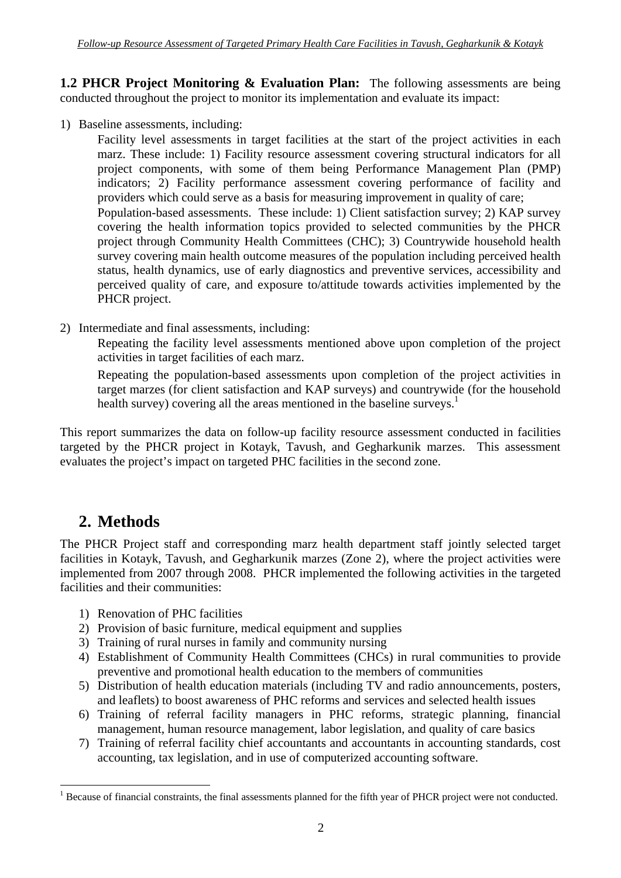**1.2 PHCR Project Monitoring & Evaluation Plan:** The following assessments are being conducted throughout the project to monitor its implementation and evaluate its impact:

1) Baseline assessments, including:

   Facility level assessments in target facilities at the start of the project activities in each marz. These include: 1) Facility resource assessment covering structural indicators for all project components, with some of them being Performance Management Plan (PMP) indicators; 2) Facility performance assessment covering performance of facility and providers which could serve as a basis for measuring improvement in quality of care;

   Population-based assessments. These include: 1) Client satisfaction survey; 2) KAP survey covering the health information topics provided to selected communities by the PHCR project through Community Health Committees (CHC); 3) Countrywide household health survey covering main health outcome measures of the population including perceived health status, health dynamics, use of early diagnostics and preventive services, accessibility and perceived quality of care, and exposure to/attitude towards activities implemented by the PHCR project.

2) Intermediate and final assessments, including:

   Repeating the facility level assessments mentioned above upon completion of the project activities in target facilities of each marz.

   Repeating the population-based assessments upon completion of the project activities in target marzes (for client satisfaction and KAP surveys) and countrywide (for the household health survey) covering all the areas mentioned in the baseline surveys.[1]

This report summarizes the data on follow-up facility resource assessment conducted in facilities targeted by the PHCR project in Kotayk, Tavush, and Gegharkunik marzes. This assessment evaluates the project's impact on targeted PHC facilities in the second zone.

# 2. Methods

The PHCR Project staff and corresponding marz health department staff jointly selected target facilities in Kotayk, Tavush, and Gegharkunik marzes (Zone 2), where the project activities were implemented from 2007 through 2008. PHCR implemented the following activities in the targeted facilities and their communities:

1) Renovation of PHC facilities
2) Provision of basic furniture, medical equipment and supplies
3) Training of rural nurses in family and community nursing
4) Establishment of Community Health Committees (CHCs) in rural communities to provide preventive and promotional health education to the members of communities
5) Distribution of health education materials (including TV and radio announcements, posters, and leaflets) to boost awareness of PHC reforms and services and selected health issues
6) Training of referral facility managers in PHC reforms, strategic planning, financial management, human resource management, labor legislation, and quality of care basics
7) Training of referral facility chief accountants and accountants in accounting standards, cost accounting, tax legislation, and in use of computerized accounting software.

[1] Because of financial constraints, the final assessments planned for the fifth year of PHCR project were not conducted.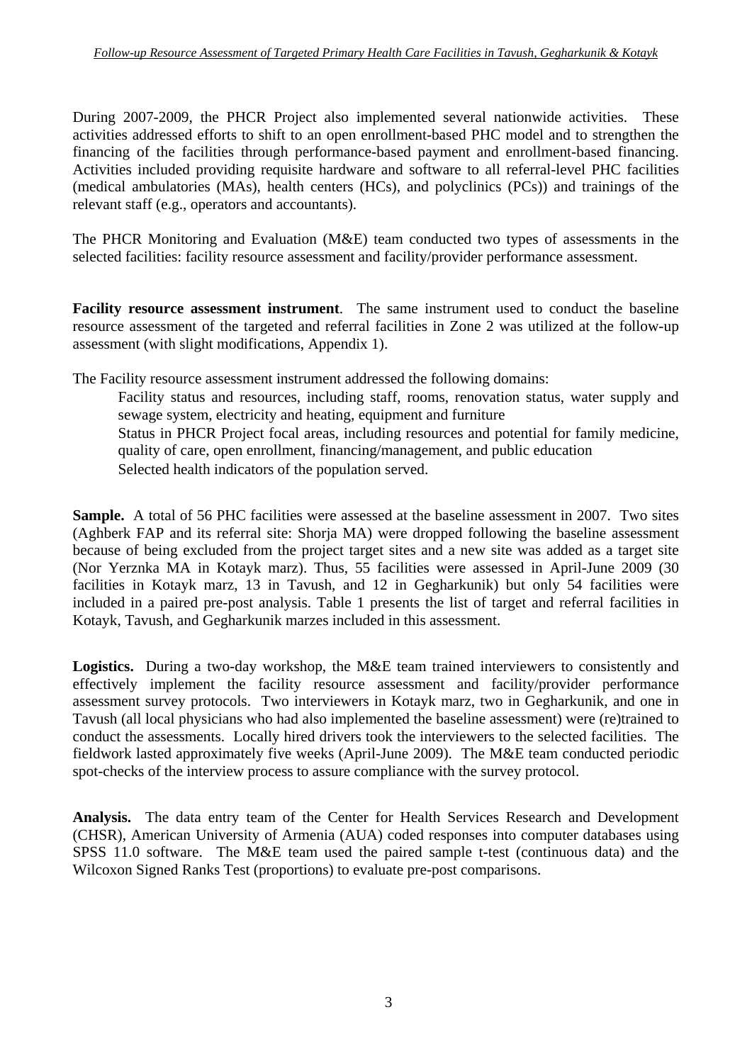During 2007-2009, the PHCR Project also implemented several nationwide activities. These activities addressed efforts to shift to an open enrollment-based PHC model and to strengthen the financing of the facilities through performance-based payment and enrollment-based financing. Activities included providing requisite hardware and software to all referral-level PHC facilities (medical ambulatories (MAs), health centers (HCs), and polyclinics (PCs)) and trainings of the relevant staff (e.g., operators and accountants).

The PHCR Monitoring and Evaluation (M&E) team conducted two types of assessments in the selected facilities: facility resource assessment and facility/provider performance assessment.

**Facility resource assessment instrument**. The same instrument used to conduct the baseline resource assessment of the targeted and referral facilities in Zone 2 was utilized at the follow-up assessment (with slight modifications, Appendix 1).

The Facility resource assessment instrument addressed the following domains:

- Facility status and resources, including staff, rooms, renovation status, water supply and sewage system, electricity and heating, equipment and furniture
- Status in PHCR Project focal areas, including resources and potential for family medicine, quality of care, open enrollment, financing/management, and public education
- Selected health indicators of the population served.

**Sample.** A total of 56 PHC facilities were assessed at the baseline assessment in 2007. Two sites (Aghberk FAP and its referral site: Shorja MA) were dropped following the baseline assessment because of being excluded from the project target sites and a new site was added as a target site (Nor Yerznka MA in Kotayk marz). Thus, 55 facilities were assessed in April-June 2009 (30 facilities in Kotayk marz, 13 in Tavush, and 12 in Gegharkunik) but only 54 facilities were included in a paired pre-post analysis. Table 1 presents the list of target and referral facilities in Kotayk, Tavush, and Gegharkunik marzes included in this assessment.

**Logistics.** During a two-day workshop, the M&E team trained interviewers to consistently and effectively implement the facility resource assessment and facility/provider performance assessment survey protocols. Two interviewers in Kotayk marz, two in Gegharkunik, and one in Tavush (all local physicians who had also implemented the baseline assessment) were (re)trained to conduct the assessments. Locally hired drivers took the interviewers to the selected facilities. The fieldwork lasted approximately five weeks (April-June 2009). The M&E team conducted periodic spot-checks of the interview process to assure compliance with the survey protocol.

**Analysis.** The data entry team of the Center for Health Services Research and Development (CHSR), American University of Armenia (AUA) coded responses into computer databases using SPSS 11.0 software. The M&E team used the paired sample t-test (continuous data) and the Wilcoxon Signed Ranks Test (proportions) to evaluate pre-post comparisons.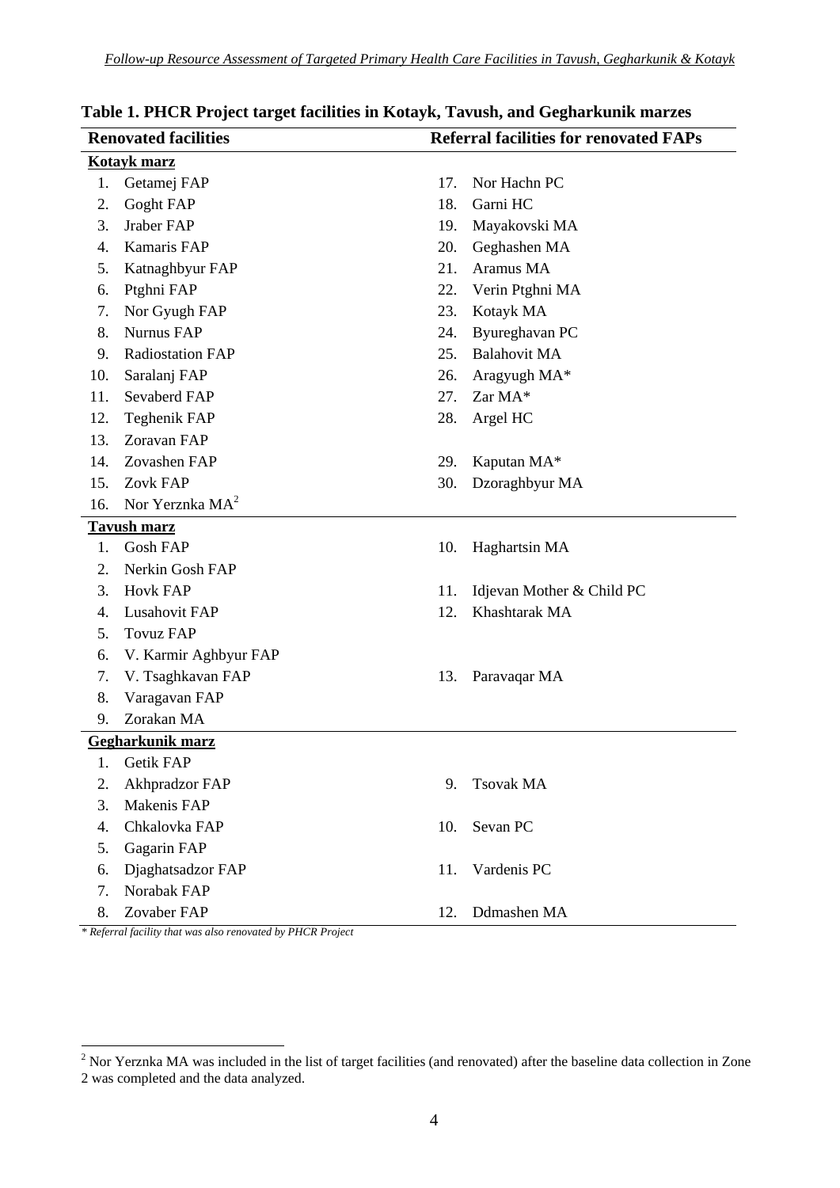**Table 1. PHCR Project target facilities in Kotayk, Tavush, and Gegharkunik marzes**

| Renovated facilities | Referral facilities for renovated FAPs |
|---|---|
| **Kotayk marz** | |
| 1. Getamej FAP | 17. Nor Hachn PC |
| 2. Goght FAP | 18. Garni HC |
| 3. Jraber FAP | 19. Mayakovski MA |
| 4. Kamaris FAP | 20. Geghashen MA |
| 5. Katnaghbyur FAP | 21. Aramus MA |
| 6. Ptghni FAP | 22. Verin Ptghni MA |
| 7. Nor Gyugh FAP | 23. Kotayk MA |
| 8. Nurnus FAP | 24. Byureghavan PC |
| 9. Radiostation FAP | 25. Balahovit MA |
| 10. Saralanj FAP | 26. Aragyugh MA* |
| 11. Sevaberd FAP | 27. Zar MA* |
| 12. Teghenik FAP | 28. Argel HC |
| 13. Zoravan FAP | |
| 14. Zovashen FAP | 29. Kaputan MA* |
| 15. Zovk FAP | 30. Dzoraghbyur MA |
| 16. Nor Yerznka MA[2] | |
| **Tavush marz** | |
| 1. Gosh FAP | 10. Haghartsin MA |
| 2. Nerkin Gosh FAP | |
| 3. Hovk FAP | 11. Idjevan Mother & Child PC |
| 4. Lusahovit FAP | 12. Khashtarak MA |
| 5. Tovuz FAP | |
| 6. V. Karmir Aghbyur FAP | |
| 7. V. Tsaghkavan FAP | 13. Paravaqar MA |
| 8. Varagavan FAP | |
| 9. Zorakan MA | |
| **Gegharkunik marz** | |
| 1. Getik FAP | |
| 2. Akhpradzor FAP | 9. Tsovak MA |
| 3. Makenis FAP | |
| 4. Chkalovka FAP | 10. Sevan PC |
| 5. Gagarin FAP | |
| 6. Djaghatsadzor FAP | 11. Vardenis PC |
| 7. Norabak FAP | |
| 8. Zovaber FAP | 12. Ddmashen MA |

*\* Referral facility that was also renovated by PHCR Project*

[2] Nor Yerznka MA was included in the list of target facilities (and renovated) after the baseline data collection in Zone 2 was completed and the data analyzed.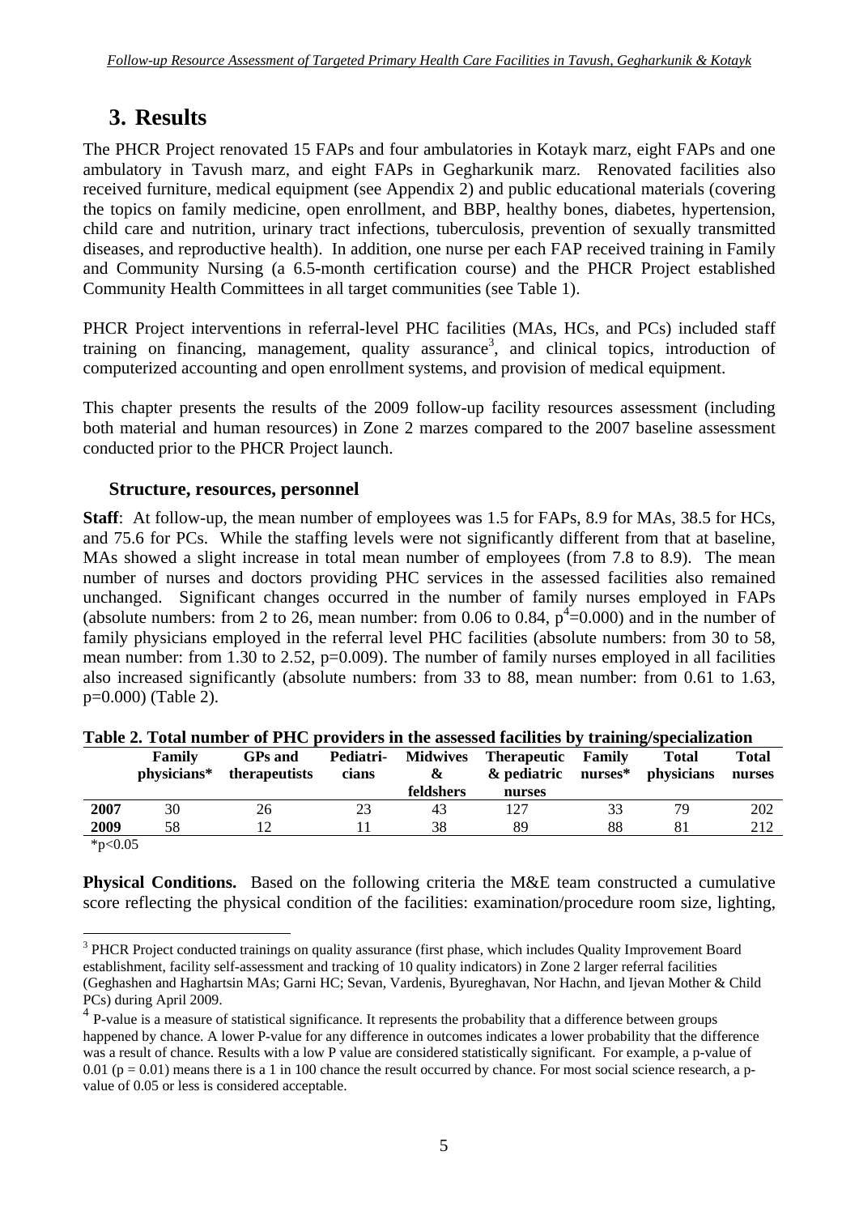# 3. Results

The PHCR Project renovated 15 FAPs and four ambulatories in Kotayk marz, eight FAPs and one ambulatory in Tavush marz, and eight FAPs in Gegharkunik marz. Renovated facilities also received furniture, medical equipment (see Appendix 2) and public educational materials (covering the topics on family medicine, open enrollment, and BBP, healthy bones, diabetes, hypertension, child care and nutrition, urinary tract infections, tuberculosis, prevention of sexually transmitted diseases, and reproductive health). In addition, one nurse per each FAP received training in Family and Community Nursing (a 6.5-month certification course) and the PHCR Project established Community Health Committees in all target communities (see Table 1).

PHCR Project interventions in referral-level PHC facilities (MAs, HCs, and PCs) included staff training on financing, management, quality assurance[3], and clinical topics, introduction of computerized accounting and open enrollment systems, and provision of medical equipment.

This chapter presents the results of the 2009 follow-up facility resources assessment (including both material and human resources) in Zone 2 marzes compared to the 2007 baseline assessment conducted prior to the PHCR Project launch.

## Structure, resources, personnel

**Staff**: At follow-up, the mean number of employees was 1.5 for FAPs, 8.9 for MAs, 38.5 for HCs, and 75.6 for PCs. While the staffing levels were not significantly different from that at baseline, MAs showed a slight increase in total mean number of employees (from 7.8 to 8.9). The mean number of nurses and doctors providing PHC services in the assessed facilities also remained unchanged. Significant changes occurred in the number of family nurses employed in FAPs (absolute numbers: from 2 to 26, mean number: from 0.06 to 0.84, p[4]=0.000) and in the number of family physicians employed in the referral level PHC facilities (absolute numbers: from 30 to 58, mean number: from 1.30 to 2.52, p=0.009). The number of family nurses employed in all facilities also increased significantly (absolute numbers: from 33 to 88, mean number: from 0.61 to 1.63, p=0.000) (Table 2).

**Table 2. Total number of PHC providers in the assessed facilities by training/specialization**

| | Family physicians* | GPs and therapeutists | Pediatricians | Midwives & feldshers | Therapeutic & pediatric nurses | Family nurses* | Total physicians | Total nurses |
|---|---|---|---|---|---|---|---|---|
| **2007** | 30 | 26 | 23 | 43 | 127 | 33 | 79 | 202 |
| **2009** | 58 | 12 | 11 | 38 | 89 | 88 | 81 | 212 |

*p<0.05

**Physical Conditions.** Based on the following criteria the M&E team constructed a cumulative score reflecting the physical condition of the facilities: examination/procedure room size, lighting,

[3] PHCR Project conducted trainings on quality assurance (first phase, which includes Quality Improvement Board establishment, facility self-assessment and tracking of 10 quality indicators) in Zone 2 larger referral facilities (Geghashen and Haghartsin MAs; Garni HC; Sevan, Vardenis, Byureghavan, Nor Hachn, and Ijevan Mother & Child PCs) during April 2009.

[4] P-value is a measure of statistical significance. It represents the probability that a difference between groups happened by chance. A lower P-value for any difference in outcomes indicates a lower probability that the difference was a result of chance. Results with a low P value are considered statistically significant. For example, a p-value of 0.01 (p = 0.01) means there is a 1 in 100 chance the result occurred by chance. For most social science research, a p-value of 0.05 or less is considered acceptable.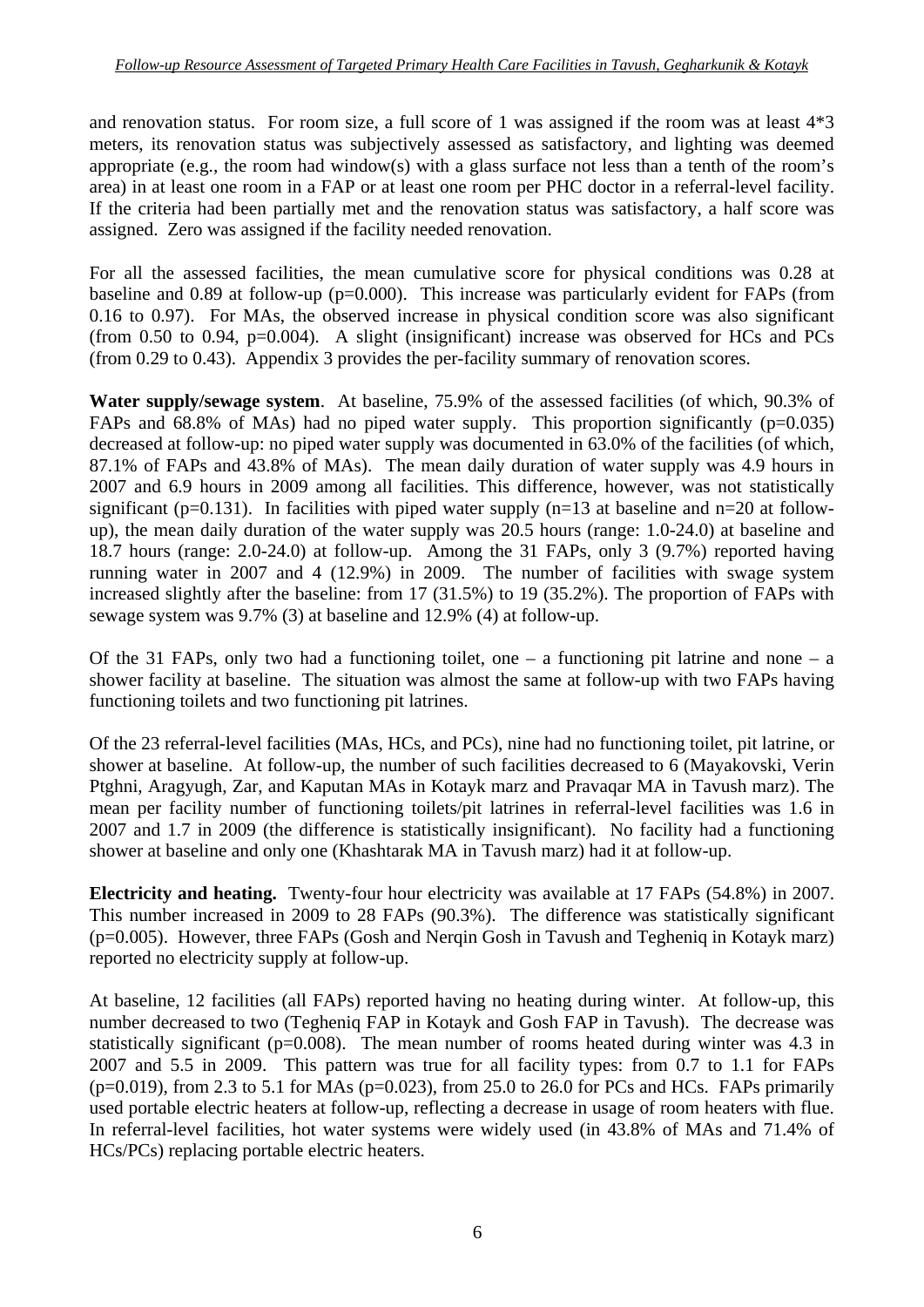and renovation status. For room size, a full score of 1 was assigned if the room was at least 4*3 meters, its renovation status was subjectively assessed as satisfactory, and lighting was deemed appropriate (e.g., the room had window(s) with a glass surface not less than a tenth of the room's area) in at least one room in a FAP or at least one room per PHC doctor in a referral-level facility. If the criteria had been partially met and the renovation status was satisfactory, a half score was assigned. Zero was assigned if the facility needed renovation.

For all the assessed facilities, the mean cumulative score for physical conditions was 0.28 at baseline and 0.89 at follow-up (p=0.000). This increase was particularly evident for FAPs (from 0.16 to 0.97). For MAs, the observed increase in physical condition score was also significant (from 0.50 to 0.94, p=0.004). A slight (insignificant) increase was observed for HCs and PCs (from 0.29 to 0.43). Appendix 3 provides the per-facility summary of renovation scores.

**Water supply/sewage system**. At baseline, 75.9% of the assessed facilities (of which, 90.3% of FAPs and 68.8% of MAs) had no piped water supply. This proportion significantly (p=0.035) decreased at follow-up: no piped water supply was documented in 63.0% of the facilities (of which, 87.1% of FAPs and 43.8% of MAs). The mean daily duration of water supply was 4.9 hours in 2007 and 6.9 hours in 2009 among all facilities. This difference, however, was not statistically significant (p=0.131). In facilities with piped water supply (n=13 at baseline and n=20 at follow-up), the mean daily duration of the water supply was 20.5 hours (range: 1.0-24.0) at baseline and 18.7 hours (range: 2.0-24.0) at follow-up. Among the 31 FAPs, only 3 (9.7%) reported having running water in 2007 and 4 (12.9%) in 2009. The number of facilities with swage system increased slightly after the baseline: from 17 (31.5%) to 19 (35.2%). The proportion of FAPs with sewage system was 9.7% (3) at baseline and 12.9% (4) at follow-up.

Of the 31 FAPs, only two had a functioning toilet, one – a functioning pit latrine and none – a shower facility at baseline. The situation was almost the same at follow-up with two FAPs having functioning toilets and two functioning pit latrines.

Of the 23 referral-level facilities (MAs, HCs, and PCs), nine had no functioning toilet, pit latrine, or shower at baseline. At follow-up, the number of such facilities decreased to 6 (Mayakovski, Verin Ptghni, Aragyugh, Zar, and Kaputan MAs in Kotayk marz and Pravaqar MA in Tavush marz). The mean per facility number of functioning toilets/pit latrines in referral-level facilities was 1.6 in 2007 and 1.7 in 2009 (the difference is statistically insignificant). No facility had a functioning shower at baseline and only one (Khashtarak MA in Tavush marz) had it at follow-up.

**Electricity and heating.** Twenty-four hour electricity was available at 17 FAPs (54.8%) in 2007. This number increased in 2009 to 28 FAPs (90.3%). The difference was statistically significant (p=0.005). However, three FAPs (Gosh and Nerqin Gosh in Tavush and Tegheniq in Kotayk marz) reported no electricity supply at follow-up.

At baseline, 12 facilities (all FAPs) reported having no heating during winter. At follow-up, this number decreased to two (Tegheniq FAP in Kotayk and Gosh FAP in Tavush). The decrease was statistically significant (p=0.008). The mean number of rooms heated during winter was 4.3 in 2007 and 5.5 in 2009. This pattern was true for all facility types: from 0.7 to 1.1 for FAPs (p=0.019), from 2.3 to 5.1 for MAs (p=0.023), from 25.0 to 26.0 for PCs and HCs. FAPs primarily used portable electric heaters at follow-up, reflecting a decrease in usage of room heaters with flue. In referral-level facilities, hot water systems were widely used (in 43.8% of MAs and 71.4% of HCs/PCs) replacing portable electric heaters.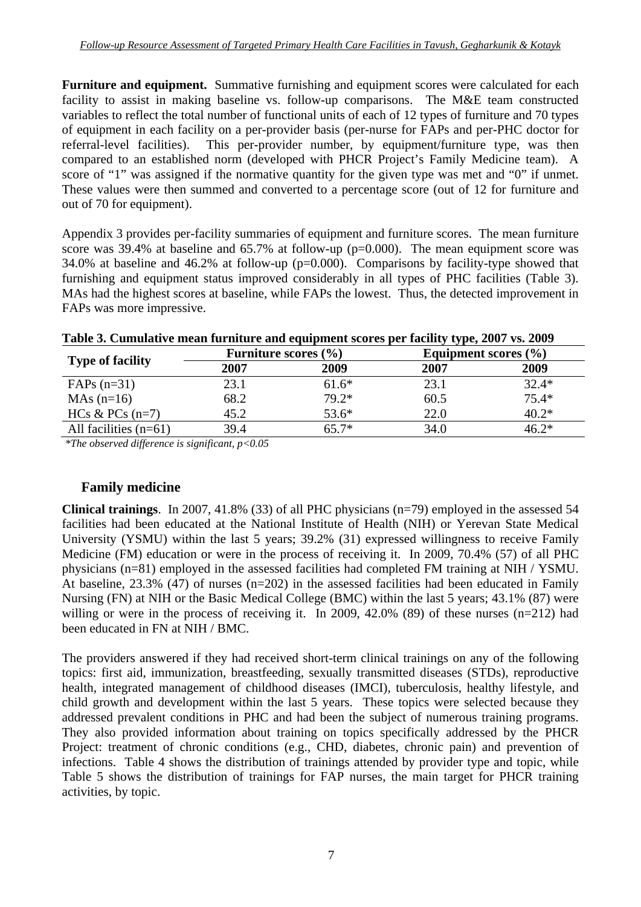**Furniture and equipment.** Summative furnishing and equipment scores were calculated for each facility to assist in making baseline vs. follow-up comparisons. The M&E team constructed variables to reflect the total number of functional units of each of 12 types of furniture and 70 types of equipment in each facility on a per-provider basis (per-nurse for FAPs and per-PHC doctor for referral-level facilities). This per-provider number, by equipment/furniture type, was then compared to an established norm (developed with PHCR Project's Family Medicine team). A score of "1" was assigned if the normative quantity for the given type was met and "0" if unmet. These values were then summed and converted to a percentage score (out of 12 for furniture and out of 70 for equipment).

Appendix 3 provides per-facility summaries of equipment and furniture scores. The mean furniture score was 39.4% at baseline and 65.7% at follow-up (p=0.000). The mean equipment score was 34.0% at baseline and 46.2% at follow-up (p=0.000). Comparisons by facility-type showed that furnishing and equipment status improved considerably in all types of PHC facilities (Table 3). MAs had the highest scores at baseline, while FAPs the lowest. Thus, the detected improvement in FAPs was more impressive.

**Table 3. Cumulative mean furniture and equipment scores per facility type, 2007 vs. 2009**

| Type of facility | Furniture scores (%) | | Equipment scores (%) | |
|---|---|---|---|---|
| | 2007 | 2009 | 2007 | 2009 |
| FAPs (n=31) | 23.1 | 61.6* | 23.1 | 32.4* |
| MAs (n=16) | 68.2 | 79.2* | 60.5 | 75.4* |
| HCs & PCs (n=7) | 45.2 | 53.6* | 22.0 | 40.2* |
| All facilities (n=61) | 39.4 | 65.7* | 34.0 | 46.2* |

*\*The observed difference is significant, p<0.05*

## Family medicine

**Clinical trainings**. In 2007, 41.8% (33) of all PHC physicians (n=79) employed in the assessed 54 facilities had been educated at the National Institute of Health (NIH) or Yerevan State Medical University (YSMU) within the last 5 years; 39.2% (31) expressed willingness to receive Family Medicine (FM) education or were in the process of receiving it. In 2009, 70.4% (57) of all PHC physicians (n=81) employed in the assessed facilities had completed FM training at NIH / YSMU. At baseline, 23.3% (47) of nurses (n=202) in the assessed facilities had been educated in Family Nursing (FN) at NIH or the Basic Medical College (BMC) within the last 5 years; 43.1% (87) were willing or were in the process of receiving it. In 2009, 42.0% (89) of these nurses (n=212) had been educated in FN at NIH / BMC.

The providers answered if they had received short-term clinical trainings on any of the following topics: first aid, immunization, breastfeeding, sexually transmitted diseases (STDs), reproductive health, integrated management of childhood diseases (IMCI), tuberculosis, healthy lifestyle, and child growth and development within the last 5 years. These topics were selected because they addressed prevalent conditions in PHC and had been the subject of numerous training programs. They also provided information about training on topics specifically addressed by the PHCR Project: treatment of chronic conditions (e.g., CHD, diabetes, chronic pain) and prevention of infections. Table 4 shows the distribution of trainings attended by provider type and topic, while Table 5 shows the distribution of trainings for FAP nurses, the main target for PHCR training activities, by topic.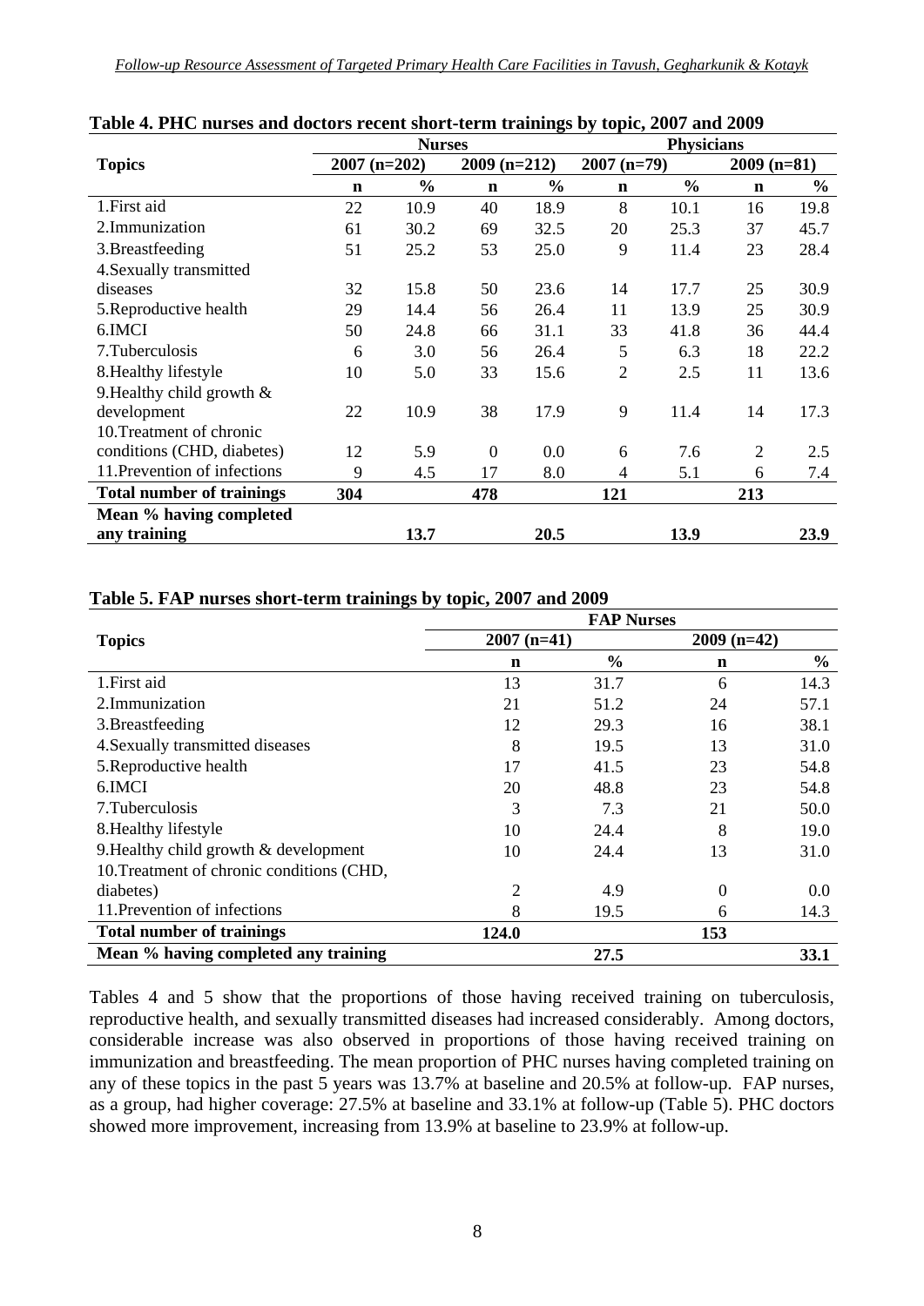**Table 4. PHC nurses and doctors recent short-term trainings by topic, 2007 and 2009**

| Topics | Nurses | | | | Physicians | | | |
|---|---|---|---|---|---|---|---|---|
| | 2007 (n=202) | | 2009 (n=212) | | 2007 (n=79) | | 2009 (n=81) | |
| | n | % | n | % | n | % | n | % |
| 1.First aid | 22 | 10.9 | 40 | 18.9 | 8 | 10.1 | 16 | 19.8 |
| 2.Immunization | 61 | 30.2 | 69 | 32.5 | 20 | 25.3 | 37 | 45.7 |
| 3.Breastfeeding | 51 | 25.2 | 53 | 25.0 | 9 | 11.4 | 23 | 28.4 |
| 4.Sexually transmitted diseases | 32 | 15.8 | 50 | 23.6 | 14 | 17.7 | 25 | 30.9 |
| 5.Reproductive health | 29 | 14.4 | 56 | 26.4 | 11 | 13.9 | 25 | 30.9 |
| 6.IMCI | 50 | 24.8 | 66 | 31.1 | 33 | 41.8 | 36 | 44.4 |
| 7.Tuberculosis | 6 | 3.0 | 56 | 26.4 | 5 | 6.3 | 18 | 22.2 |
| 8.Healthy lifestyle | 10 | 5.0 | 33 | 15.6 | 2 | 2.5 | 11 | 13.6 |
| 9.Healthy child growth & development | 22 | 10.9 | 38 | 17.9 | 9 | 11.4 | 14 | 17.3 |
| 10.Treatment of chronic conditions (CHD, diabetes) | 12 | 5.9 | 0 | 0.0 | 6 | 7.6 | 2 | 2.5 |
| 11.Prevention of infections | 9 | 4.5 | 17 | 8.0 | 4 | 5.1 | 6 | 7.4 |
| **Total number of trainings** | **304** | | **478** | | **121** | | **213** | |
| **Mean % having completed any training** | | **13.7** | | **20.5** | | **13.9** | | **23.9** |

**Table 5. FAP nurses short-term trainings by topic, 2007 and 2009**

| Topics | FAP Nurses | | | |
|---|---|---|---|---|
| | 2007 (n=41) | | 2009 (n=42) | |
| | n | % | n | % |
| 1.First aid | 13 | 31.7 | 6 | 14.3 |
| 2.Immunization | 21 | 51.2 | 24 | 57.1 |
| 3.Breastfeeding | 12 | 29.3 | 16 | 38.1 |
| 4.Sexually transmitted diseases | 8 | 19.5 | 13 | 31.0 |
| 5.Reproductive health | 17 | 41.5 | 23 | 54.8 |
| 6.IMCI | 20 | 48.8 | 23 | 54.8 |
| 7.Tuberculosis | 3 | 7.3 | 21 | 50.0 |
| 8.Healthy lifestyle | 10 | 24.4 | 8 | 19.0 |
| 9.Healthy child growth & development | 10 | 24.4 | 13 | 31.0 |
| 10.Treatment of chronic conditions (CHD, diabetes) | 2 | 4.9 | 0 | 0.0 |
| 11.Prevention of infections | 8 | 19.5 | 6 | 14.3 |
| **Total number of trainings** | **124.0** | | **153** | |
| **Mean % having completed any training** | | **27.5** | | **33.1** |

Tables 4 and 5 show that the proportions of those having received training on tuberculosis, reproductive health, and sexually transmitted diseases had increased considerably. Among doctors, considerable increase was also observed in proportions of those having received training on immunization and breastfeeding. The mean proportion of PHC nurses having completed training on any of these topics in the past 5 years was 13.7% at baseline and 20.5% at follow-up. FAP nurses, as a group, had higher coverage: 27.5% at baseline and 33.1% at follow-up (Table 5). PHC doctors showed more improvement, increasing from 13.9% at baseline to 23.9% at follow-up.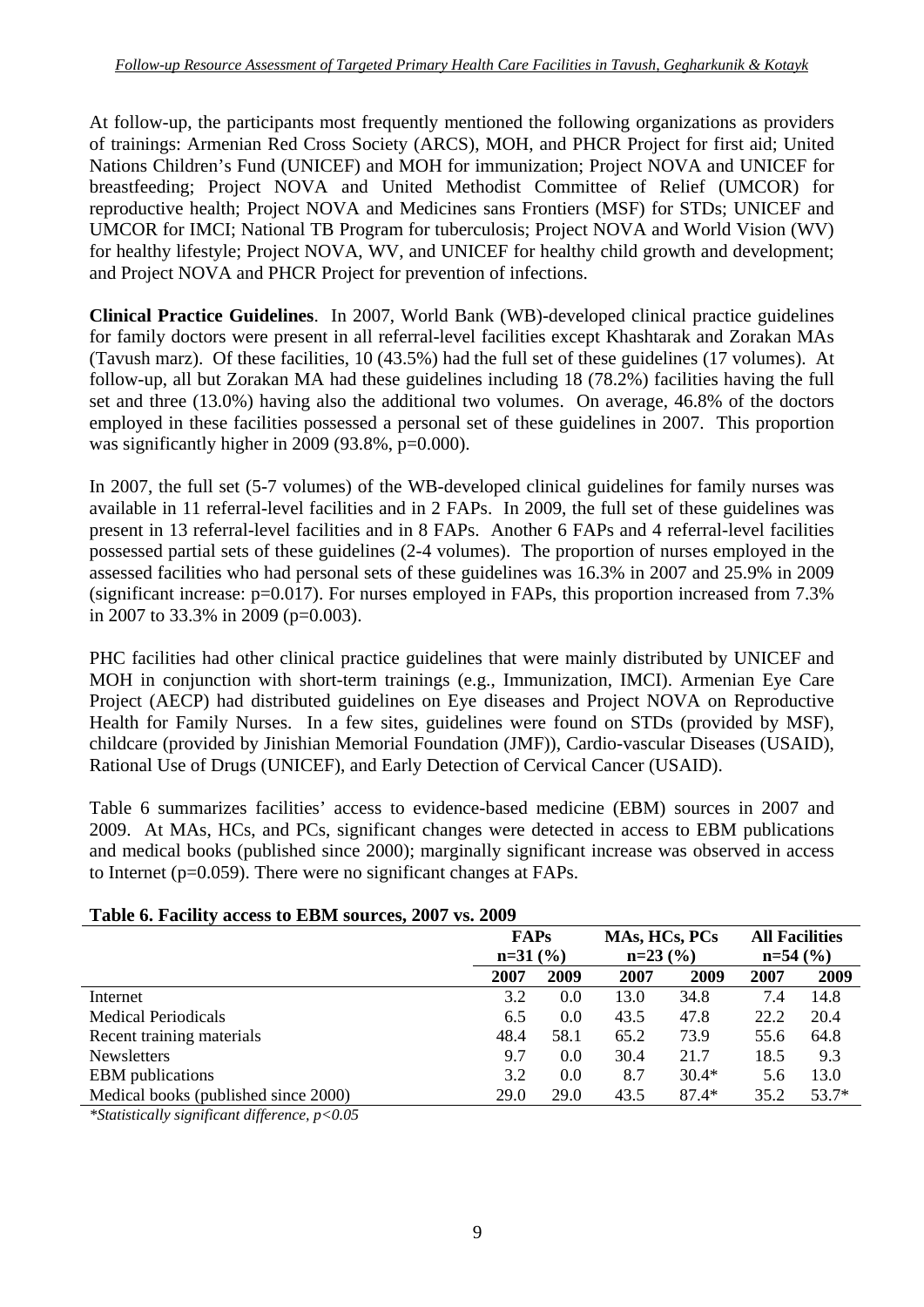At follow-up, the participants most frequently mentioned the following organizations as providers of trainings: Armenian Red Cross Society (ARCS), MOH, and PHCR Project for first aid; United Nations Children's Fund (UNICEF) and MOH for immunization; Project NOVA and UNICEF for breastfeeding; Project NOVA and United Methodist Committee of Relief (UMCOR) for reproductive health; Project NOVA and Medicines sans Frontiers (MSF) for STDs; UNICEF and UMCOR for IMCI; National TB Program for tuberculosis; Project NOVA and World Vision (WV) for healthy lifestyle; Project NOVA, WV, and UNICEF for healthy child growth and development; and Project NOVA and PHCR Project for prevention of infections.

**Clinical Practice Guidelines**. In 2007, World Bank (WB)-developed clinical practice guidelines for family doctors were present in all referral-level facilities except Khashtarak and Zorakan MAs (Tavush marz). Of these facilities, 10 (43.5%) had the full set of these guidelines (17 volumes). At follow-up, all but Zorakan MA had these guidelines including 18 (78.2%) facilities having the full set and three (13.0%) having also the additional two volumes. On average, 46.8% of the doctors employed in these facilities possessed a personal set of these guidelines in 2007. This proportion was significantly higher in 2009 (93.8%, p=0.000).

In 2007, the full set (5-7 volumes) of the WB-developed clinical guidelines for family nurses was available in 11 referral-level facilities and in 2 FAPs. In 2009, the full set of these guidelines was present in 13 referral-level facilities and in 8 FAPs. Another 6 FAPs and 4 referral-level facilities possessed partial sets of these guidelines (2-4 volumes). The proportion of nurses employed in the assessed facilities who had personal sets of these guidelines was 16.3% in 2007 and 25.9% in 2009 (significant increase: p=0.017). For nurses employed in FAPs, this proportion increased from 7.3% in 2007 to 33.3% in 2009 (p=0.003).

PHC facilities had other clinical practice guidelines that were mainly distributed by UNICEF and MOH in conjunction with short-term trainings (e.g., Immunization, IMCI). Armenian Eye Care Project (AECP) had distributed guidelines on Eye diseases and Project NOVA on Reproductive Health for Family Nurses. In a few sites, guidelines were found on STDs (provided by MSF), childcare (provided by Jinishian Memorial Foundation (JMF)), Cardio-vascular Diseases (USAID), Rational Use of Drugs (UNICEF), and Early Detection of Cervical Cancer (USAID).

Table 6 summarizes facilities' access to evidence-based medicine (EBM) sources in 2007 and 2009. At MAs, HCs, and PCs, significant changes were detected in access to EBM publications and medical books (published since 2000); marginally significant increase was observed in access to Internet (p=0.059). There were no significant changes at FAPs.

**Table 6. Facility access to EBM sources, 2007 vs. 2009**

| | FAPs n=31 (%) | | MAs, HCs, PCs n=23 (%) | | All Facilities n=54 (%) | |
|---|---|---|---|---|---|---|
| | 2007 | 2009 | 2007 | 2009 | 2007 | 2009 |
| Internet | 3.2 | 0.0 | 13.0 | 34.8 | 7.4 | 14.8 |
| Medical Periodicals | 6.5 | 0.0 | 43.5 | 47.8 | 22.2 | 20.4 |
| Recent training materials | 48.4 | 58.1 | 65.2 | 73.9 | 55.6 | 64.8 |
| Newsletters | 9.7 | 0.0 | 30.4 | 21.7 | 18.5 | 9.3 |
| EBM publications | 3.2 | 0.0 | 8.7 | 30.4* | 5.6 | 13.0 |
| Medical books (published since 2000) | 29.0 | 29.0 | 43.5 | 87.4* | 35.2 | 53.7* |

*\*Statistically significant difference, p<0.05*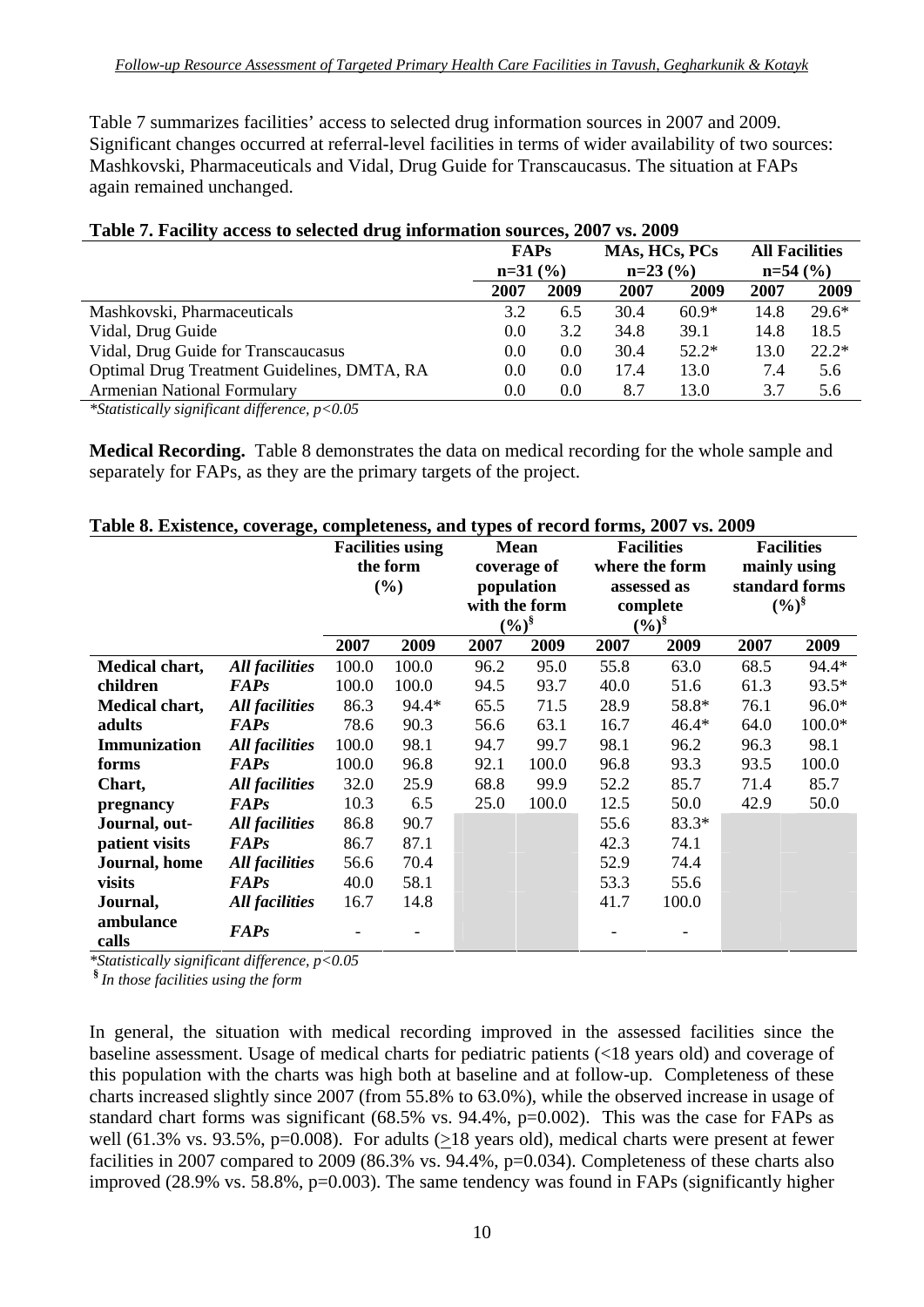Table 7 summarizes facilities' access to selected drug information sources in 2007 and 2009. Significant changes occurred at referral-level facilities in terms of wider availability of two sources: Mashkovski, Pharmaceuticals and Vidal, Drug Guide for Transcaucasus. The situation at FAPs again remained unchanged.

**Table 7. Facility access to selected drug information sources, 2007 vs. 2009**

| | FAPs n=31 (%) | | MAs, HCs, PCs n=23 (%) | | All Facilities n=54 (%) | |
|---|---|---|---|---|---|---|
| | 2007 | 2009 | 2007 | 2009 | 2007 | 2009 |
| Mashkovski, Pharmaceuticals | 3.2 | 6.5 | 30.4 | 60.9* | 14.8 | 29.6* |
| Vidal, Drug Guide | 0.0 | 3.2 | 34.8 | 39.1 | 14.8 | 18.5 |
| Vidal, Drug Guide for Transcaucasus | 0.0 | 0.0 | 30.4 | 52.2* | 13.0 | 22.2* |
| Optimal Drug Treatment Guidelines, DMTA, RA | 0.0 | 0.0 | 17.4 | 13.0 | 7.4 | 5.6 |
| Armenian National Formulary | 0.0 | 0.0 | 8.7 | 13.0 | 3.7 | 5.6 |

*\*Statistically significant difference, p<0.05*

**Medical Recording.** Table 8 demonstrates the data on medical recording for the whole sample and separately for FAPs, as they are the primary targets of the project.

**Table 8. Existence, coverage, completeness, and types of record forms, 2007 vs. 2009**

| | | Facilities using the form (%) | | Mean coverage of population with the form (%)§ | | Facilities where the form assessed as complete (%)§ | | Facilities mainly using standard forms (%)§ | |
|---|---|---|---|---|---|---|---|---|---|
| | | 2007 | 2009 | 2007 | 2009 | 2007 | 2009 | 2007 | 2009 |
| **Medical chart, children** | *All facilities* | 100.0 | 100.0 | 96.2 | 95.0 | 55.8 | 63.0 | 68.5 | 94.4* |
| | *FAPs* | 100.0 | 100.0 | 94.5 | 93.7 | 40.0 | 51.6 | 61.3 | 93.5* |
| **Medical chart, adults** | *All facilities* | 86.3 | 94.4* | 65.5 | 71.5 | 28.9 | 58.8* | 76.1 | 96.0* |
| | *FAPs* | 78.6 | 90.3 | 56.6 | 63.1 | 16.7 | 46.4* | 64.0 | 100.0* |
| **Immunization forms** | *All facilities* | 100.0 | 98.1 | 94.7 | 99.7 | 98.1 | 96.2 | 96.3 | 98.1 |
| | *FAPs* | 100.0 | 96.8 | 92.1 | 100.0 | 96.8 | 93.3 | 93.5 | 100.0 |
| **Chart, pregnancy** | *All facilities* | 32.0 | 25.9 | 68.8 | 99.9 | 52.2 | 85.7 | 71.4 | 85.7 |
| | *FAPs* | 10.3 | 6.5 | 25.0 | 100.0 | 12.5 | 50.0 | 42.9 | 50.0 |
| **Journal, out-patient visits** | *All facilities* | 86.8 | 90.7 | | | 55.6 | 83.3* | | |
| | *FAPs* | 86.7 | 87.1 | | | 42.3 | 74.1 | | |
| **Journal, home visits** | *All facilities* | 56.6 | 70.4 | | | 52.9 | 74.4 | | |
| | *FAPs* | 40.0 | 58.1 | | | 53.3 | 55.6 | | |
| **Journal, ambulance calls** | *All facilities* | 16.7 | 14.8 | | | 41.7 | 100.0 | | |
| | *FAPs* | - | - | | | - | - | | |

*\*Statistically significant difference, p<0.05*

*§ In those facilities using the form*

In general, the situation with medical recording improved in the assessed facilities since the baseline assessment. Usage of medical charts for pediatric patients (<18 years old) and coverage of this population with the charts was high both at baseline and at follow-up. Completeness of these charts increased slightly since 2007 (from 55.8% to 63.0%), while the observed increase in usage of standard chart forms was significant (68.5% vs. 94.4%, p=0.002). This was the case for FAPs as well (61.3% vs. 93.5%, p=0.008). For adults (≥18 years old), medical charts were present at fewer facilities in 2007 compared to 2009 (86.3% vs. 94.4%, p=0.034). Completeness of these charts also improved (28.9% vs. 58.8%, p=0.003). The same tendency was found in FAPs (significantly higher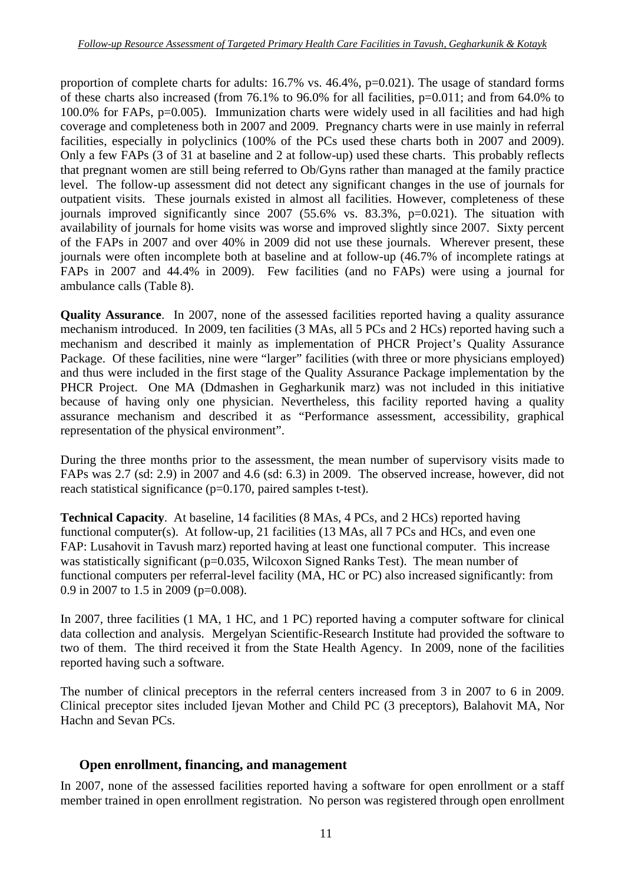proportion of complete charts for adults: 16.7% vs. 46.4%, p=0.021). The usage of standard forms of these charts also increased (from 76.1% to 96.0% for all facilities, p=0.011; and from 64.0% to 100.0% for FAPs, p=0.005). Immunization charts were widely used in all facilities and had high coverage and completeness both in 2007 and 2009. Pregnancy charts were in use mainly in referral facilities, especially in polyclinics (100% of the PCs used these charts both in 2007 and 2009). Only a few FAPs (3 of 31 at baseline and 2 at follow-up) used these charts. This probably reflects that pregnant women are still being referred to Ob/Gyns rather than managed at the family practice level. The follow-up assessment did not detect any significant changes in the use of journals for outpatient visits. These journals existed in almost all facilities. However, completeness of these journals improved significantly since 2007 (55.6% vs. 83.3%, p=0.021). The situation with availability of journals for home visits was worse and improved slightly since 2007. Sixty percent of the FAPs in 2007 and over 40% in 2009 did not use these journals. Wherever present, these journals were often incomplete both at baseline and at follow-up (46.7% of incomplete ratings at FAPs in 2007 and 44.4% in 2009). Few facilities (and no FAPs) were using a journal for ambulance calls (Table 8).

**Quality Assurance**. In 2007, none of the assessed facilities reported having a quality assurance mechanism introduced. In 2009, ten facilities (3 MAs, all 5 PCs and 2 HCs) reported having such a mechanism and described it mainly as implementation of PHCR Project's Quality Assurance Package. Of these facilities, nine were "larger" facilities (with three or more physicians employed) and thus were included in the first stage of the Quality Assurance Package implementation by the PHCR Project. One MA (Ddmashen in Gegharkunik marz) was not included in this initiative because of having only one physician. Nevertheless, this facility reported having a quality assurance mechanism and described it as "Performance assessment, accessibility, graphical representation of the physical environment".

During the three months prior to the assessment, the mean number of supervisory visits made to FAPs was 2.7 (sd: 2.9) in 2007 and 4.6 (sd: 6.3) in 2009. The observed increase, however, did not reach statistical significance (p=0.170, paired samples t-test).

**Technical Capacity**. At baseline, 14 facilities (8 MAs, 4 PCs, and 2 HCs) reported having functional computer(s). At follow-up, 21 facilities (13 MAs, all 7 PCs and HCs, and even one FAP: Lusahovit in Tavush marz) reported having at least one functional computer. This increase was statistically significant (p=0.035, Wilcoxon Signed Ranks Test). The mean number of functional computers per referral-level facility (MA, HC or PC) also increased significantly: from 0.9 in 2007 to 1.5 in 2009 (p=0.008).

In 2007, three facilities (1 MA, 1 HC, and 1 PC) reported having a computer software for clinical data collection and analysis. Mergelyan Scientific-Research Institute had provided the software to two of them. The third received it from the State Health Agency. In 2009, none of the facilities reported having such a software.

The number of clinical preceptors in the referral centers increased from 3 in 2007 to 6 in 2009. Clinical preceptor sites included Ijevan Mother and Child PC (3 preceptors), Balahovit MA, Nor Hachn and Sevan PCs.

### Open enrollment, financing, and management

In 2007, none of the assessed facilities reported having a software for open enrollment or a staff member trained in open enrollment registration. No person was registered through open enrollment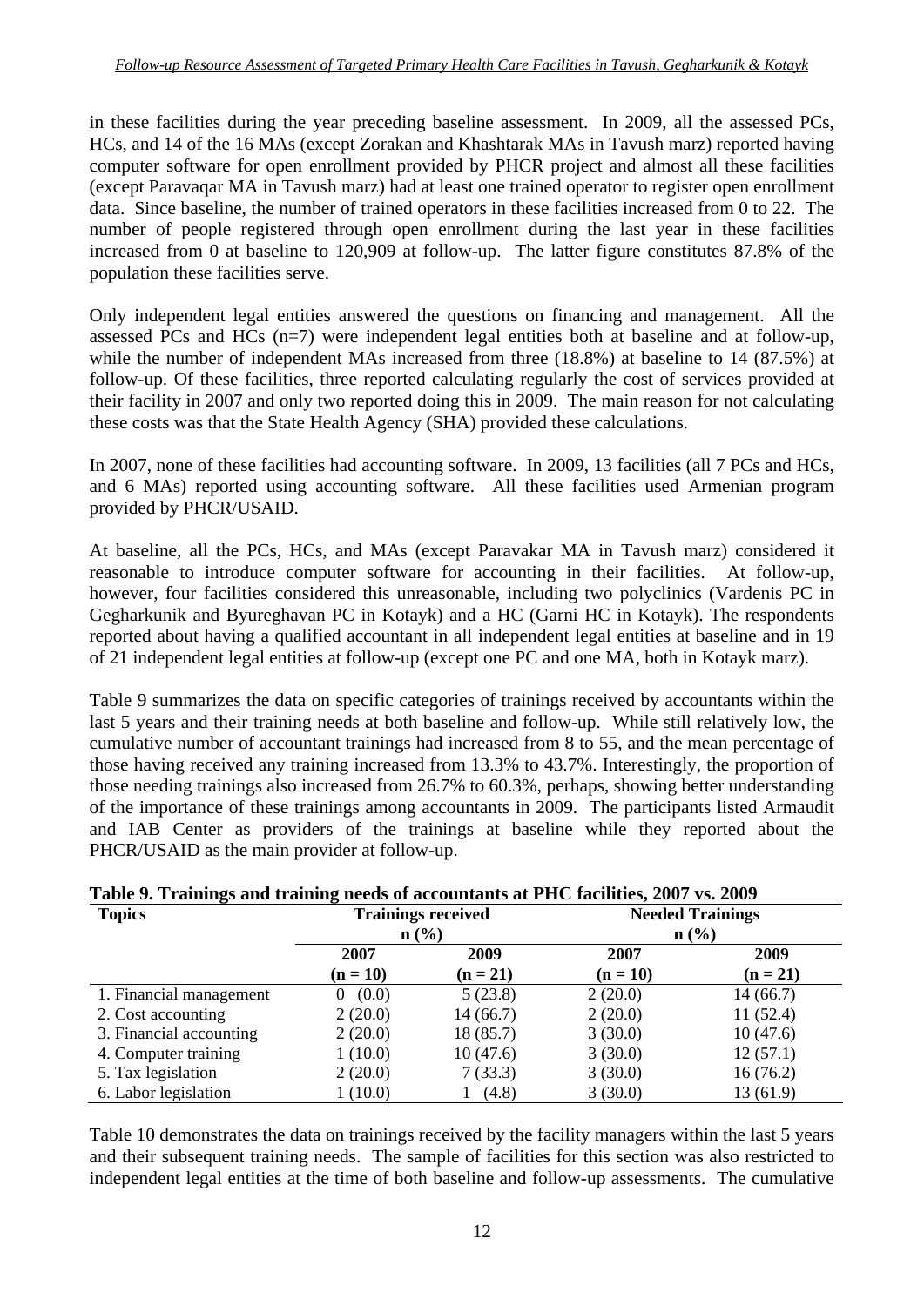in these facilities during the year preceding baseline assessment. In 2009, all the assessed PCs, HCs, and 14 of the 16 MAs (except Zorakan and Khashtarak MAs in Tavush marz) reported having computer software for open enrollment provided by PHCR project and almost all these facilities (except Paravaqar MA in Tavush marz) had at least one trained operator to register open enrollment data. Since baseline, the number of trained operators in these facilities increased from 0 to 22. The number of people registered through open enrollment during the last year in these facilities increased from 0 at baseline to 120,909 at follow-up. The latter figure constitutes 87.8% of the population these facilities serve.

Only independent legal entities answered the questions on financing and management. All the assessed PCs and HCs (n=7) were independent legal entities both at baseline and at follow-up, while the number of independent MAs increased from three (18.8%) at baseline to 14 (87.5%) at follow-up. Of these facilities, three reported calculating regularly the cost of services provided at their facility in 2007 and only two reported doing this in 2009. The main reason for not calculating these costs was that the State Health Agency (SHA) provided these calculations.

In 2007, none of these facilities had accounting software. In 2009, 13 facilities (all 7 PCs and HCs, and 6 MAs) reported using accounting software. All these facilities used Armenian program provided by PHCR/USAID.

At baseline, all the PCs, HCs, and MAs (except Paravakar MA in Tavush marz) considered it reasonable to introduce computer software for accounting in their facilities. At follow-up, however, four facilities considered this unreasonable, including two polyclinics (Vardenis PC in Gegharkunik and Byureghavan PC in Kotayk) and a HC (Garni HC in Kotayk). The respondents reported about having a qualified accountant in all independent legal entities at baseline and in 19 of 21 independent legal entities at follow-up (except one PC and one MA, both in Kotayk marz).

Table 9 summarizes the data on specific categories of trainings received by accountants within the last 5 years and their training needs at both baseline and follow-up. While still relatively low, the cumulative number of accountant trainings had increased from 8 to 55, and the mean percentage of those having received any training increased from 13.3% to 43.7%. Interestingly, the proportion of those needing trainings also increased from 26.7% to 60.3%, perhaps, showing better understanding of the importance of these trainings among accountants in 2009. The participants listed Armaudit and IAB Center as providers of the trainings at baseline while they reported about the PHCR/USAID as the main provider at follow-up.

**Table 9. Trainings and training needs of accountants at PHC facilities, 2007 vs. 2009**

| Topics | Trainings received n (%) | | Needed Trainings n (%) | |
|---|---|---|---|---|
| | 2007 (n = 10) | 2009 (n = 21) | 2007 (n = 10) | 2009 (n = 21) |
| 1. Financial management | 0 (0.0) | 5 (23.8) | 2 (20.0) | 14 (66.7) |
| 2. Cost accounting | 2 (20.0) | 14 (66.7) | 2 (20.0) | 11 (52.4) |
| 3. Financial accounting | 2 (20.0) | 18 (85.7) | 3 (30.0) | 10 (47.6) |
| 4. Computer training | 1 (10.0) | 10 (47.6) | 3 (30.0) | 12 (57.1) |
| 5. Tax legislation | 2 (20.0) | 7 (33.3) | 3 (30.0) | 16 (76.2) |
| 6. Labor legislation | 1 (10.0) | 1 (4.8) | 3 (30.0) | 13 (61.9) |

Table 10 demonstrates the data on trainings received by the facility managers within the last 5 years and their subsequent training needs. The sample of facilities for this section was also restricted to independent legal entities at the time of both baseline and follow-up assessments. The cumulative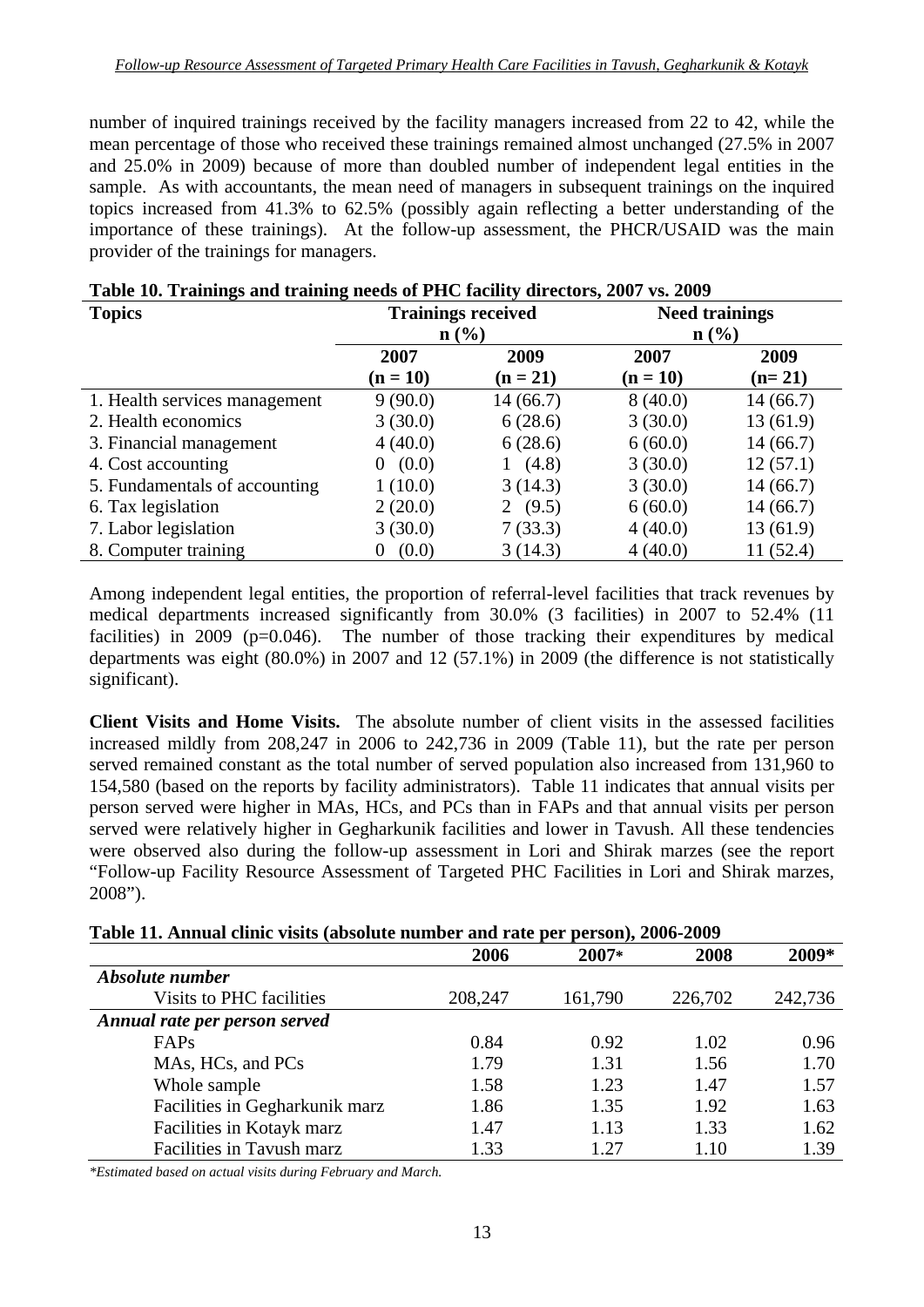number of inquired trainings received by the facility managers increased from 22 to 42, while the mean percentage of those who received these trainings remained almost unchanged (27.5% in 2007 and 25.0% in 2009) because of more than doubled number of independent legal entities in the sample. As with accountants, the mean need of managers in subsequent trainings on the inquired topics increased from 41.3% to 62.5% (possibly again reflecting a better understanding of the importance of these trainings). At the follow-up assessment, the PHCR/USAID was the main provider of the trainings for managers.

**Table 10. Trainings and training needs of PHC facility directors, 2007 vs. 2009**

| Topics | Trainings received n (%) | | Need trainings n (%) | |
|---|---|---|---|---|
| | 2007 (n = 10) | 2009 (n = 21) | 2007 (n = 10) | 2009 (n= 21) |
| 1. Health services management | 9 (90.0) | 14 (66.7) | 8 (40.0) | 14 (66.7) |
| 2. Health economics | 3 (30.0) | 6 (28.6) | 3 (30.0) | 13 (61.9) |
| 3. Financial management | 4 (40.0) | 6 (28.6) | 6 (60.0) | 14 (66.7) |
| 4. Cost accounting | 0 (0.0) | 1 (4.8) | 3 (30.0) | 12 (57.1) |
| 5. Fundamentals of accounting | 1 (10.0) | 3 (14.3) | 3 (30.0) | 14 (66.7) |
| 6. Tax legislation | 2 (20.0) | 2 (9.5) | 6 (60.0) | 14 (66.7) |
| 7. Labor legislation | 3 (30.0) | 7 (33.3) | 4 (40.0) | 13 (61.9) |
| 8. Computer training | 0 (0.0) | 3 (14.3) | 4 (40.0) | 11 (52.4) |

Among independent legal entities, the proportion of referral-level facilities that track revenues by medical departments increased significantly from 30.0% (3 facilities) in 2007 to 52.4% (11 facilities) in 2009 (p=0.046). The number of those tracking their expenditures by medical departments was eight (80.0%) in 2007 and 12 (57.1%) in 2009 (the difference is not statistically significant).

**Client Visits and Home Visits.** The absolute number of client visits in the assessed facilities increased mildly from 208,247 in 2006 to 242,736 in 2009 (Table 11), but the rate per person served remained constant as the total number of served population also increased from 131,960 to 154,580 (based on the reports by facility administrators). Table 11 indicates that annual visits per person served were higher in MAs, HCs, and PCs than in FAPs and that annual visits per person served were relatively higher in Gegharkunik facilities and lower in Tavush. All these tendencies were observed also during the follow-up assessment in Lori and Shirak marzes (see the report "Follow-up Facility Resource Assessment of Targeted PHC Facilities in Lori and Shirak marzes, 2008").

**Table 11. Annual clinic visits (absolute number and rate per person), 2006-2009**

| | 2006 | 2007* | 2008 | 2009* |
|---|---|---|---|---|
| ***Absolute number*** | | | | |
| Visits to PHC facilities | 208,247 | 161,790 | 226,702 | 242,736 |
| ***Annual rate per person served*** | | | | |
| FAPs | 0.84 | 0.92 | 1.02 | 0.96 |
| MAs, HCs, and PCs | 1.79 | 1.31 | 1.56 | 1.70 |
| Whole sample | 1.58 | 1.23 | 1.47 | 1.57 |
| Facilities in Gegharkunik marz | 1.86 | 1.35 | 1.92 | 1.63 |
| Facilities in Kotayk marz | 1.47 | 1.13 | 1.33 | 1.62 |
| Facilities in Tavush marz | 1.33 | 1.27 | 1.10 | 1.39 |

*\*Estimated based on actual visits during February and March.*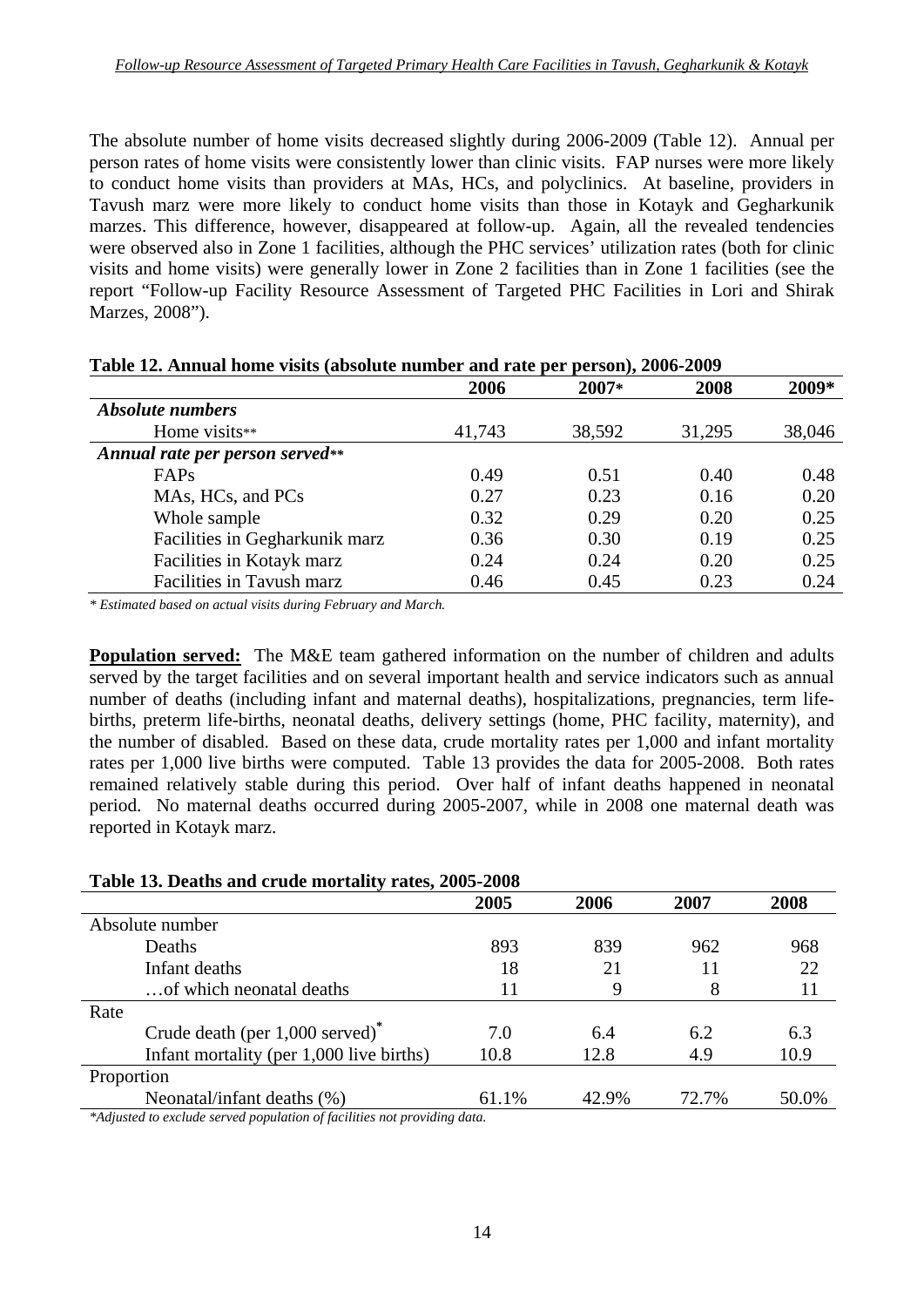The absolute number of home visits decreased slightly during 2006-2009 (Table 12). Annual per person rates of home visits were consistently lower than clinic visits. FAP nurses were more likely to conduct home visits than providers at MAs, HCs, and polyclinics. At baseline, providers in Tavush marz were more likely to conduct home visits than those in Kotayk and Gegharkunik marzes. This difference, however, disappeared at follow-up. Again, all the revealed tendencies were observed also in Zone 1 facilities, although the PHC services' utilization rates (both for clinic visits and home visits) were generally lower in Zone 2 facilities than in Zone 1 facilities (see the report "Follow-up Facility Resource Assessment of Targeted PHC Facilities in Lori and Shirak Marzes, 2008").

**Table 12. Annual home visits (absolute number and rate per person), 2006-2009**

| | 2006 | 2007* | 2008 | 2009* |
|---|---|---|---|---|
| ***Absolute numbers*** | | | | |
| Home visits** | 41,743 | 38,592 | 31,295 | 38,046 |
| ***Annual rate per person served**** | | | | |
| FAPs | 0.49 | 0.51 | 0.40 | 0.48 |
| MAs, HCs, and PCs | 0.27 | 0.23 | 0.16 | 0.20 |
| Whole sample | 0.32 | 0.29 | 0.20 | 0.25 |
| Facilities in Gegharkunik marz | 0.36 | 0.30 | 0.19 | 0.25 |
| Facilities in Kotayk marz | 0.24 | 0.24 | 0.20 | 0.25 |
| Facilities in Tavush marz | 0.46 | 0.45 | 0.23 | 0.24 |

*\* Estimated based on actual visits during February and March.*

**Population served:** The M&E team gathered information on the number of children and adults served by the target facilities and on several important health and service indicators such as annual number of deaths (including infant and maternal deaths), hospitalizations, pregnancies, term life-births, preterm life-births, neonatal deaths, delivery settings (home, PHC facility, maternity), and the number of disabled. Based on these data, crude mortality rates per 1,000 and infant mortality rates per 1,000 live births were computed. Table 13 provides the data for 2005-2008. Both rates remained relatively stable during this period. Over half of infant deaths happened in neonatal period. No maternal deaths occurred during 2005-2007, while in 2008 one maternal death was reported in Kotayk marz.

**Table 13. Deaths and crude mortality rates, 2005-2008**

| | 2005 | 2006 | 2007 | 2008 |
|---|---|---|---|---|
| Absolute number | | | | |
| Deaths | 893 | 839 | 962 | 968 |
| Infant deaths | 18 | 21 | 11 | 22 |
| …of which neonatal deaths | 11 | 9 | 8 | 11 |
| Rate | | | | |
| Crude death (per 1,000 served)* | 7.0 | 6.4 | 6.2 | 6.3 |
| Infant mortality (per 1,000 live births) | 10.8 | 12.8 | 4.9 | 10.9 |
| Proportion | | | | |
| Neonatal/infant deaths (%) | 61.1% | 42.9% | 72.7% | 50.0% |

*\*Adjusted to exclude served population of facilities not providing data.*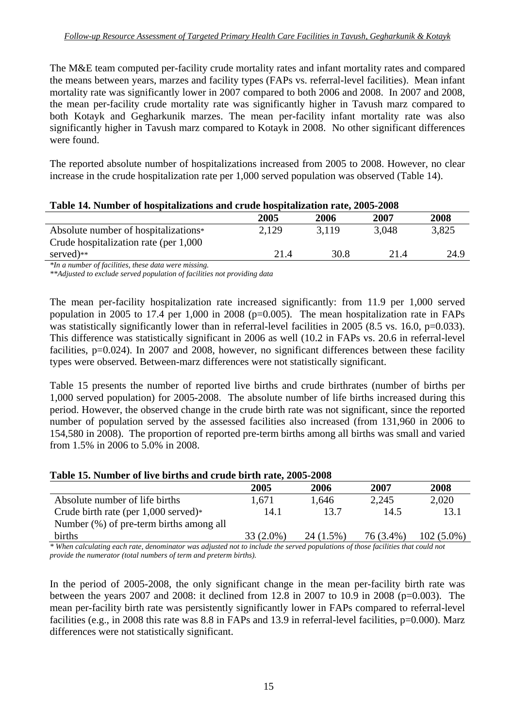The M&E team computed per-facility crude mortality rates and infant mortality rates and compared the means between years, marzes and facility types (FAPs vs. referral-level facilities). Mean infant mortality rate was significantly lower in 2007 compared to both 2006 and 2008. In 2007 and 2008, the mean per-facility crude mortality rate was significantly higher in Tavush marz compared to both Kotayk and Gegharkunik marzes. The mean per-facility infant mortality rate was also significantly higher in Tavush marz compared to Kotayk in 2008. No other significant differences were found.

The reported absolute number of hospitalizations increased from 2005 to 2008. However, no clear increase in the crude hospitalization rate per 1,000 served population was observed (Table 14).

**Table 14. Number of hospitalizations and crude hospitalization rate, 2005-2008**

| | 2005 | 2006 | 2007 | 2008 |
|---|---|---|---|---|
| Absolute number of hospitalizations* | 2,129 | 3,119 | 3,048 | 3,825 |
| Crude hospitalization rate (per 1,000 served)** | 21.4 | 30.8 | 21.4 | 24.9 |

*\*In a number of facilities, these data were missing.*
*\*\*Adjusted to exclude served population of facilities not providing data*

The mean per-facility hospitalization rate increased significantly: from 11.9 per 1,000 served population in 2005 to 17.4 per 1,000 in 2008 ($p=0.005$). The mean hospitalization rate in FAPs was statistically significantly lower than in referral-level facilities in 2005 (8.5 vs. 16.0, $p=0.033$). This difference was statistically significant in 2006 as well (10.2 in FAPs vs. 20.6 in referral-level facilities, $p=0.024$). In 2007 and 2008, however, no significant differences between these facility types were observed. Between-marz differences were not statistically significant.

Table 15 presents the number of reported live births and crude birthrates (number of births per 1,000 served population) for 2005-2008. The absolute number of life births increased during this period. However, the observed change in the crude birth rate was not significant, since the reported number of population served by the assessed facilities also increased (from 131,960 in 2006 to 154,580 in 2008). The proportion of reported pre-term births among all births was small and varied from 1.5% in 2006 to 5.0% in 2008.

**Table 15. Number of live births and crude birth rate, 2005-2008**

| | 2005 | 2006 | 2007 | 2008 |
|---|---|---|---|---|
| Absolute number of life births | 1,671 | 1,646 | 2,245 | 2,020 |
| Crude birth rate (per 1,000 served)* | 14.1 | 13.7 | 14.5 | 13.1 |
| Number (%) of pre-term births among all births | 33 (2.0%) | 24 (1.5%) | 76 (3.4%) | 102 (5.0%) |

*\* When calculating each rate, denominator was adjusted not to include the served populations of those facilities that could not provide the numerator (total numbers of term and preterm births).*

In the period of 2005-2008, the only significant change in the mean per-facility birth rate was between the years 2007 and 2008: it declined from 12.8 in 2007 to 10.9 in 2008 ($p=0.003$). The mean per-facility birth rate was persistently significantly lower in FAPs compared to referral-level facilities (e.g., in 2008 this rate was 8.8 in FAPs and 13.9 in referral-level facilities, $p=0.000$). Marz differences were not statistically significant.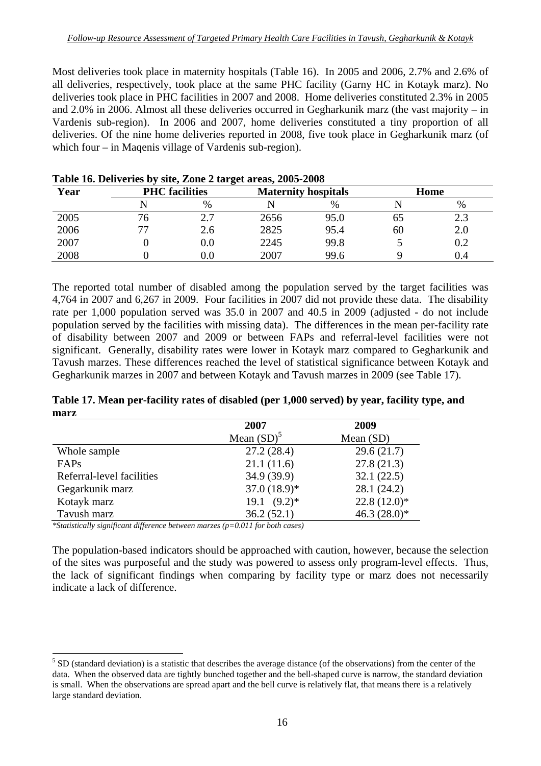Most deliveries took place in maternity hospitals (Table 16). In 2005 and 2006, 2.7% and 2.6% of all deliveries, respectively, took place at the same PHC facility (Garny HC in Kotayk marz). No deliveries took place in PHC facilities in 2007 and 2008. Home deliveries constituted 2.3% in 2005 and 2.0% in 2006. Almost all these deliveries occurred in Gegharkunik marz (the vast majority – in Vardenis sub-region). In 2006 and 2007, home deliveries constituted a tiny proportion of all deliveries. Of the nine home deliveries reported in 2008, five took place in Gegharkunik marz (of which four – in Maqenis village of Vardenis sub-region).

**Table 16. Deliveries by site, Zone 2 target areas, 2005-2008**

| Year | PHC facilities | | Maternity hospitals | | Home | |
|---|---|---|---|---|---|---|
| | N | % | N | % | N | % |
| 2005 | 76 | 2.7 | 2656 | 95.0 | 65 | 2.3 |
| 2006 | 77 | 2.6 | 2825 | 95.4 | 60 | 2.0 |
| 2007 | 0 | 0.0 | 2245 | 99.8 | 5 | 0.2 |
| 2008 | 0 | 0.0 | 2007 | 99.6 | 9 | 0.4 |

The reported total number of disabled among the population served by the target facilities was 4,764 in 2007 and 6,267 in 2009. Four facilities in 2007 did not provide these data. The disability rate per 1,000 population served was 35.0 in 2007 and 40.5 in 2009 (adjusted - do not include population served by the facilities with missing data). The differences in the mean per-facility rate of disability between 2007 and 2009 or between FAPs and referral-level facilities were not significant. Generally, disability rates were lower in Kotayk marz compared to Gegharkunik and Tavush marzes. These differences reached the level of statistical significance between Kotayk and Gegharkunik marzes in 2007 and between Kotayk and Tavush marzes in 2009 (see Table 17).

**Table 17. Mean per-facility rates of disabled (per 1,000 served) by year, facility type, and marz**

| | 2007 | 2009 |
|---|---|---|
| | Mean (SD)[5] | Mean (SD) |
| Whole sample | 27.2 (28.4) | 29.6 (21.7) |
| FAPs | 21.1 (11.6) | 27.8 (21.3) |
| Referral-level facilities | 34.9 (39.9) | 32.1 (22.5) |
| Gegarkunik marz | 37.0 (18.9)* | 28.1 (24.2) |
| Kotayk marz | 19.1 (9.2)* | 22.8 (12.0)* |
| Tavush marz | 36.2 (52.1) | 46.3 (28.0)* |

*\*Statistically significant difference between marzes (p=0.011 for both cases)*

The population-based indicators should be approached with caution, however, because the selection of the sites was purposeful and the study was powered to assess only program-level effects. Thus, the lack of significant findings when comparing by facility type or marz does not necessarily indicate a lack of difference.

[5] SD (standard deviation) is a statistic that describes the average distance (of the observations) from the center of the data. When the observed data are tightly bunched together and the bell-shaped curve is narrow, the standard deviation is small. When the observations are spread apart and the bell curve is relatively flat, that means there is a relatively large standard deviation.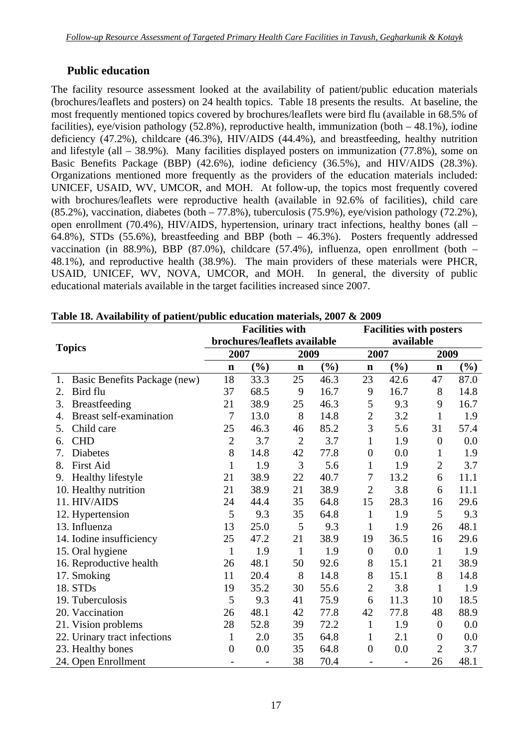## Public education

The facility resource assessment looked at the availability of patient/public education materials (brochures/leaflets and posters) on 24 health topics. Table 18 presents the results. At baseline, the most frequently mentioned topics covered by brochures/leaflets were bird flu (available in 68.5% of facilities), eye/vision pathology (52.8%), reproductive health, immunization (both – 48.1%), iodine deficiency (47.2%), childcare (46.3%), HIV/AIDS (44.4%), and breastfeeding, healthy nutrition and lifestyle (all – 38.9%). Many facilities displayed posters on immunization (77.8%), some on Basic Benefits Package (BBP) (42.6%), iodine deficiency (36.5%), and HIV/AIDS (28.3%). Organizations mentioned more frequently as the providers of the education materials included: UNICEF, USAID, WV, UMCOR, and MOH. At follow-up, the topics most frequently covered with brochures/leaflets were reproductive health (available in 92.6% of facilities), child care (85.2%), vaccination, diabetes (both – 77.8%), tuberculosis (75.9%), eye/vision pathology (72.2%), open enrollment (70.4%), HIV/AIDS, hypertension, urinary tract infections, healthy bones (all – 64.8%), STDs (55.6%), breastfeeding and BBP (both – 46.3%). Posters frequently addressed vaccination (in 88.9%), BBP (87.0%), childcare (57.4%), influenza, open enrollment (both – 48.1%), and reproductive health (38.9%). The main providers of these materials were PHCR, USAID, UNICEF, WV, NOVA, UMCOR, and MOH. In general, the diversity of public educational materials available in the target facilities increased since 2007.

**Table 18. Availability of patient/public education materials, 2007 & 2009**

| Topics | Facilities with brochures/leaflets available | | | | Facilities with posters available | | | |
|---|---|---|---|---|---|---|---|---|
| | 2007 | | 2009 | | 2007 | | 2009 | |
| | **n** | **(%)** | **n** | **(%)** | **n** | **(%)** | **n** | **(%)** |
| 1. Basic Benefits Package (new) | 18 | 33.3 | 25 | 46.3 | 23 | 42.6 | 47 | 87.0 |
| 2. Bird flu | 37 | 68.5 | 9 | 16.7 | 9 | 16.7 | 8 | 14.8 |
| 3. Breastfeeding | 21 | 38.9 | 25 | 46.3 | 5 | 9.3 | 9 | 16.7 |
| 4. Breast self-examination | 7 | 13.0 | 8 | 14.8 | 2 | 3.2 | 1 | 1.9 |
| 5. Child care | 25 | 46.3 | 46 | 85.2 | 3 | 5.6 | 31 | 57.4 |
| 6. CHD | 2 | 3.7 | 2 | 3.7 | 1 | 1.9 | 0 | 0.0 |
| 7. Diabetes | 8 | 14.8 | 42 | 77.8 | 0 | 0.0 | 1 | 1.9 |
| 8. First Aid | 1 | 1.9 | 3 | 5.6 | 1 | 1.9 | 2 | 3.7 |
| 9. Healthy lifestyle | 21 | 38.9 | 22 | 40.7 | 7 | 13.2 | 6 | 11.1 |
| 10. Healthy nutrition | 21 | 38.9 | 21 | 38.9 | 2 | 3.8 | 6 | 11.1 |
| 11. HIV/AIDS | 24 | 44.4 | 35 | 64.8 | 15 | 28.3 | 16 | 29.6 |
| 12. Hypertension | 5 | 9.3 | 35 | 64.8 | 1 | 1.9 | 5 | 9.3 |
| 13. Influenza | 13 | 25.0 | 5 | 9.3 | 1 | 1.9 | 26 | 48.1 |
| 14. Iodine insufficiency | 25 | 47.2 | 21 | 38.9 | 19 | 36.5 | 16 | 29.6 |
| 15. Oral hygiene | 1 | 1.9 | 1 | 1.9 | 0 | 0.0 | 1 | 1.9 |
| 16. Reproductive health | 26 | 48.1 | 50 | 92.6 | 8 | 15.1 | 21 | 38.9 |
| 17. Smoking | 11 | 20.4 | 8 | 14.8 | 8 | 15.1 | 8 | 14.8 |
| 18. STDs | 19 | 35.2 | 30 | 55.6 | 2 | 3.8 | 1 | 1.9 |
| 19. Tuberculosis | 5 | 9.3 | 41 | 75.9 | 6 | 11.3 | 10 | 18.5 |
| 20. Vaccination | 26 | 48.1 | 42 | 77.8 | 42 | 77.8 | 48 | 88.9 |
| 21. Vision problems | 28 | 52.8 | 39 | 72.2 | 1 | 1.9 | 0 | 0.0 |
| 22. Urinary tract infections | 1 | 2.0 | 35 | 64.8 | 1 | 2.1 | 0 | 0.0 |
| 23. Healthy bones | 0 | 0.0 | 35 | 64.8 | 0 | 0.0 | 2 | 3.7 |
| 24. Open Enrollment | - | - | 38 | 70.4 | - | - | 26 | 48.1 |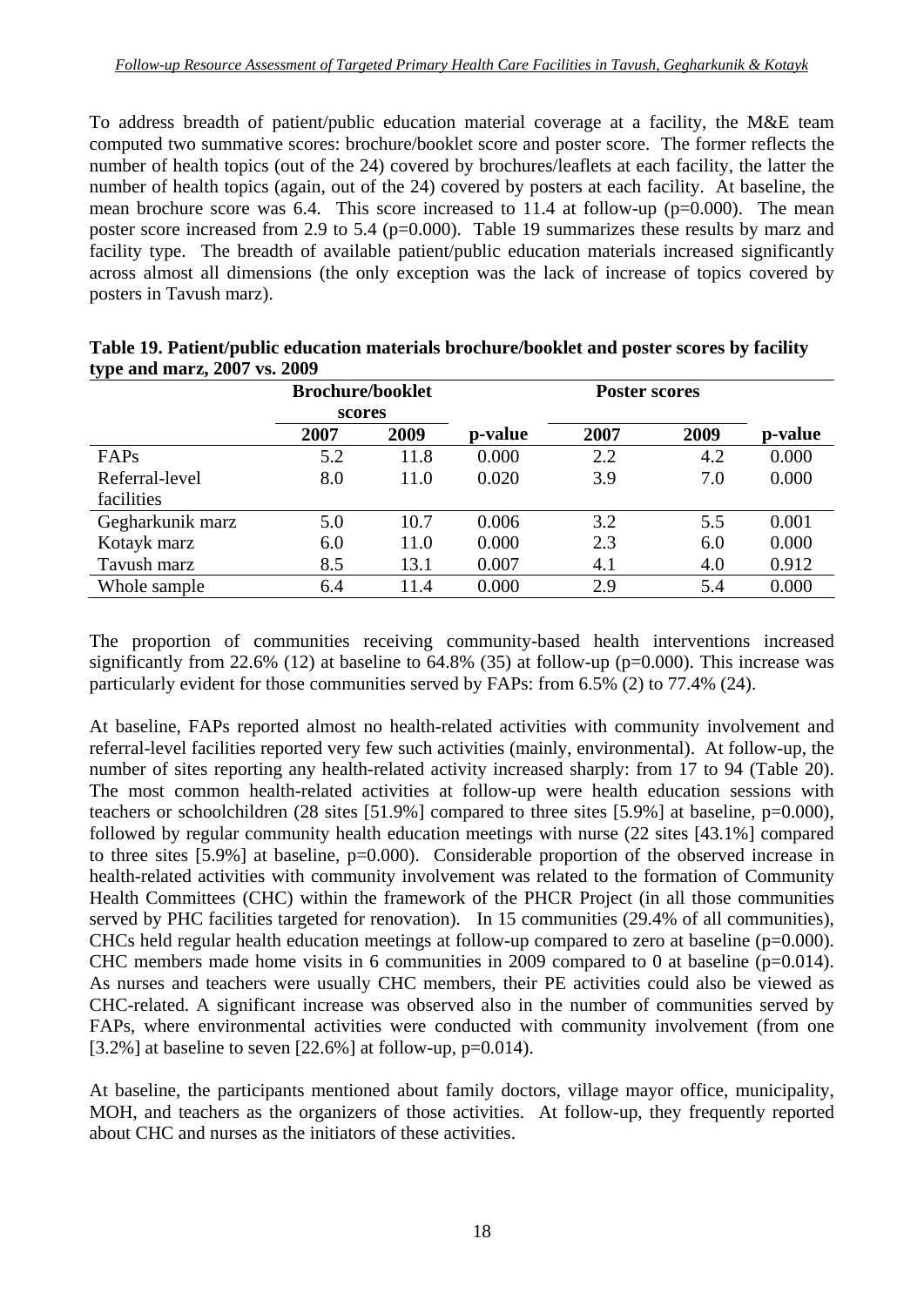To address breadth of patient/public education material coverage at a facility, the M&E team computed two summative scores: brochure/booklet score and poster score. The former reflects the number of health topics (out of the 24) covered by brochures/leaflets at each facility, the latter the number of health topics (again, out of the 24) covered by posters at each facility. At baseline, the mean brochure score was 6.4. This score increased to 11.4 at follow-up (p=0.000). The mean poster score increased from 2.9 to 5.4 (p=0.000). Table 19 summarizes these results by marz and facility type. The breadth of available patient/public education materials increased significantly across almost all dimensions (the only exception was the lack of increase of topics covered by posters in Tavush marz).

**Table 19. Patient/public education materials brochure/booklet and poster scores by facility type and marz, 2007 vs. 2009**

| | Brochure/booklet scores | | | Poster scores | | |
|---|---|---|---|---|---|---|
| | 2007 | 2009 | p-value | 2007 | 2009 | p-value |
| FAPs | 5.2 | 11.8 | 0.000 | 2.2 | 4.2 | 0.000 |
| Referral-level facilities | 8.0 | 11.0 | 0.020 | 3.9 | 7.0 | 0.000 |
| Gegharkunik marz | 5.0 | 10.7 | 0.006 | 3.2 | 5.5 | 0.001 |
| Kotayk marz | 6.0 | 11.0 | 0.000 | 2.3 | 6.0 | 0.000 |
| Tavush marz | 8.5 | 13.1 | 0.007 | 4.1 | 4.0 | 0.912 |
| Whole sample | 6.4 | 11.4 | 0.000 | 2.9 | 5.4 | 0.000 |

The proportion of communities receiving community-based health interventions increased significantly from 22.6% (12) at baseline to 64.8% (35) at follow-up (p=0.000). This increase was particularly evident for those communities served by FAPs: from 6.5% (2) to 77.4% (24).

At baseline, FAPs reported almost no health-related activities with community involvement and referral-level facilities reported very few such activities (mainly, environmental). At follow-up, the number of sites reporting any health-related activity increased sharply: from 17 to 94 (Table 20). The most common health-related activities at follow-up were health education sessions with teachers or schoolchildren (28 sites [51.9%] compared to three sites [5.9%] at baseline, p=0.000), followed by regular community health education meetings with nurse (22 sites [43.1%] compared to three sites [5.9%] at baseline, p=0.000). Considerable proportion of the observed increase in health-related activities with community involvement was related to the formation of Community Health Committees (CHC) within the framework of the PHCR Project (in all those communities served by PHC facilities targeted for renovation). In 15 communities (29.4% of all communities), CHCs held regular health education meetings at follow-up compared to zero at baseline (p=0.000). CHC members made home visits in 6 communities in 2009 compared to 0 at baseline (p=0.014). As nurses and teachers were usually CHC members, their PE activities could also be viewed as CHC-related. A significant increase was observed also in the number of communities served by FAPs, where environmental activities were conducted with community involvement (from one [3.2%] at baseline to seven [22.6%] at follow-up, p=0.014).

At baseline, the participants mentioned about family doctors, village mayor office, municipality, MOH, and teachers as the organizers of those activities. At follow-up, they frequently reported about CHC and nurses as the initiators of these activities.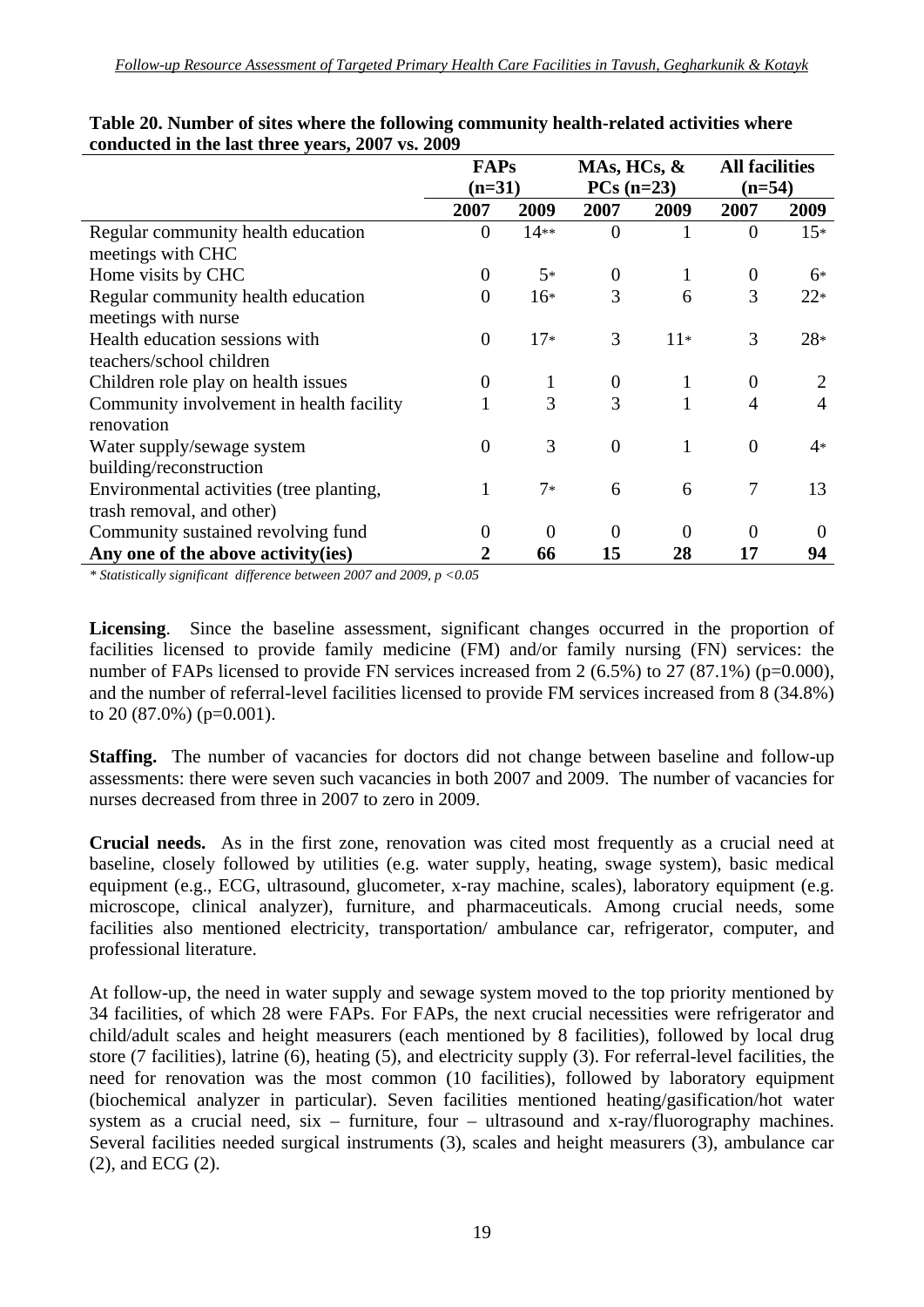**Table 20. Number of sites where the following community health-related activities where conducted in the last three years, 2007 vs. 2009**

| | FAPs (n=31) | | MAs, HCs, & PCs (n=23) | | All facilities (n=54) | |
|---|---|---|---|---|---|---|
| | 2007 | 2009 | 2007 | 2009 | 2007 | 2009 |
| Regular community health education meetings with CHC | 0 | 14** | 0 | 1 | 0 | 15* |
| Home visits by CHC | 0 | 5* | 0 | 1 | 0 | 6* |
| Regular community health education meetings with nurse | 0 | 16* | 3 | 6 | 3 | 22* |
| Health education sessions with teachers/school children | 0 | 17* | 3 | 11* | 3 | 28* |
| Children role play on health issues | 0 | 1 | 0 | 1 | 0 | 2 |
| Community involvement in health facility renovation | 1 | 3 | 3 | 1 | 4 | 4 |
| Water supply/sewage system building/reconstruction | 0 | 3 | 0 | 1 | 0 | 4* |
| Environmental activities (tree planting, trash removal, and other) | 1 | 7* | 6 | 6 | 7 | 13 |
| Community sustained revolving fund | 0 | 0 | 0 | 0 | 0 | 0 |
| **Any one of the above activity(ies)** | **2** | **66** | **15** | **28** | **17** | **94** |

*\* Statistically significant difference between 2007 and 2009, $p < 0.05$*

**Licensing**. Since the baseline assessment, significant changes occurred in the proportion of facilities licensed to provide family medicine (FM) and/or family nursing (FN) services: the number of FAPs licensed to provide FN services increased from 2 (6.5%) to 27 (87.1%) (p=0.000), and the number of referral-level facilities licensed to provide FM services increased from 8 (34.8%) to 20 (87.0%) (p=0.001).

**Staffing.** The number of vacancies for doctors did not change between baseline and follow-up assessments: there were seven such vacancies in both 2007 and 2009. The number of vacancies for nurses decreased from three in 2007 to zero in 2009.

**Crucial needs.** As in the first zone, renovation was cited most frequently as a crucial need at baseline, closely followed by utilities (e.g. water supply, heating, swage system), basic medical equipment (e.g., ECG, ultrasound, glucometer, x-ray machine, scales), laboratory equipment (e.g. microscope, clinical analyzer), furniture, and pharmaceuticals. Among crucial needs, some facilities also mentioned electricity, transportation/ ambulance car, refrigerator, computer, and professional literature.

At follow-up, the need in water supply and sewage system moved to the top priority mentioned by 34 facilities, of which 28 were FAPs. For FAPs, the next crucial necessities were refrigerator and child/adult scales and height measurers (each mentioned by 8 facilities), followed by local drug store (7 facilities), latrine (6), heating (5), and electricity supply (3). For referral-level facilities, the need for renovation was the most common (10 facilities), followed by laboratory equipment (biochemical analyzer in particular). Seven facilities mentioned heating/gasification/hot water system as a crucial need, six – furniture, four – ultrasound and x-ray/fluorography machines. Several facilities needed surgical instruments (3), scales and height measurers (3), ambulance car (2), and ECG (2).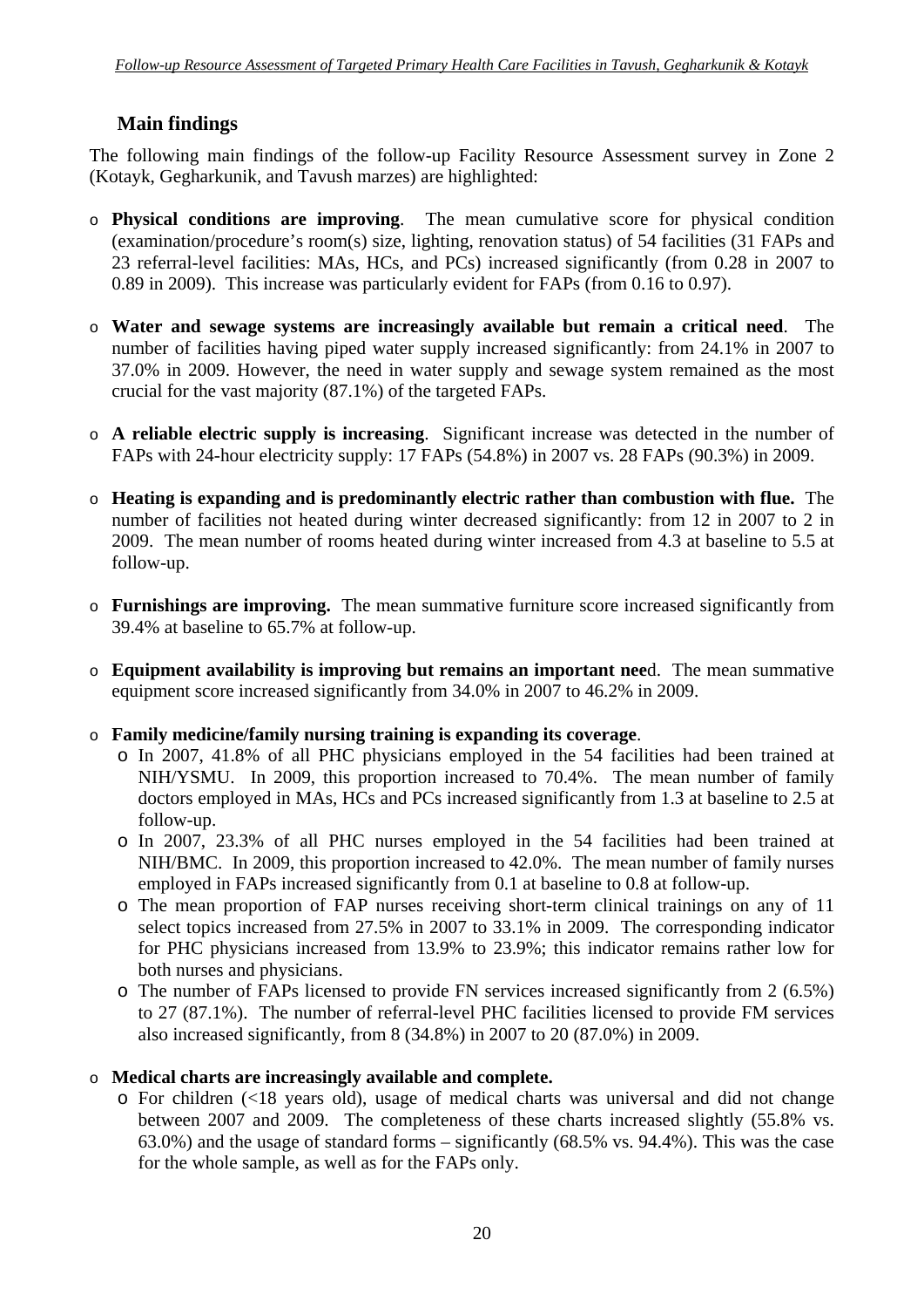## Main findings

The following main findings of the follow-up Facility Resource Assessment survey in Zone 2 (Kotayk, Gegharkunik, and Tavush marzes) are highlighted:

- **Physical conditions are improving**. The mean cumulative score for physical condition (examination/procedure's room(s) size, lighting, renovation status) of 54 facilities (31 FAPs and 23 referral-level facilities: MAs, HCs, and PCs) increased significantly (from 0.28 in 2007 to 0.89 in 2009). This increase was particularly evident for FAPs (from 0.16 to 0.97).

- **Water and sewage systems are increasingly available but remain a critical need**. The number of facilities having piped water supply increased significantly: from 24.1% in 2007 to 37.0% in 2009. However, the need in water supply and sewage system remained as the most crucial for the vast majority (87.1%) of the targeted FAPs.

- **A reliable electric supply is increasing**. Significant increase was detected in the number of FAPs with 24-hour electricity supply: 17 FAPs (54.8%) in 2007 vs. 28 FAPs (90.3%) in 2009.

- **Heating is expanding and is predominantly electric rather than combustion with flue.** The number of facilities not heated during winter decreased significantly: from 12 in 2007 to 2 in 2009. The mean number of rooms heated during winter increased from 4.3 at baseline to 5.5 at follow-up.

- **Furnishings are improving.** The mean summative furniture score increased significantly from 39.4% at baseline to 65.7% at follow-up.

- **Equipment availability is improving but remains an important nee**d. The mean summative equipment score increased significantly from 34.0% in 2007 to 46.2% in 2009.

- **Family medicine/family nursing training is expanding its coverage**.
  - In 2007, 41.8% of all PHC physicians employed in the 54 facilities had been trained at NIH/YSMU. In 2009, this proportion increased to 70.4%. The mean number of family doctors employed in MAs, HCs and PCs increased significantly from 1.3 at baseline to 2.5 at follow-up.
  - In 2007, 23.3% of all PHC nurses employed in the 54 facilities had been trained at NIH/BMC. In 2009, this proportion increased to 42.0%. The mean number of family nurses employed in FAPs increased significantly from 0.1 at baseline to 0.8 at follow-up.
  - The mean proportion of FAP nurses receiving short-term clinical trainings on any of 11 select topics increased from 27.5% in 2007 to 33.1% in 2009. The corresponding indicator for PHC physicians increased from 13.9% to 23.9%; this indicator remains rather low for both nurses and physicians.
  - The number of FAPs licensed to provide FN services increased significantly from 2 (6.5%) to 27 (87.1%). The number of referral-level PHC facilities licensed to provide FM services also increased significantly, from 8 (34.8%) in 2007 to 20 (87.0%) in 2009.

- **Medical charts are increasingly available and complete.**
  - For children (<18 years old), usage of medical charts was universal and did not change between 2007 and 2009. The completeness of these charts increased slightly (55.8% vs. 63.0%) and the usage of standard forms – significantly (68.5% vs. 94.4%). This was the case for the whole sample, as well as for the FAPs only.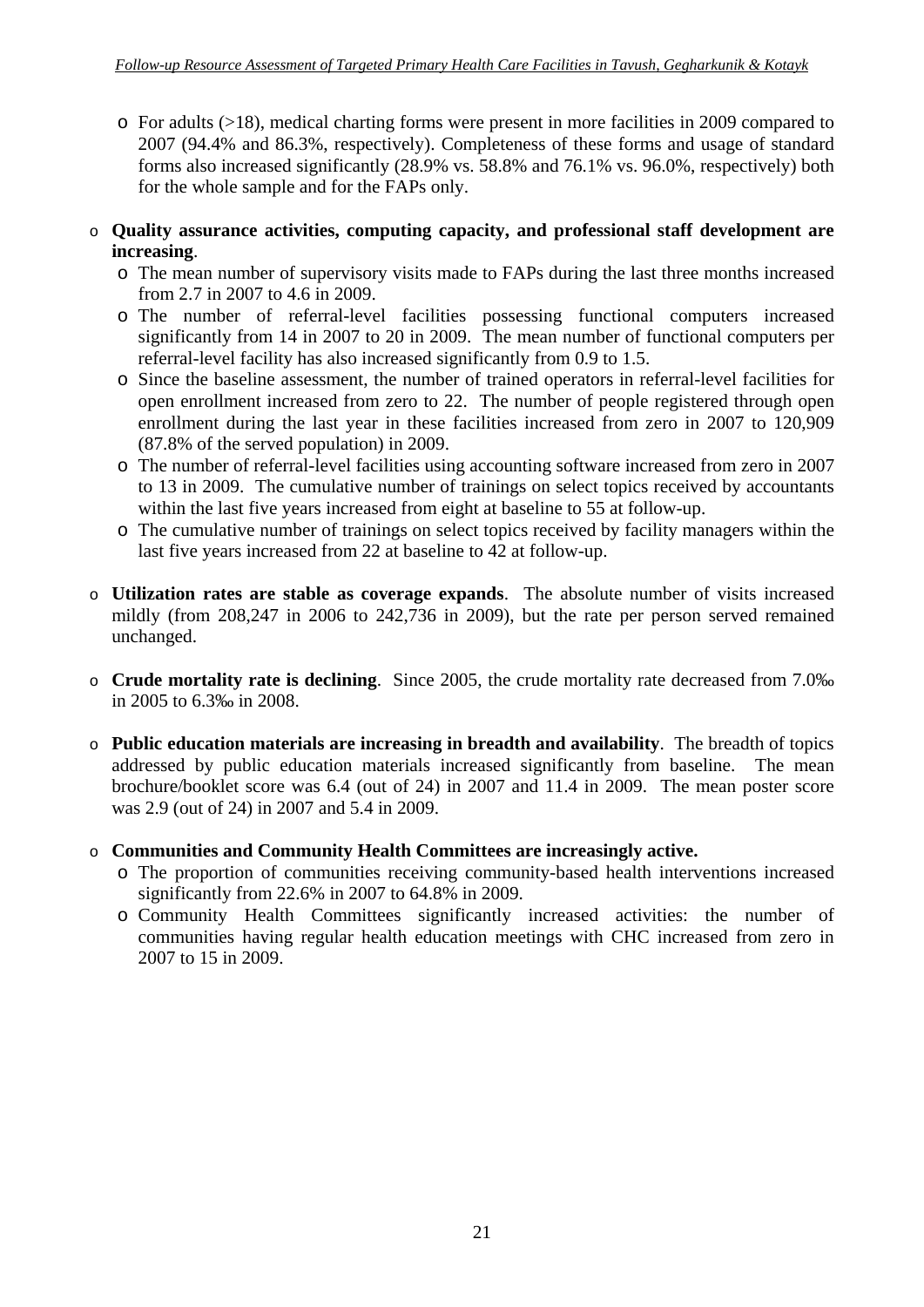- For adults (>18), medical charting forms were present in more facilities in 2009 compared to 2007 (94.4% and 86.3%, respectively). Completeness of these forms and usage of standard forms also increased significantly (28.9% vs. 58.8% and 76.1% vs. 96.0%, respectively) both for the whole sample and for the FAPs only.

- **Quality assurance activities, computing capacity, and professional staff development are increasing**.
  - The mean number of supervisory visits made to FAPs during the last three months increased from 2.7 in 2007 to 4.6 in 2009.
  - The number of referral-level facilities possessing functional computers increased significantly from 14 in 2007 to 20 in 2009. The mean number of functional computers per referral-level facility has also increased significantly from 0.9 to 1.5.
  - Since the baseline assessment, the number of trained operators in referral-level facilities for open enrollment increased from zero to 22. The number of people registered through open enrollment during the last year in these facilities increased from zero in 2007 to 120,909 (87.8% of the served population) in 2009.
  - The number of referral-level facilities using accounting software increased from zero in 2007 to 13 in 2009. The cumulative number of trainings on select topics received by accountants within the last five years increased from eight at baseline to 55 at follow-up.
  - The cumulative number of trainings on select topics received by facility managers within the last five years increased from 22 at baseline to 42 at follow-up.

- **Utilization rates are stable as coverage expands**. The absolute number of visits increased mildly (from 208,247 in 2006 to 242,736 in 2009), but the rate per person served remained unchanged.

- **Crude mortality rate is declining**. Since 2005, the crude mortality rate decreased from 7.0‰ in 2005 to 6.3‰ in 2008.

- **Public education materials are increasing in breadth and availability**. The breadth of topics addressed by public education materials increased significantly from baseline. The mean brochure/booklet score was 6.4 (out of 24) in 2007 and 11.4 in 2009. The mean poster score was 2.9 (out of 24) in 2007 and 5.4 in 2009.

- **Communities and Community Health Committees are increasingly active.**
  - The proportion of communities receiving community-based health interventions increased significantly from 22.6% in 2007 to 64.8% in 2009.
  - Community Health Committees significantly increased activities: the number of communities having regular health education meetings with CHC increased from zero in 2007 to 15 in 2009.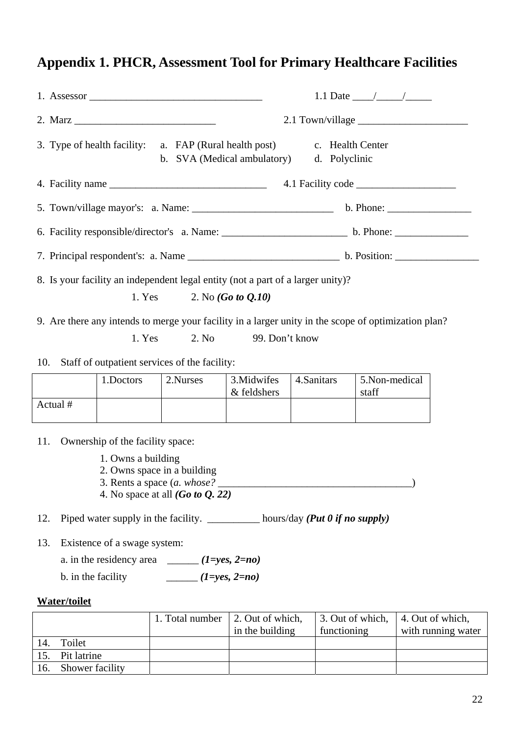# Appendix 1. PHCR, Assessment Tool for Primary Healthcare Facilities

1. Assessor _________________________________ 1.1 Date ____/_____/_____

2. Marz ___________________________ 2.1 Town/village _____________________

3. Type of health facility: a. FAP (Rural health post) c. Health Center
   b. SVA (Medical ambulatory) d. Polyclinic

4. Facility name ______________________________ 4.1 Facility code ___________________

5. Town/village mayor's: a. Name: ___________________________ b. Phone: ________________

6. Facility responsible/director's a. Name: ________________________ b. Phone: ______________

7. Principal respondent's: a. Name _____________________________ b. Position: ________________

8. Is your facility an independent legal entity (not a part of a larger unity)?

   1. Yes 2. No ***(Go to Q.10)***

9. Are there any intends to merge your facility in a larger unity in the scope of optimization plan?

   1. Yes 2. No 99. Don't know

10. Staff of outpatient services of the facility:

| | 1.Doctors | 2.Nurses | 3.Midwifes & feldshers | 4.Sanitars | 5.Non-medical staff |
|---|---|---|---|---|---|
| Actual # | | | | | |

11. Ownership of the facility space:

    1. Owns a building
    2. Owns space in a building
    3. Rents a space (*a. whose?* _____________________________________)
    4. No space at all ***(Go to Q. 22)***

12. Piped water supply in the facility. __________ hours/day ***(Put 0 if no supply)***

13. Existence of a swage system:

    a. in the residency area ______ ***(1=yes, 2=no)***

    b. in the facility ______ ***(1=yes, 2=no)***

**Water/toilet**

| | 1. Total number | 2. Out of which, in the building | 3. Out of which, functioning | 4. Out of which, with running water |
|---|---|---|---|---|
| 14. Toilet | | | | |
| 15. Pit latrine | | | | |
| 16. Shower facility | | | | |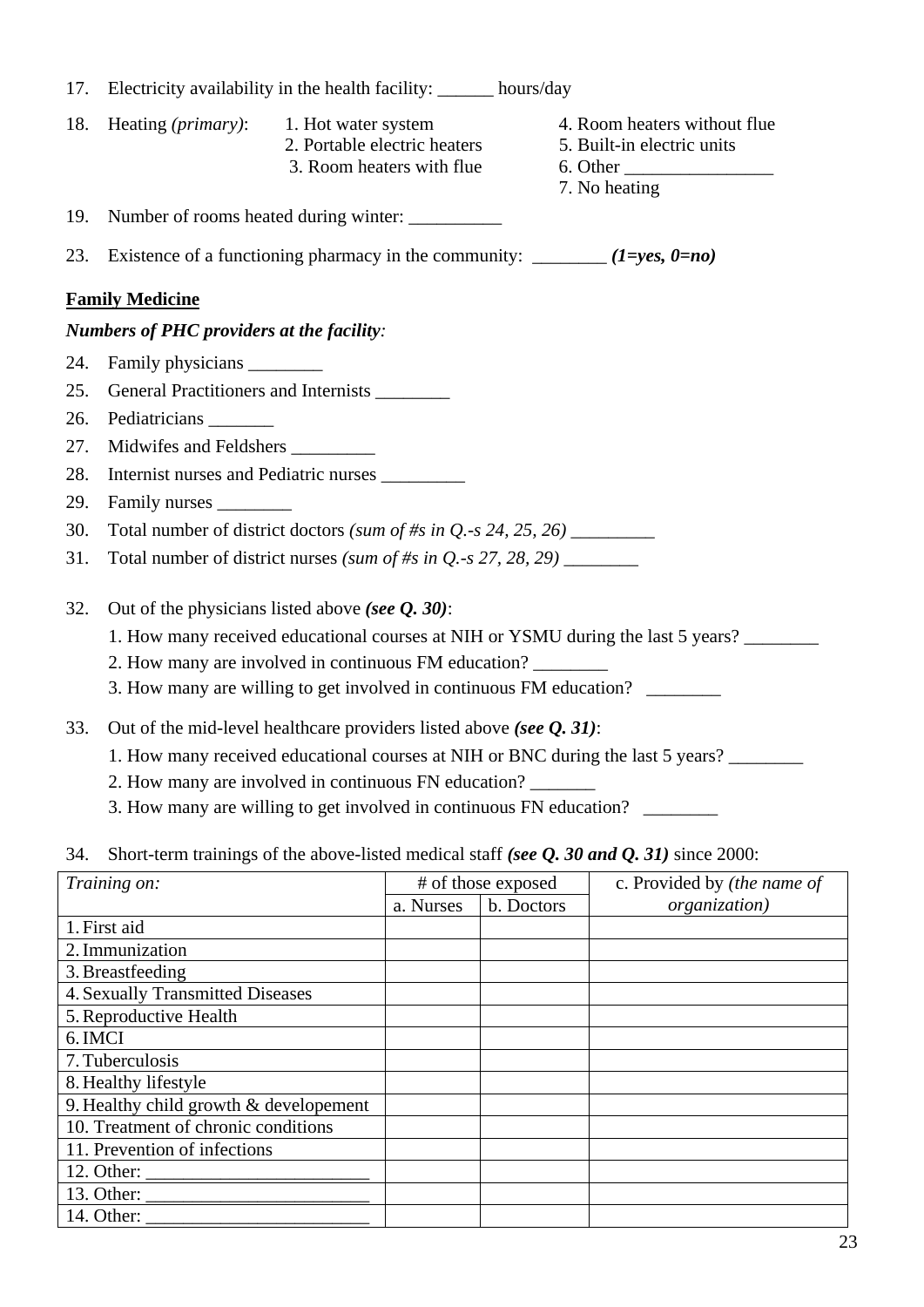17. Electricity availability in the health facility: ______ hours/day

18. Heating *(primary)*:
    1. Hot water system
    2. Portable electric heaters
    3. Room heaters with flue
    4. Room heaters without flue
    5. Built-in electric units
    6. Other ________________
    7. No heating

19. Number of rooms heated during winter: __________

23. Existence of a functioning pharmacy in the community: ________ ***(1=yes, 0=no)***

**Family Medicine**

***Numbers of PHC providers at the facility*:**

24. Family physicians ________
25. General Practitioners and Internists ________
26. Pediatricians _______
27. Midwifes and Feldshers _________
28. Internist nurses and Pediatric nurses _________
29. Family nurses ________
30. Total number of district doctors *(sum of #s in Q.-s 24, 25, 26)* _________
31. Total number of district nurses *(sum of #s in Q.-s 27, 28, 29)* ________

32. Out of the physicians listed above ***(see Q. 30)***:
    1. How many received educational courses at NIH or YSMU during the last 5 years? ________
    2. How many are involved in continuous FM education? ________
    3. How many are willing to get involved in continuous FM education? ________

33. Out of the mid-level healthcare providers listed above ***(see Q. 31)***:
    1. How many received educational courses at NIH or BNC during the last 5 years? ________
    2. How many are involved in continuous FN education? _______
    3. How many are willing to get involved in continuous FN education? ________

34. Short-term trainings of the above-listed medical staff ***(see Q. 30 and Q. 31)*** since 2000:

| *Training on:* | # of those exposed | | c. Provided by *(the name of organization)* |
|---|---|---|---|
| | a. Nurses | b. Doctors | |
| 1. First aid | | | |
| 2. Immunization | | | |
| 3. Breastfeeding | | | |
| 4. Sexually Transmitted Diseases | | | |
| 5. Reproductive Health | | | |
| 6. IMCI | | | |
| 7. Tuberculosis | | | |
| 8. Healthy lifestyle | | | |
| 9. Healthy child growth & developement | | | |
| 10. Treatment of chronic conditions | | | |
| 11. Prevention of infections | | | |
| 12. Other: ________________________ | | | |
| 13. Other: ________________________ | | | |
| 14. Other: ________________________ | | | |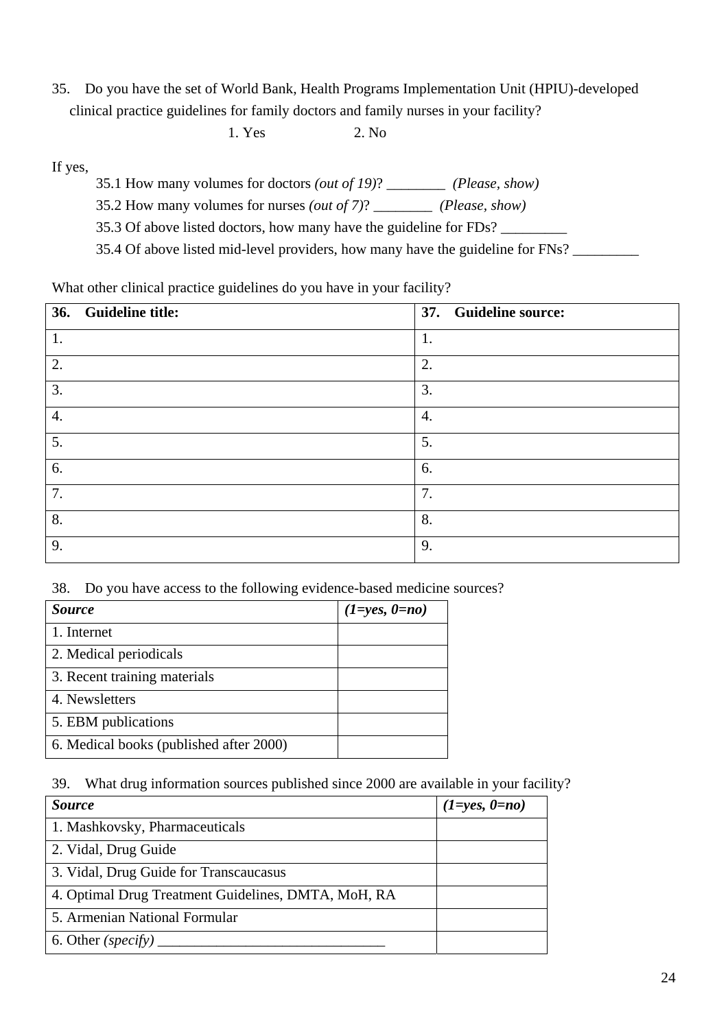35. Do you have the set of World Bank, Health Programs Implementation Unit (HPIU)-developed clinical practice guidelines for family doctors and family nurses in your facility?

1. Yes 2. No

If yes,

35.1 How many volumes for doctors *(out of 19)*? ________ *(Please, show)*

35.2 How many volumes for nurses *(out of 7)*? ________ *(Please, show)*

35.3 Of above listed doctors, how many have the guideline for FDs? _________

35.4 Of above listed mid-level providers, how many have the guideline for FNs? _________

What other clinical practice guidelines do you have in your facility?

| **36. Guideline title:** | **37. Guideline source:** |
|---|---|
| 1. | 1. |
| 2. | 2. |
| 3. | 3. |
| 4. | 4. |
| 5. | 5. |
| 6. | 6. |
| 7. | 7. |
| 8. | 8. |
| 9. | 9. |

38. Do you have access to the following evidence-based medicine sources?

| ***Source*** | ***(1=yes, 0=no)*** |
|---|---|
| 1. Internet | |
| 2. Medical periodicals | |
| 3. Recent training materials | |
| 4. Newsletters | |
| 5. EBM publications | |
| 6. Medical books (published after 2000) | |

39. What drug information sources published since 2000 are available in your facility?

| ***Source*** | ***(1=yes, 0=no)*** |
|---|---|
| 1. Mashkovsky, Pharmaceuticals | |
| 2. Vidal, Drug Guide | |
| 3. Vidal, Drug Guide for Transcaucasus | |
| 4. Optimal Drug Treatment Guidelines, DMTA, MoH, RA | |
| 5. Armenian National Formular | |
| 6. Other *(specify)* ________________________________ | |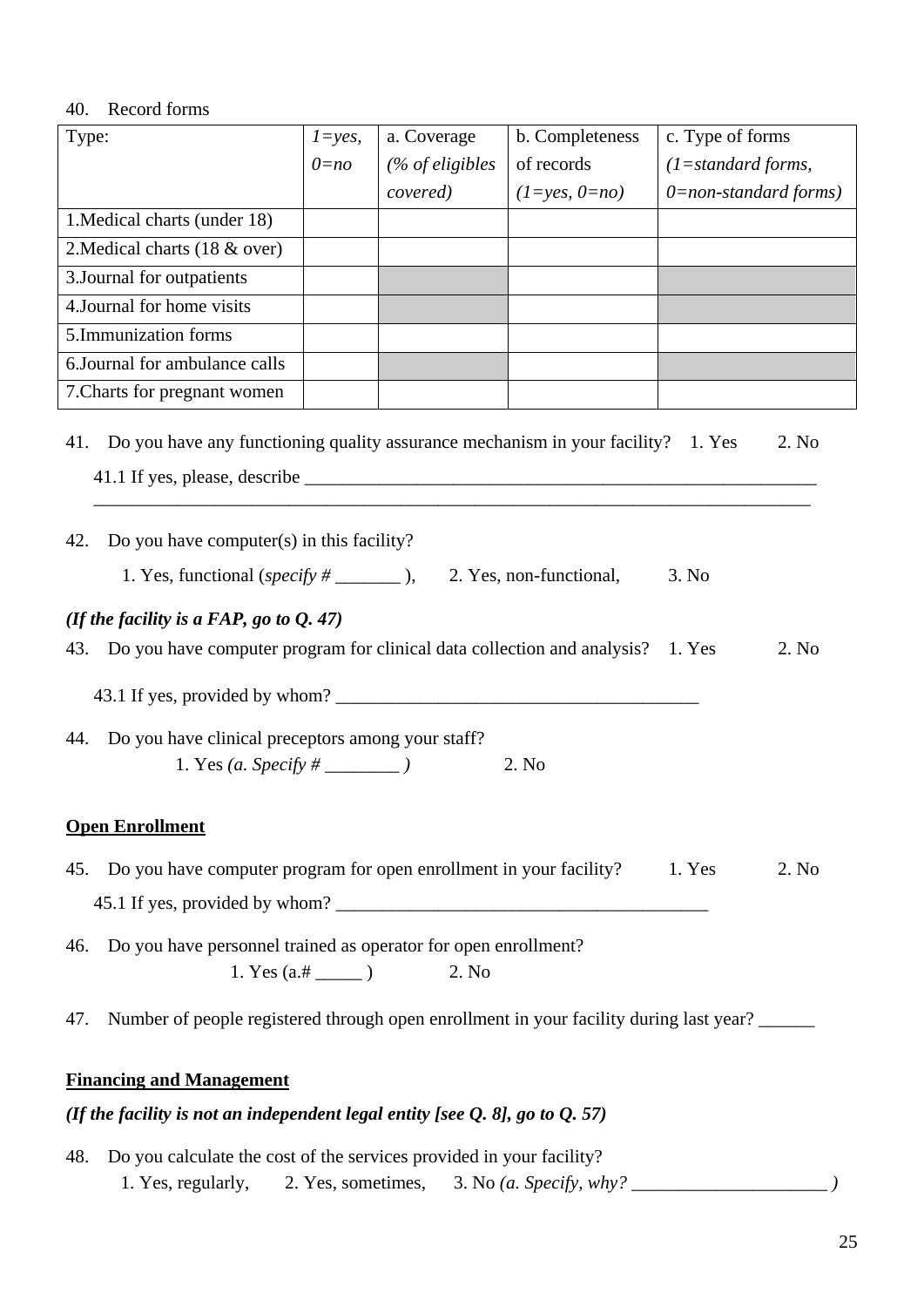40. Record forms

| Type: | *1=yes, 0=no* | a. Coverage *(% of eligibles covered)* | b. Completeness of records *(1=yes, 0=no)* | c. Type of forms *(1=standard forms, 0=non-standard forms)* |
|---|---|---|---|---|
| 1.Medical charts (under 18) | | | | |
| 2.Medical charts (18 & over) | | | | |
| 3.Journal for outpatients | | | | |
| 4.Journal for home visits | | | | |
| 5.Immunization forms | | | | |
| 6.Journal for ambulance calls | | | | |
| 7.Charts for pregnant women | | | | |

41. Do you have any functioning quality assurance mechanism in your facility? 1. Yes 2. No

41.1 If yes, please, describe ________________________________________________________

________________________________________________________________________________

42. Do you have computer(s) in this facility?

1. Yes, functional (*specify #* _______ ), 2. Yes, non-functional, 3. No

***(If the facility is a FAP, go to Q. 47)***

43. Do you have computer program for clinical data collection and analysis? 1. Yes 2. No

43.1 If yes, provided by whom? _______________________________________

44. Do you have clinical preceptors among your staff?

1. Yes *(a. Specify #* ________ *)* 2. No

**Open Enrollment**

45. Do you have computer program for open enrollment in your facility? 1. Yes 2. No

45.1 If yes, provided by whom? ________________________________________

46. Do you have personnel trained as operator for open enrollment?

1. Yes (a.# _____ ) 2. No

47. Number of people registered through open enrollment in your facility during last year? ______

**Financing and Management**

***(If the facility is not an independent legal entity [see Q. 8], go to Q. 57)***

48. Do you calculate the cost of the services provided in your facility?

1. Yes, regularly, 2. Yes, sometimes, 3. No *(a. Specify, why?* _____________________ *)*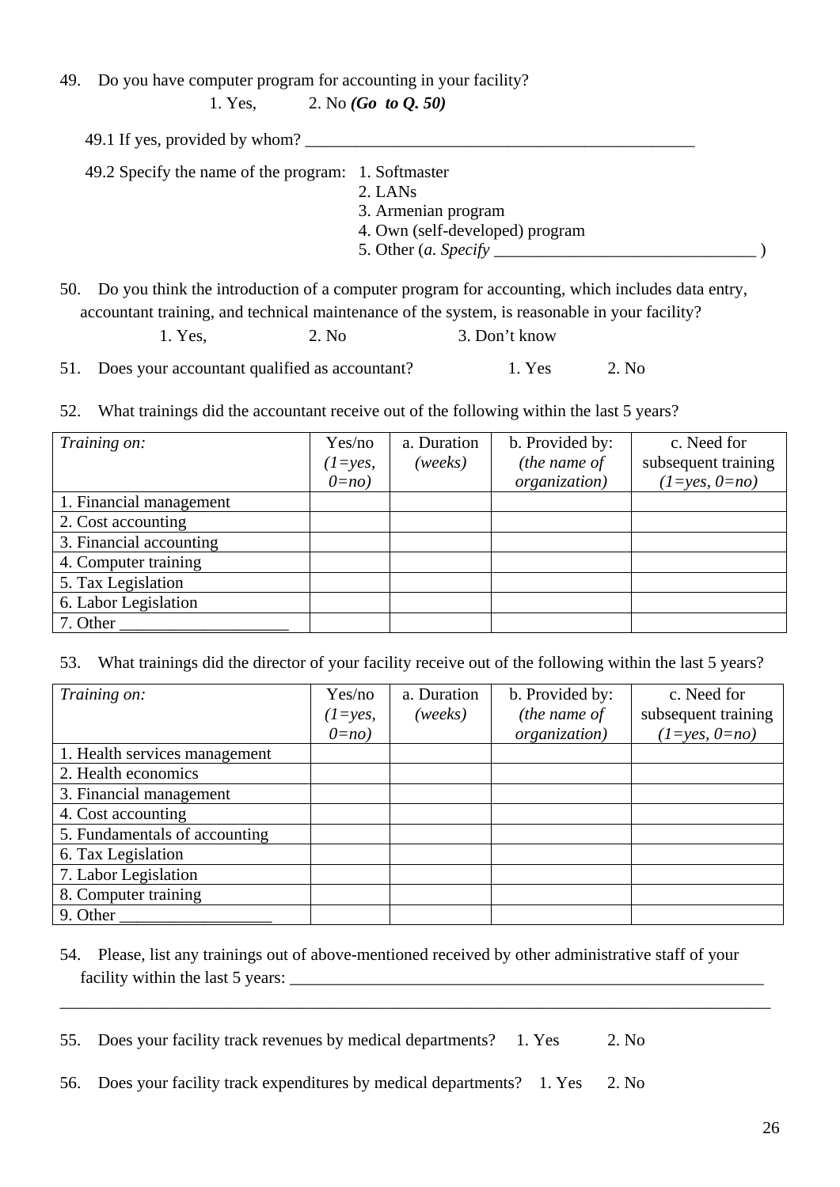49. Do you have computer program for accounting in your facility?

1. Yes, 2. No ***(Go to Q. 50)***

49.1 If yes, provided by whom? _______________________________________________

49.2 Specify the name of the program:
1. Softmaster
2. LANs
3. Armenian program
4. Own (self-developed) program
5. Other (*a. Specify* ________________________________ )

50. Do you think the introduction of a computer program for accounting, which includes data entry, accountant training, and technical maintenance of the system, is reasonable in your facility?

1. Yes, 2. No 3. Don't know

51. Does your accountant qualified as accountant? 1. Yes 2. No

52. What trainings did the accountant receive out of the following within the last 5 years?

| *Training on:* | Yes/no *(1=yes, 0=no)* | a. Duration *(weeks)* | b. Provided by: *(the name of organization)* | c. Need for subsequent training *(1=yes, 0=no)* |
|---|---|---|---|---|
| 1. Financial management | | | | |
| 2. Cost accounting | | | | |
| 3. Financial accounting | | | | |
| 4. Computer training | | | | |
| 5. Tax Legislation | | | | |
| 6. Labor Legislation | | | | |
| 7. Other ____________________ | | | | |

53. What trainings did the director of your facility receive out of the following within the last 5 years?

| *Training on:* | Yes/no *(1=yes, 0=no)* | a. Duration *(weeks)* | b. Provided by: *(the name of organization)* | c. Need for subsequent training *(1=yes, 0=no)* |
|---|---|---|---|---|
| 1. Health services management | | | | |
| 2. Health economics | | | | |
| 3. Financial management | | | | |
| 4. Cost accounting | | | | |
| 5. Fundamentals of accounting | | | | |
| 6. Tax Legislation | | | | |
| 7. Labor Legislation | | | | |
| 8. Computer training | | | | |
| 9. Other __________________ | | | | |

54. Please, list any trainings out of above-mentioned received by other administrative staff of your facility within the last 5 years: ___________________________________________________________

_____________________________________________________________________________________

55. Does your facility track revenues by medical departments? 1. Yes 2. No

56. Does your facility track expenditures by medical departments? 1. Yes 2. No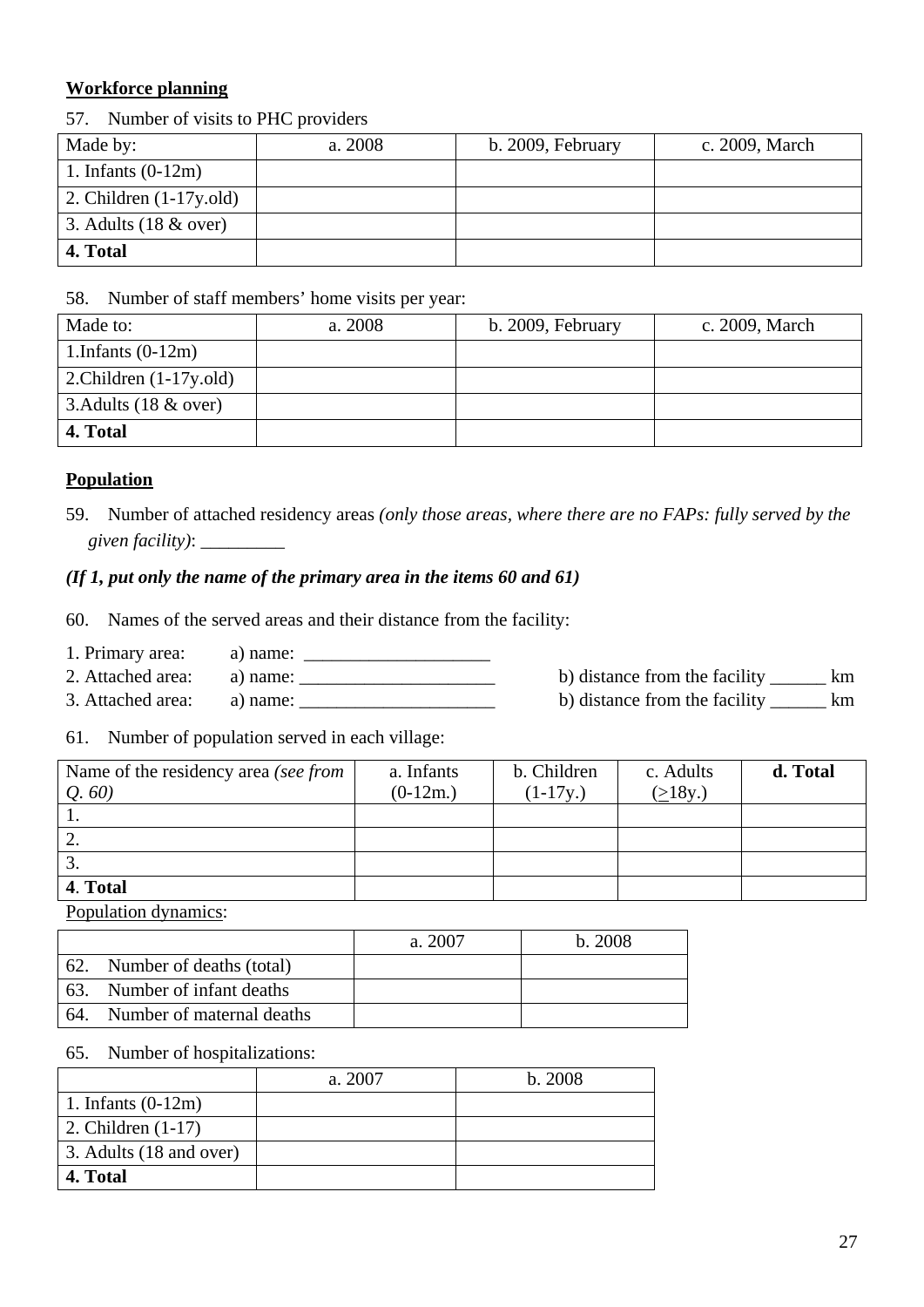**Workforce planning**

57. Number of visits to PHC providers

| Made by: | a. 2008 | b. 2009, February | c. 2009, March |
|---|---|---|---|
| 1. Infants (0-12m) | | | |
| 2. Children (1-17y.old) | | | |
| 3. Adults (18 & over) | | | |
| **4. Total** | | | |

58. Number of staff members' home visits per year:

| Made to: | a. 2008 | b. 2009, February | c. 2009, March |
|---|---|---|---|
| 1.Infants (0-12m) | | | |
| 2.Children (1-17y.old) | | | |
| 3.Adults (18 & over) | | | |
| **4. Total** | | | |

**Population**

59. Number of attached residency areas *(only those areas, where there are no FAPs: fully served by the given facility)*: _________

***(If 1, put only the name of the primary area in the items 60 and 61)***

60. Names of the served areas and their distance from the facility:

1. Primary area: a) name: ____________________
2. Attached area: a) name: _____________________ b) distance from the facility ______ km
3. Attached area: a) name: _____________________ b) distance from the facility ______ km

61. Number of population served in each village:

| Name of the residency area *(see from Q. 60)* | a. Infants (0-12m.) | b. Children (1-17y.) | c. Adults (≥18y.) | **d. Total** |
|---|---|---|---|---|
| 1. | | | | |
| 2. | | | | |
| 3. | | | | |
| **4. Total** | | | | |

Population dynamics:

| | a. 2007 | b. 2008 |
|---|---|---|
| 62. Number of deaths (total) | | |
| 63. Number of infant deaths | | |
| 64. Number of maternal deaths | | |

65. Number of hospitalizations:

| | a. 2007 | b. 2008 |
|---|---|---|
| 1. Infants (0-12m) | | |
| 2. Children (1-17) | | |
| 3. Adults (18 and over) | | |
| **4. Total** | | |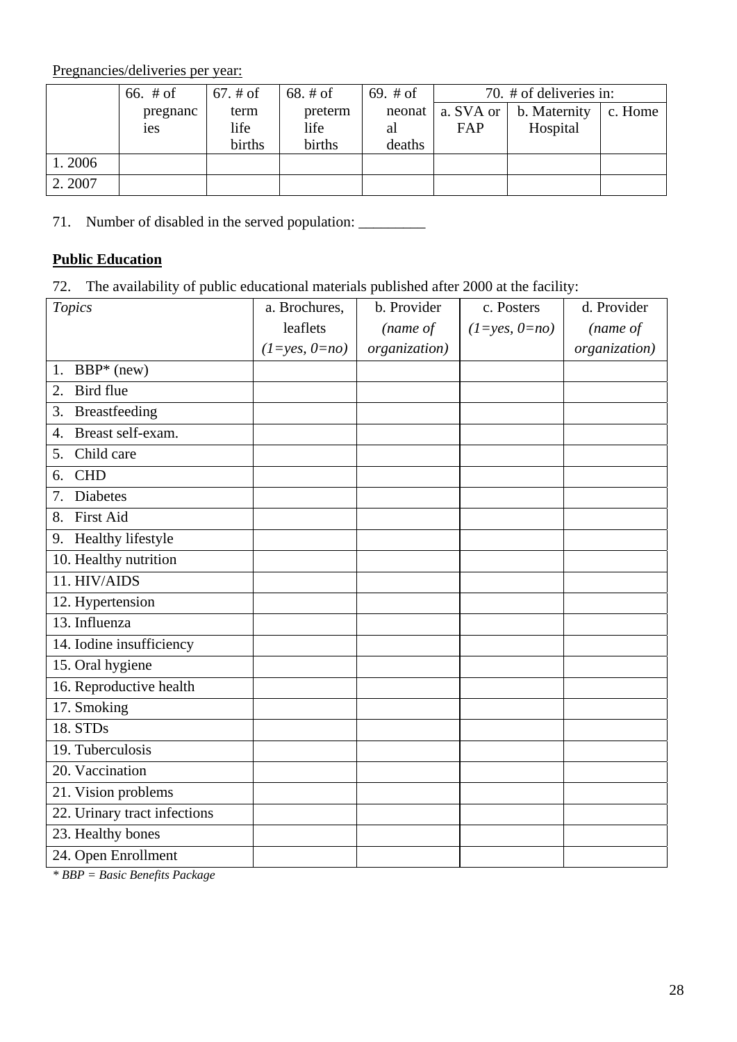Pregnancies/deliveries per year:

| | 66. # of pregnancies | 67. # of term life births | 68. # of preterm life births | 69. # of neonatal deaths | 70. # of deliveries in: | | |
|---|---|---|---|---|---|---|---|
| | | | | | a. SVA or FAP | b. Maternity Hospital | c. Home |
| 1. 2006 | | | | | | | |
| 2. 2007 | | | | | | | |

71. Number of disabled in the served population: _________

**Public Education**

72. The availability of public educational materials published after 2000 at the facility:

| *Topics* | a. Brochures, leaflets *(1=yes, 0=no)* | b. Provider *(name of organization)* | c. Posters *(1=yes, 0=no)* | d. Provider *(name of organization)* |
|---|---|---|---|---|
| 1. BBP* (new) | | | | |
| 2. Bird flue | | | | |
| 3. Breastfeeding | | | | |
| 4. Breast self-exam. | | | | |
| 5. Child care | | | | |
| 6. CHD | | | | |
| 7. Diabetes | | | | |
| 8. First Aid | | | | |
| 9. Healthy lifestyle | | | | |
| 10. Healthy nutrition | | | | |
| 11. HIV/AIDS | | | | |
| 12. Hypertension | | | | |
| 13. Influenza | | | | |
| 14. Iodine insufficiency | | | | |
| 15. Oral hygiene | | | | |
| 16. Reproductive health | | | | |
| 17. Smoking | | | | |
| 18. STDs | | | | |
| 19. Tuberculosis | | | | |
| 20. Vaccination | | | | |
| 21. Vision problems | | | | |
| 22. Urinary tract infections | | | | |
| 23. Healthy bones | | | | |
| 24. Open Enrollment | | | | |

*\* BBP = Basic Benefits Package*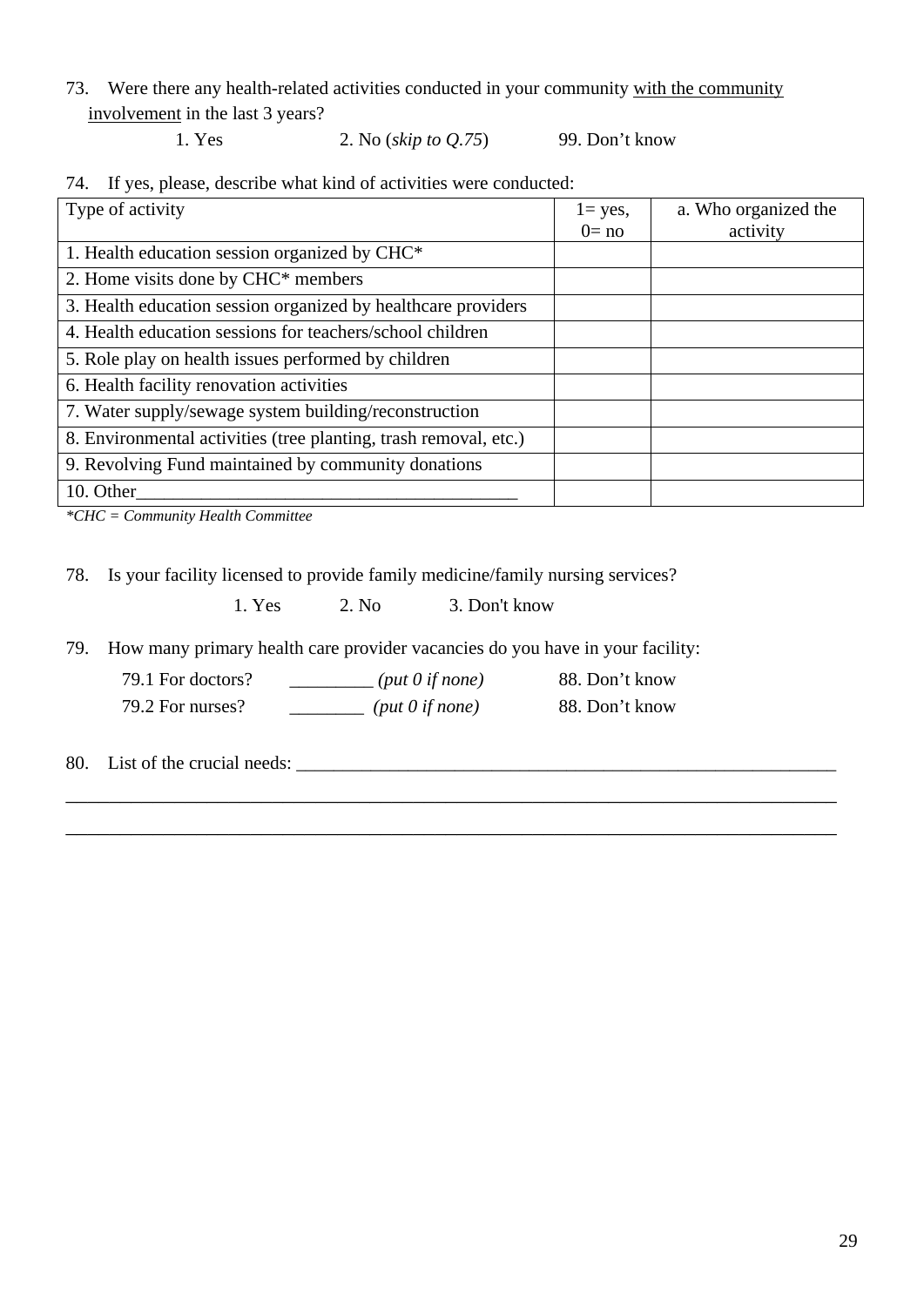73. Were there any health-related activities conducted in your community <u>with the community involvement</u> in the last 3 years?

1. Yes 2. No (*skip to Q.75*) 99. Don't know

74. If yes, please, describe what kind of activities were conducted:

| Type of activity | 1= yes, 0= no | a. Who organized the activity |
|---|---|---|
| 1. Health education session organized by CHC* | | |
| 2. Home visits done by CHC* members | | |
| 3. Health education session organized by healthcare providers | | |
| 4. Health education sessions for teachers/school children | | |
| 5. Role play on health issues performed by children | | |
| 6. Health facility renovation activities | | |
| 7. Water supply/sewage system building/reconstruction | | |
| 8. Environmental activities (tree planting, trash removal, etc.) | | |
| 9. Revolving Fund maintained by community donations | | |
| 10. Other__________________________________________ | | |

*\*CHC = Community Health Committee*

78. Is your facility licensed to provide family medicine/family nursing services?

1. Yes 2. No 3. Don't know

79. How many primary health care provider vacancies do you have in your facility:

79.1 For doctors? _________ *(put 0 if none)* 88. Don't know

79.2 For nurses? ________ *(put 0 if none)* 88. Don't know

80. List of the crucial needs: ____________________________________________________________

________________________________________________________________________________________

________________________________________________________________________________________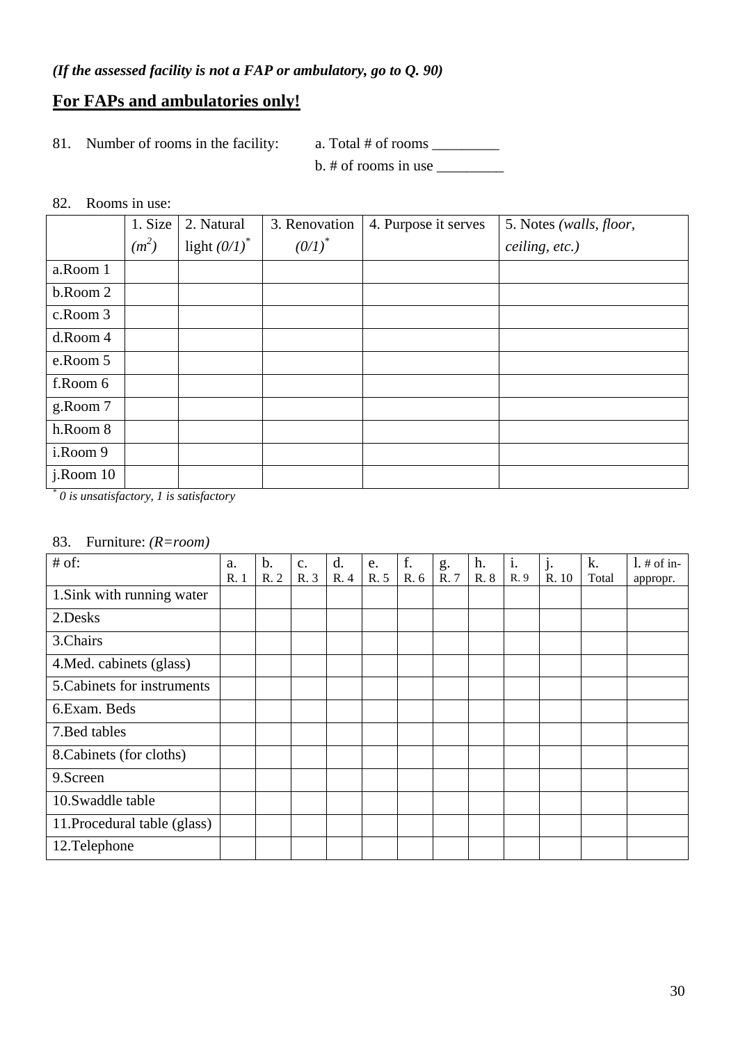*(If the assessed facility is not a FAP or ambulatory, go to Q. 90)*

## For FAPs and ambulatories only!

81. Number of rooms in the facility: a. Total # of rooms _________

b. # of rooms in use _________

82. Rooms in use:

| | 1. Size ($m^2$) | 2. Natural light *(0/1)** | 3. Renovation *(0/1)** | 4. Purpose it serves | 5. Notes *(walls, floor, ceiling, etc.)* |
|---|---|---|---|---|---|
| a.Room 1 | | | | | |
| b.Room 2 | | | | | |
| c.Room 3 | | | | | |
| d.Room 4 | | | | | |
| e.Room 5 | | | | | |
| f.Room 6 | | | | | |
| g.Room 7 | | | | | |
| h.Room 8 | | | | | |
| i.Room 9 | | | | | |
| j.Room 10 | | | | | |

** 0 is unsatisfactory, 1 is satisfactory*

83. Furniture: *(R=room)*

| # of: | a. R. 1 | b. R. 2 | c. R. 3 | d. R. 4 | e. R. 5 | f. R. 6 | g. R. 7 | h. R. 8 | i. R. 9 | j. R. 10 | k. Total | l. # of in-appropr. |
|---|---|---|---|---|---|---|---|---|---|---|---|---|
| 1.Sink with running water | | | | | | | | | | | | |
| 2.Desks | | | | | | | | | | | | |
| 3.Chairs | | | | | | | | | | | | |
| 4.Med. cabinets (glass) | | | | | | | | | | | | |
| 5.Cabinets for instruments | | | | | | | | | | | | |
| 6.Exam. Beds | | | | | | | | | | | | |
| 7.Bed tables | | | | | | | | | | | | |
| 8.Cabinets (for cloths) | | | | | | | | | | | | |
| 9.Screen | | | | | | | | | | | | |
| 10.Swaddle table | | | | | | | | | | | | |
| 11.Procedural table (glass) | | | | | | | | | | | | |
| 12.Telephone | | | | | | | | | | | | |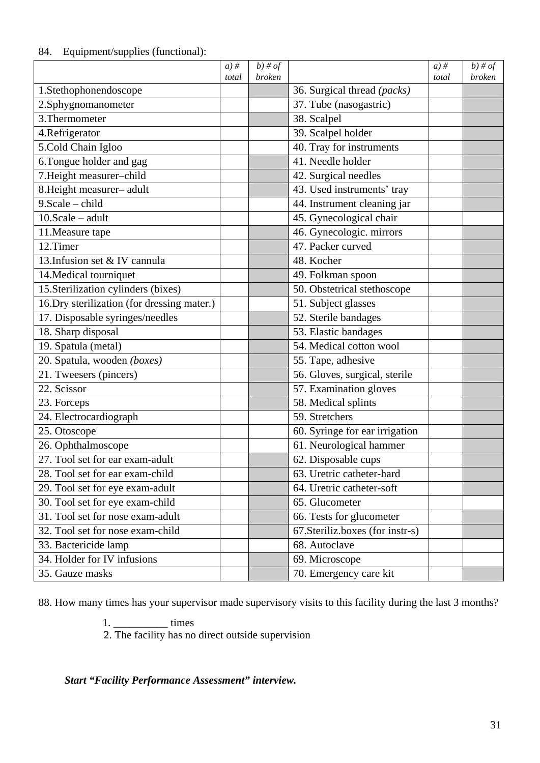84. Equipment/supplies (functional):

| | *a) # total* | *b) # of broken* | | *a) # total* | *b) # of broken* |
|---|---|---|---|---|---|
| 1.Stethophonendoscope | | | 36. Surgical thread *(packs)* | | |
| 2.Sphygnomanometer | | | 37. Tube (nasogastric) | | |
| 3.Thermometer | | | 38. Scalpel | | |
| 4.Refrigerator | | | 39. Scalpel holder | | |
| 5.Cold Chain Igloo | | | 40. Tray for instruments | | |
| 6.Tongue holder and gag | | | 41. Needle holder | | |
| 7.Height measurer–child | | | 42. Surgical needles | | |
| 8.Height measurer– adult | | | 43. Used instruments' tray | | |
| 9.Scale – child | | | 44. Instrument cleaning jar | | |
| 10.Scale – adult | | | 45. Gynecological chair | | |
| 11.Measure tape | | | 46. Gynecologic. mirrors | | |
| 12.Timer | | | 47. Packer curved | | |
| 13.Infusion set & IV cannula | | | 48. Kocher | | |
| 14.Medical tourniquet | | | 49. Folkman spoon | | |
| 15.Sterilization cylinders (bixes) | | | 50. Obstetrical stethoscope | | |
| 16.Dry sterilization (for dressing mater.) | | | 51. Subject glasses | | |
| 17. Disposable syringes/needles | | | 52. Sterile bandages | | |
| 18. Sharp disposal | | | 53. Elastic bandages | | |
| 19. Spatula (metal) | | | 54. Medical cotton wool | | |
| 20. Spatula, wooden *(boxes)* | | | 55. Tape, adhesive | | |
| 21. Tweesers (pincers) | | | 56. Gloves, surgical, sterile | | |
| 22. Scissor | | | 57. Examination gloves | | |
| 23. Forceps | | | 58. Medical splints | | |
| 24. Electrocardiograph | | | 59. Stretchers | | |
| 25. Otoscope | | | 60. Syringe for ear irrigation | | |
| 26. Ophthalmoscope | | | 61. Neurological hammer | | |
| 27. Tool set for ear exam-adult | | | 62. Disposable cups | | |
| 28. Tool set for ear exam-child | | | 63. Uretric catheter-hard | | |
| 29. Tool set for eye exam-adult | | | 64. Uretric catheter-soft | | |
| 30. Tool set for eye exam-child | | | 65. Glucometer | | |
| 31. Tool set for nose exam-adult | | | 66. Tests for glucometer | | |
| 32. Tool set for nose exam-child | | | 67.Steriliz.boxes (for instr-s) | | |
| 33. Bactericide lamp | | | 68. Autoclave | | |
| 34. Holder for IV infusions | | | 69. Microscope | | |
| 35. Gauze masks | | | 70. Emergency care kit | | |

88. How many times has your supervisor made supervisory visits to this facility during the last 3 months?

1. __________ times
2. The facility has no direct outside supervision

***Start "Facility Performance Assessment" interview.***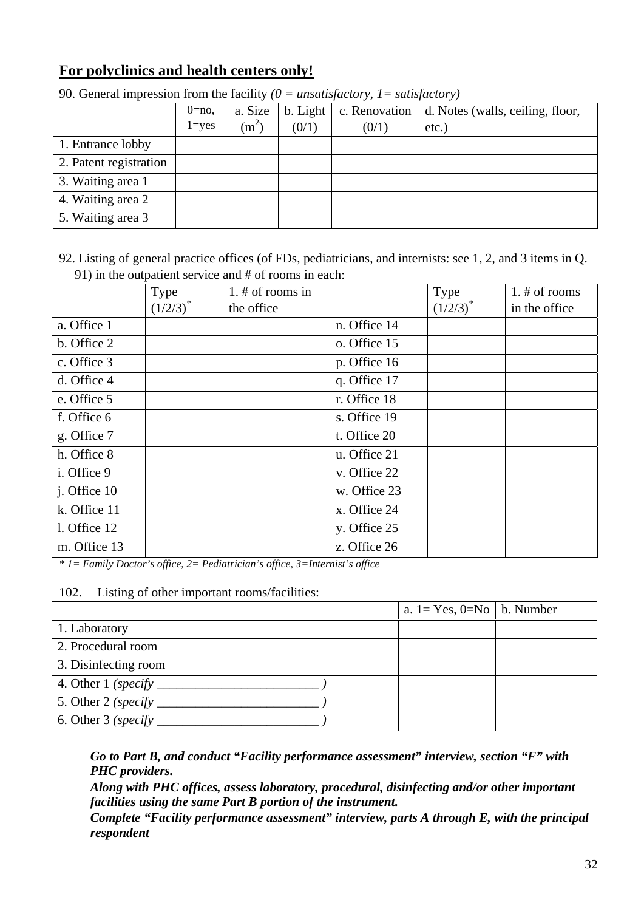## **For polyclinics and health centers only!**

90. General impression from the facility *(0 = unsatisfactory, 1= satisfactory)*

| | 0=no, 1=yes | a. Size ($m^2$) | b. Light (0/1) | c. Renovation (0/1) | d. Notes (walls, ceiling, floor, etc.) |
|---|---|---|---|---|---|
| 1. Entrance lobby | | | | | |
| 2. Patent registration | | | | | |
| 3. Waiting area 1 | | | | | |
| 4. Waiting area 2 | | | | | |
| 5. Waiting area 3 | | | | | |

92. Listing of general practice offices (of FDs, pediatricians, and internists: see 1, 2, and 3 items in Q. 91) in the outpatient service and # of rooms in each:

| | Type (1/2/3)* | 1. # of rooms in the office | | Type (1/2/3)* | 1. # of rooms in the office |
|---|---|---|---|---|---|
| a. Office 1 | | | n. Office 14 | | |
| b. Office 2 | | | o. Office 15 | | |
| c. Office 3 | | | p. Office 16 | | |
| d. Office 4 | | | q. Office 17 | | |
| e. Office 5 | | | r. Office 18 | | |
| f. Office 6 | | | s. Office 19 | | |
| g. Office 7 | | | t. Office 20 | | |
| h. Office 8 | | | u. Office 21 | | |
| i. Office 9 | | | v. Office 22 | | |
| j. Office 10 | | | w. Office 23 | | |
| k. Office 11 | | | x. Office 24 | | |
| l. Office 12 | | | y. Office 25 | | |
| m. Office 13 | | | z. Office 26 | | |

*\* 1= Family Doctor's office, 2= Pediatrician's office, 3=Internist's office*

102. Listing of other important rooms/facilities:

| | a. 1= Yes, 0=No | b. Number |
|---|---|---|
| 1. Laboratory | | |
| 2. Procedural room | | |
| 3. Disinfecting room | | |
| 4. Other 1 *(specify _________________________ )* | | |
| 5. Other 2 *(specify _________________________ )* | | |
| 6. Other 3 *(specify _________________________ )* | | |

***Go to Part B, and conduct "Facility performance assessment" interview, section "F" with PHC providers.***

***Along with PHC offices, assess laboratory, procedural, disinfecting and/or other important facilities using the same Part B portion of the instrument.***

***Complete "Facility performance assessment" interview, parts A through E, with the principal respondent***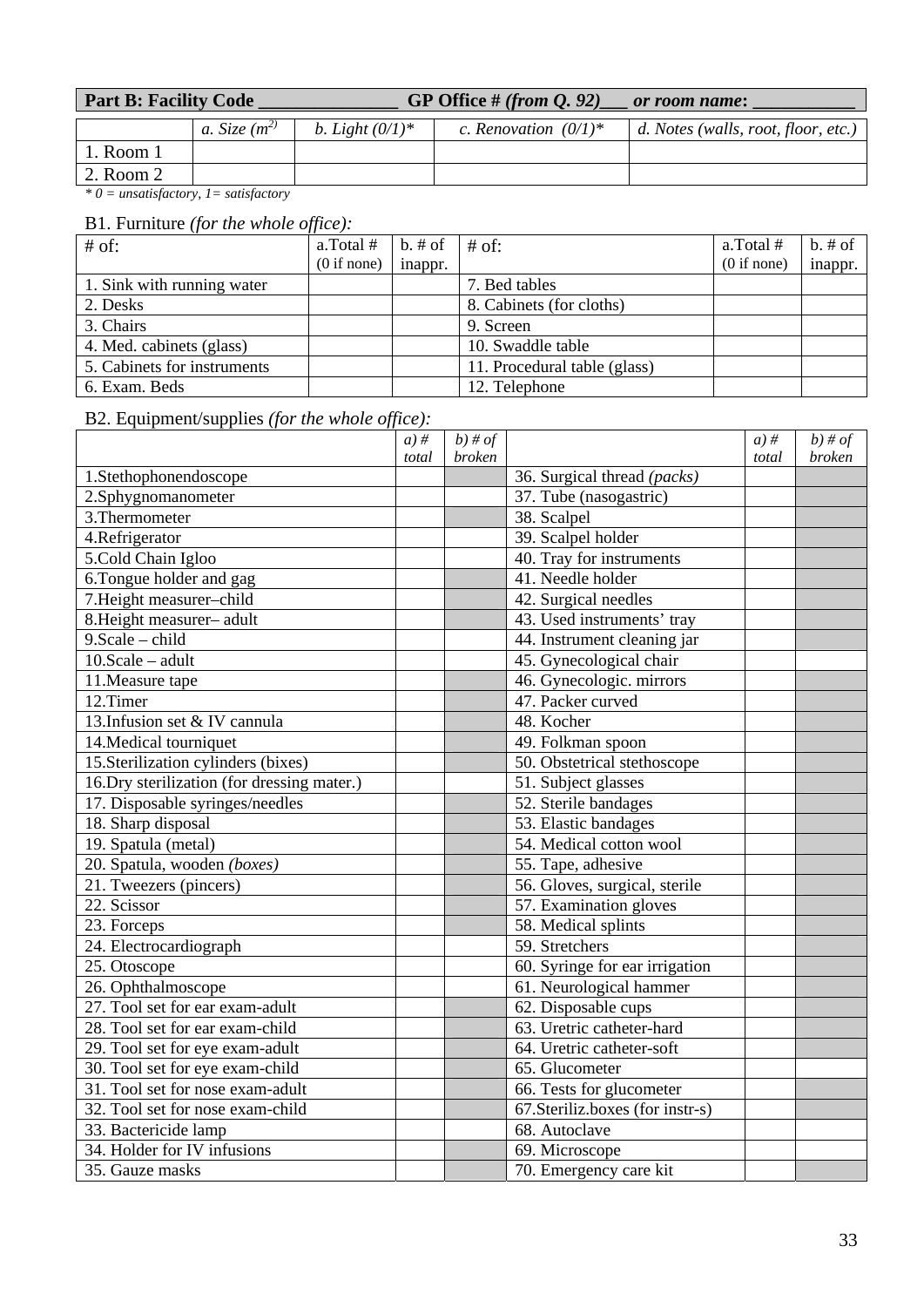| **Part B: Facility Code _______________ GP Office # *(from Q. 92)*___ *or room name*: ___________** | | | | |
|---|---|---|---|---|
| | *a. Size ($m^2$)* | *b. Light (0/1)\** | *c. Renovation (0/1)\** | *d. Notes (walls, root, floor, etc.)* |
| 1. Room 1 | | | | |
| 2. Room 2 | | | | |

*\* 0 = unsatisfactory, 1= satisfactory*

B1. Furniture *(for the whole office)*:

| # of: | a.Total # (0 if none) | b. # of inappr. | # of: | a.Total # (0 if none) | b. # of inappr. |
|---|---|---|---|---|---|
| 1. Sink with running water | | | 7. Bed tables | | |
| 2. Desks | | | 8. Cabinets (for cloths) | | |
| 3. Chairs | | | 9. Screen | | |
| 4. Med. cabinets (glass) | | | 10. Swaddle table | | |
| 5. Cabinets for instruments | | | 11. Procedural table (glass) | | |
| 6. Exam. Beds | | | 12. Telephone | | |

B2. Equipment/supplies *(for the whole office)*:

| | *a) # total* | *b) # of broken* | | *a) # total* | *b) # of broken* |
|---|---|---|---|---|---|
| 1.Stethophonendoscope | | | 36. Surgical thread *(packs)* | | |
| 2.Sphygnomanometer | | | 37. Tube (nasogastric) | | |
| 3.Thermometer | | | 38. Scalpel | | |
| 4.Refrigerator | | | 39. Scalpel holder | | |
| 5.Cold Chain Igloo | | | 40. Tray for instruments | | |
| 6.Tongue holder and gag | | | 41. Needle holder | | |
| 7.Height measurer–child | | | 42. Surgical needles | | |
| 8.Height measurer– adult | | | 43. Used instruments' tray | | |
| 9.Scale – child | | | 44. Instrument cleaning jar | | |
| 10.Scale – adult | | | 45. Gynecological chair | | |
| 11.Measure tape | | | 46. Gynecologic. mirrors | | |
| 12.Timer | | | 47. Packer curved | | |
| 13.Infusion set & IV cannula | | | 48. Kocher | | |
| 14.Medical tourniquet | | | 49. Folkman spoon | | |
| 15.Sterilization cylinders (bixes) | | | 50. Obstetrical stethoscope | | |
| 16.Dry sterilization (for dressing mater.) | | | 51. Subject glasses | | |
| 17. Disposable syringes/needles | | | 52. Sterile bandages | | |
| 18. Sharp disposal | | | 53. Elastic bandages | | |
| 19. Spatula (metal) | | | 54. Medical cotton wool | | |
| 20. Spatula, wooden *(boxes)* | | | 55. Tape, adhesive | | |
| 21. Tweezers (pincers) | | | 56. Gloves, surgical, sterile | | |
| 22. Scissor | | | 57. Examination gloves | | |
| 23. Forceps | | | 58. Medical splints | | |
| 24. Electrocardiograph | | | 59. Stretchers | | |
| 25. Otoscope | | | 60. Syringe for ear irrigation | | |
| 26. Ophthalmoscope | | | 61. Neurological hammer | | |
| 27. Tool set for ear exam-adult | | | 62. Disposable cups | | |
| 28. Tool set for ear exam-child | | | 63. Uretric catheter-hard | | |
| 29. Tool set for eye exam-adult | | | 64. Uretric catheter-soft | | |
| 30. Tool set for eye exam-child | | | 65. Glucometer | | |
| 31. Tool set for nose exam-adult | | | 66. Tests for glucometer | | |
| 32. Tool set for nose exam-child | | | 67.Steriliz.boxes (for instr-s) | | |
| 33. Bactericide lamp | | | 68. Autoclave | | |
| 34. Holder for IV infusions | | | 69. Microscope | | |
| 35. Gauze masks | | | 70. Emergency care kit | | |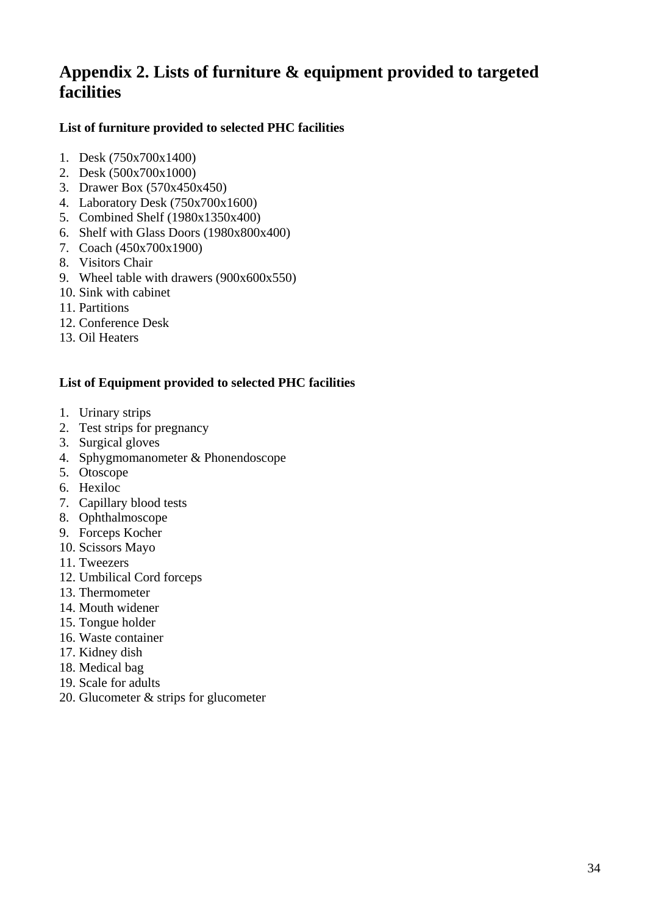# Appendix 2. Lists of furniture & equipment provided to targeted facilities

**List of furniture provided to selected PHC facilities**

1. Desk (750x700x1400)
2. Desk (500x700x1000)
3. Drawer Box (570x450x450)
4. Laboratory Desk (750x700x1600)
5. Combined Shelf (1980x1350x400)
6. Shelf with Glass Doors (1980x800x400)
7. Coach (450x700x1900)
8. Visitors Chair
9. Wheel table with drawers (900x600x550)
10. Sink with cabinet
11. Partitions
12. Conference Desk
13. Oil Heaters

**List of Equipment provided to selected PHC facilities**

1. Urinary strips
2. Test strips for pregnancy
3. Surgical gloves
4. Sphygmomanometer & Phonendoscope
5. Otoscope
6. Hexiloc
7. Capillary blood tests
8. Ophthalmoscope
9. Forceps Kocher
10. Scissors Mayo
11. Tweezers
12. Umbilical Cord forceps
13. Thermometer
14. Mouth widener
15. Tongue holder
16. Waste container
17. Kidney dish
18. Medical bag
19. Scale for adults
20. Glucometer & strips for glucometer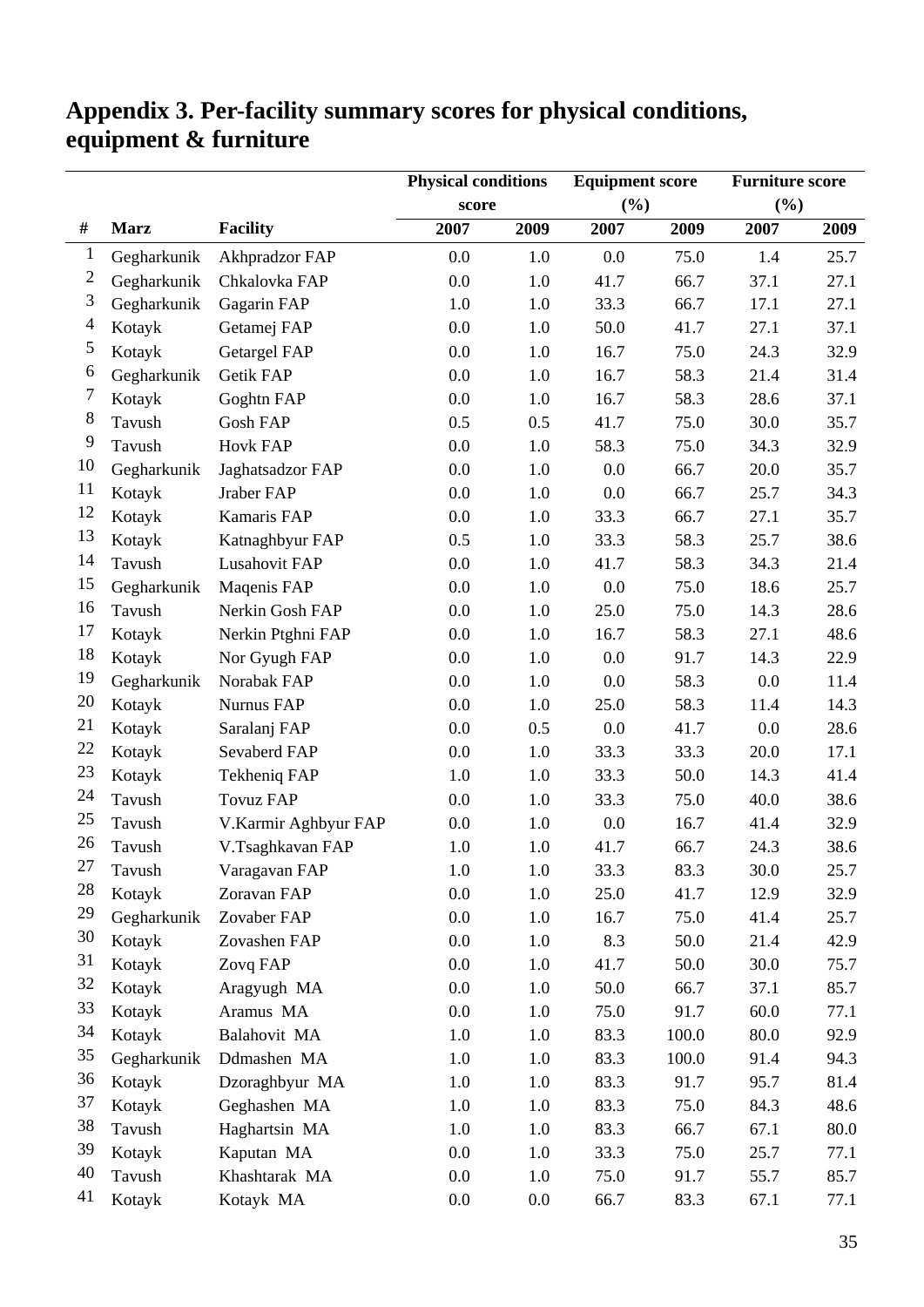# Appendix 3. Per-facility summary scores for physical conditions, equipment & furniture

| # | Marz | Facility | Physical conditions score | | Equipment score (%) | | Furniture score (%) | |
|---|---|---|---|---|---|---|---|---|
| | | | 2007 | 2009 | 2007 | 2009 | 2007 | 2009 |
| 1 | Gegharkunik | Akhpradzor FAP | 0.0 | 1.0 | 0.0 | 75.0 | 1.4 | 25.7 |
| 2 | Gegharkunik | Chkalovka FAP | 0.0 | 1.0 | 41.7 | 66.7 | 37.1 | 27.1 |
| 3 | Gegharkunik | Gagarin FAP | 1.0 | 1.0 | 33.3 | 66.7 | 17.1 | 27.1 |
| 4 | Kotayk | Getamej FAP | 0.0 | 1.0 | 50.0 | 41.7 | 27.1 | 37.1 |
| 5 | Kotayk | Getargel FAP | 0.0 | 1.0 | 16.7 | 75.0 | 24.3 | 32.9 |
| 6 | Gegharkunik | Getik FAP | 0.0 | 1.0 | 16.7 | 58.3 | 21.4 | 31.4 |
| 7 | Kotayk | Goghtn FAP | 0.0 | 1.0 | 16.7 | 58.3 | 28.6 | 37.1 |
| 8 | Tavush | Gosh FAP | 0.5 | 0.5 | 41.7 | 75.0 | 30.0 | 35.7 |
| 9 | Tavush | Hovk FAP | 0.0 | 1.0 | 58.3 | 75.0 | 34.3 | 32.9 |
| 10 | Gegharkunik | Jaghatsadzor FAP | 0.0 | 1.0 | 0.0 | 66.7 | 20.0 | 35.7 |
| 11 | Kotayk | Jraber FAP | 0.0 | 1.0 | 0.0 | 66.7 | 25.7 | 34.3 |
| 12 | Kotayk | Kamaris FAP | 0.0 | 1.0 | 33.3 | 66.7 | 27.1 | 35.7 |
| 13 | Kotayk | Katnaghbyur FAP | 0.5 | 1.0 | 33.3 | 58.3 | 25.7 | 38.6 |
| 14 | Tavush | Lusahovit FAP | 0.0 | 1.0 | 41.7 | 58.3 | 34.3 | 21.4 |
| 15 | Gegharkunik | Maqenis FAP | 0.0 | 1.0 | 0.0 | 75.0 | 18.6 | 25.7 |
| 16 | Tavush | Nerkin Gosh FAP | 0.0 | 1.0 | 25.0 | 75.0 | 14.3 | 28.6 |
| 17 | Kotayk | Nerkin Ptghni FAP | 0.0 | 1.0 | 16.7 | 58.3 | 27.1 | 48.6 |
| 18 | Kotayk | Nor Gyugh FAP | 0.0 | 1.0 | 0.0 | 91.7 | 14.3 | 22.9 |
| 19 | Gegharkunik | Norabak FAP | 0.0 | 1.0 | 0.0 | 58.3 | 0.0 | 11.4 |
| 20 | Kotayk | Nurnus FAP | 0.0 | 1.0 | 25.0 | 58.3 | 11.4 | 14.3 |
| 21 | Kotayk | Saralanj FAP | 0.0 | 0.5 | 0.0 | 41.7 | 0.0 | 28.6 |
| 22 | Kotayk | Sevaberd FAP | 0.0 | 1.0 | 33.3 | 33.3 | 20.0 | 17.1 |
| 23 | Kotayk | Tekheniq FAP | 1.0 | 1.0 | 33.3 | 50.0 | 14.3 | 41.4 |
| 24 | Tavush | Tovuz FAP | 0.0 | 1.0 | 33.3 | 75.0 | 40.0 | 38.6 |
| 25 | Tavush | V.Karmir Aghbyur FAP | 0.0 | 1.0 | 0.0 | 16.7 | 41.4 | 32.9 |
| 26 | Tavush | V.Tsaghkavan FAP | 1.0 | 1.0 | 41.7 | 66.7 | 24.3 | 38.6 |
| 27 | Tavush | Varagavan FAP | 1.0 | 1.0 | 33.3 | 83.3 | 30.0 | 25.7 |
| 28 | Kotayk | Zoravan FAP | 0.0 | 1.0 | 25.0 | 41.7 | 12.9 | 32.9 |
| 29 | Gegharkunik | Zovaber FAP | 0.0 | 1.0 | 16.7 | 75.0 | 41.4 | 25.7 |
| 30 | Kotayk | Zovashen FAP | 0.0 | 1.0 | 8.3 | 50.0 | 21.4 | 42.9 |
| 31 | Kotayk | Zovq FAP | 0.0 | 1.0 | 41.7 | 50.0 | 30.0 | 75.7 |
| 32 | Kotayk | Aragyugh MA | 0.0 | 1.0 | 50.0 | 66.7 | 37.1 | 85.7 |
| 33 | Kotayk | Aramus MA | 0.0 | 1.0 | 75.0 | 91.7 | 60.0 | 77.1 |
| 34 | Kotayk | Balahovit MA | 1.0 | 1.0 | 83.3 | 100.0 | 80.0 | 92.9 |
| 35 | Gegharkunik | Ddmashen MA | 1.0 | 1.0 | 83.3 | 100.0 | 91.4 | 94.3 |
| 36 | Kotayk | Dzoraghbyur MA | 1.0 | 1.0 | 83.3 | 91.7 | 95.7 | 81.4 |
| 37 | Kotayk | Geghashen MA | 1.0 | 1.0 | 83.3 | 75.0 | 84.3 | 48.6 |
| 38 | Tavush | Haghartsin MA | 1.0 | 1.0 | 83.3 | 66.7 | 67.1 | 80.0 |
| 39 | Kotayk | Kaputan MA | 0.0 | 1.0 | 33.3 | 75.0 | 25.7 | 77.1 |
| 40 | Tavush | Khashtarak MA | 0.0 | 1.0 | 75.0 | 91.7 | 55.7 | 85.7 |
| 41 | Kotayk | Kotayk MA | 0.0 | 0.0 | 66.7 | 83.3 | 67.1 | 77.1 |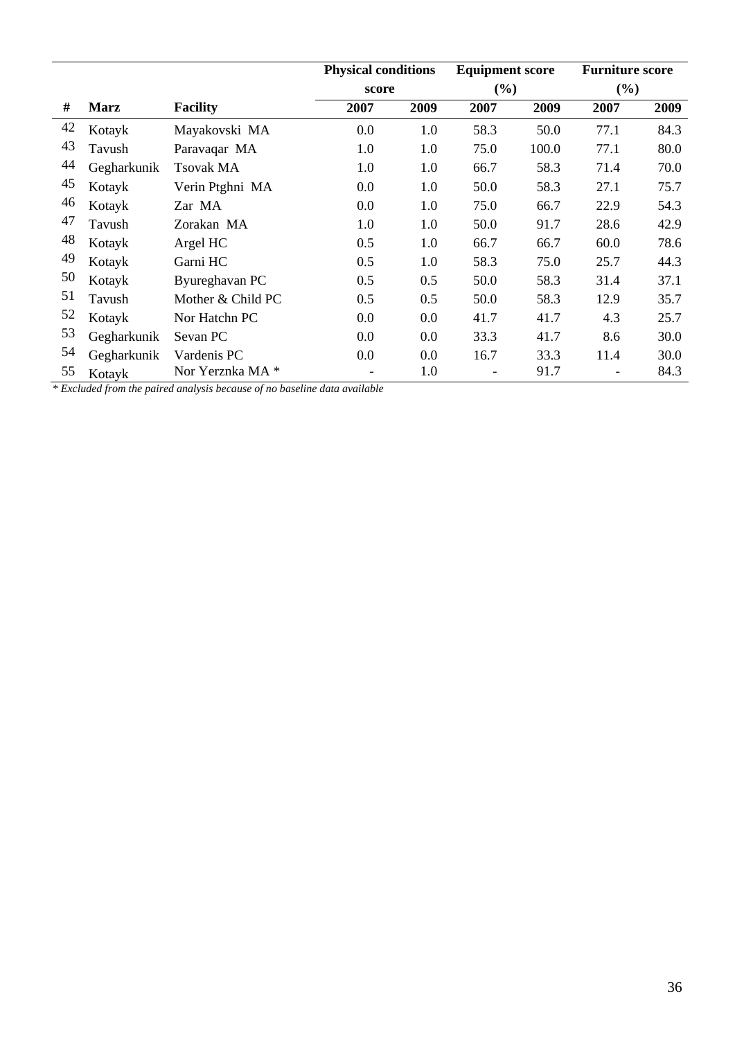| # | Marz | Facility | Physical conditions score | | Equipment score (%) | | Furniture score (%) | |
|---|---|---|---|---|---|---|---|---|
| | | | 2007 | 2009 | 2007 | 2009 | 2007 | 2009 |
| 42 | Kotayk | Mayakovski MA | 0.0 | 1.0 | 58.3 | 50.0 | 77.1 | 84.3 |
| 43 | Tavush | Paravaqar MA | 1.0 | 1.0 | 75.0 | 100.0 | 77.1 | 80.0 |
| 44 | Gegharkunik | Tsovak MA | 1.0 | 1.0 | 66.7 | 58.3 | 71.4 | 70.0 |
| 45 | Kotayk | Verin Ptghni MA | 0.0 | 1.0 | 50.0 | 58.3 | 27.1 | 75.7 |
| 46 | Kotayk | Zar MA | 0.0 | 1.0 | 75.0 | 66.7 | 22.9 | 54.3 |
| 47 | Tavush | Zorakan MA | 1.0 | 1.0 | 50.0 | 91.7 | 28.6 | 42.9 |
| 48 | Kotayk | Argel HC | 0.5 | 1.0 | 66.7 | 66.7 | 60.0 | 78.6 |
| 49 | Kotayk | Garni HC | 0.5 | 1.0 | 58.3 | 75.0 | 25.7 | 44.3 |
| 50 | Kotayk | Byureghavan PC | 0.5 | 0.5 | 50.0 | 58.3 | 31.4 | 37.1 |
| 51 | Tavush | Mother & Child PC | 0.5 | 0.5 | 50.0 | 58.3 | 12.9 | 35.7 |
| 52 | Kotayk | Nor Hatchn PC | 0.0 | 0.0 | 41.7 | 41.7 | 4.3 | 25.7 |
| 53 | Gegharkunik | Sevan PC | 0.0 | 0.0 | 33.3 | 41.7 | 8.6 | 30.0 |
| 54 | Gegharkunik | Vardenis PC | 0.0 | 0.0 | 16.7 | 33.3 | 11.4 | 30.0 |
| 55 | Kotayk | Nor Yerznka MA * | - | 1.0 | - | 91.7 | - | 84.3 |

*\* Excluded from the paired analysis because of no baseline data available*